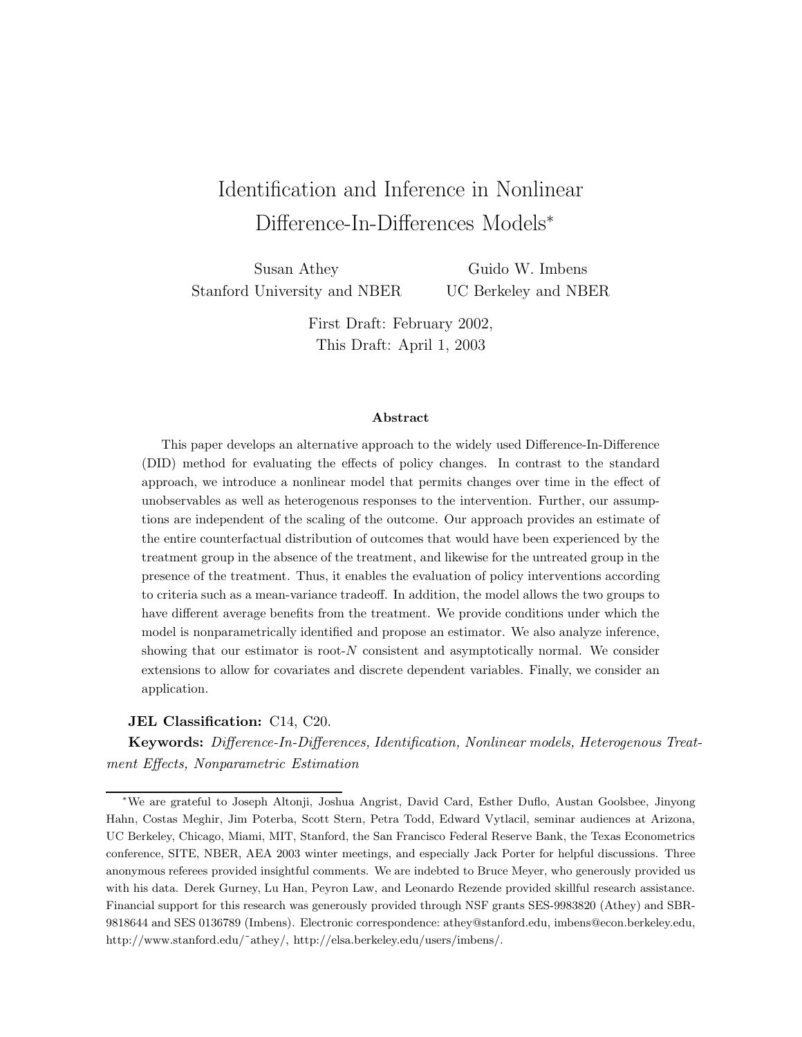# Identification and Inference in Nonlinear Difference-In-Differences Models*

Susan Athey
Stanford University and NBER

Guido W. Imbens
UC Berkeley and NBER

First Draft: February 2002,
This Draft: April 1, 2003

### Abstract

This paper develops an alternative approach to the widely used Difference-In-Difference (DID) method for evaluating the effects of policy changes. In contrast to the standard approach, we introduce a nonlinear model that permits changes over time in the effect of unobservables as well as heterogenous responses to the intervention. Further, our assumptions are independent of the scaling of the outcome. Our approach provides an estimate of the entire counterfactual distribution of outcomes that would have been experienced by the treatment group in the absence of the treatment, and likewise for the untreated group in the presence of the treatment. Thus, it enables the evaluation of policy interventions according to criteria such as a mean-variance tradeoff. In addition, the model allows the two groups to have different average benefits from the treatment. We provide conditions under which the model is nonparametrically identified and propose an estimator. We also analyze inference, showing that our estimator is root-$N$ consistent and asymptotically normal. We consider extensions to allow for covariates and discrete dependent variables. Finally, we consider an application.

**JEL Classification:** C14, C20.

**Keywords:** *Difference-In-Differences, Identification, Nonlinear models, Heterogenous Treatment Effects, Nonparametric Estimation*

---

*We are grateful to Joseph Altonji, Joshua Angrist, David Card, Esther Duflo, Austan Goolsbee, Jinyong Hahn, Costas Meghir, Jim Poterba, Scott Stern, Petra Todd, Edward Vytlacil, seminar audiences at Arizona, UC Berkeley, Chicago, Miami, MIT, Stanford, the San Francisco Federal Reserve Bank, the Texas Econometrics conference, SITE, NBER, AEA 2003 winter meetings, and especially Jack Porter for helpful discussions. Three anonymous referees provided insightful comments. We are indebted to Bruce Meyer, who generously provided us with his data. Derek Gurney, Lu Han, Peyron Law, and Leonardo Rezende provided skillful research assistance. Financial support for this research was generously provided through NSF grants SES-9983820 (Athey) and SBR-9818644 and SES 0136789 (Imbens). Electronic correspondence: athey@stanford.edu, imbens@econ.berkeley.edu, http://www.stanford.edu/˜athey/, http://elsa.berkeley.edu/users/imbens/.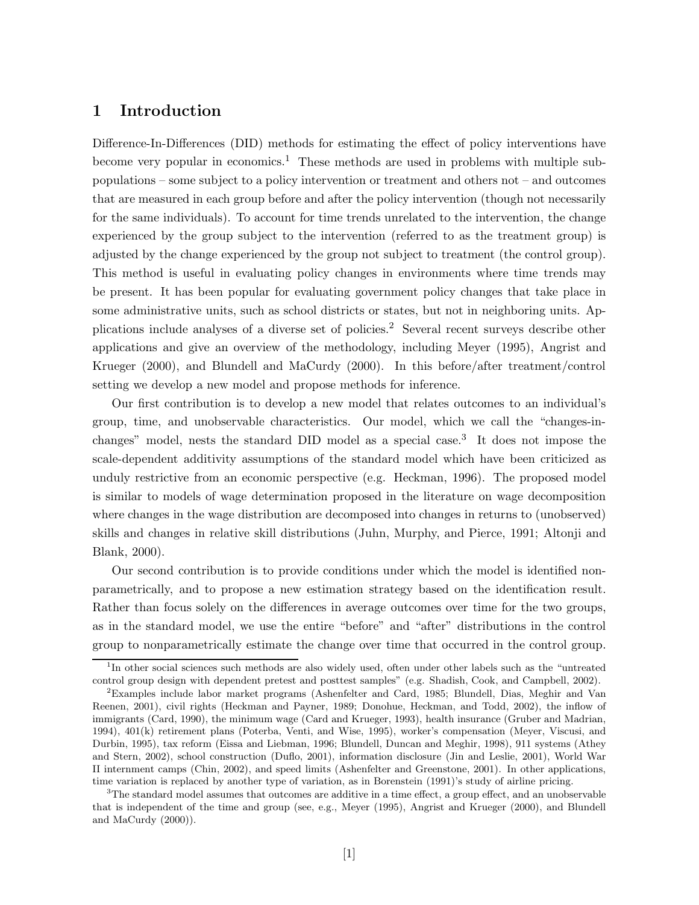## 1 Introduction

Difference-In-Differences (DID) methods for estimating the effect of policy interventions have become very popular in economics.[1] These methods are used in problems with multiple subpopulations – some subject to a policy intervention or treatment and others not – and outcomes that are measured in each group before and after the policy intervention (though not necessarily for the same individuals). To account for time trends unrelated to the intervention, the change experienced by the group subject to the intervention (referred to as the treatment group) is adjusted by the change experienced by the group not subject to treatment (the control group). This method is useful in evaluating policy changes in environments where time trends may be present. It has been popular for evaluating government policy changes that take place in some administrative units, such as school districts or states, but not in neighboring units. Applications include analyses of a diverse set of policies.[2] Several recent surveys describe other applications and give an overview of the methodology, including Meyer (1995), Angrist and Krueger (2000), and Blundell and MaCurdy (2000). In this before/after treatment/control setting we develop a new model and propose methods for inference.

Our first contribution is to develop a new model that relates outcomes to an individual's group, time, and unobservable characteristics. Our model, which we call the "changes-in-changes" model, nests the standard DID model as a special case.[3] It does not impose the scale-dependent additivity assumptions of the standard model which have been criticized as unduly restrictive from an economic perspective (e.g. Heckman, 1996). The proposed model is similar to models of wage determination proposed in the literature on wage decomposition where changes in the wage distribution are decomposed into changes in returns to (unobserved) skills and changes in relative skill distributions (Juhn, Murphy, and Pierce, 1991; Altonji and Blank, 2000).

Our second contribution is to provide conditions under which the model is identified nonparametrically, and to propose a new estimation strategy based on the identification result. Rather than focus solely on the differences in average outcomes over time for the two groups, as in the standard model, we use the entire "before" and "after" distributions in the control group to nonparametrically estimate the change over time that occurred in the control group.

[1] In other social sciences such methods are also widely used, often under other labels such as the "untreated control group design with dependent pretest and posttest samples" (e.g. Shadish, Cook, and Campbell, 2002).

[2] Examples include labor market programs (Ashenfelter and Card, 1985; Blundell, Dias, Meghir and Van Reenen, 2001), civil rights (Heckman and Payner, 1989; Donohue, Heckman, and Todd, 2002), the inflow of immigrants (Card, 1990), the minimum wage (Card and Krueger, 1993), health insurance (Gruber and Madrian, 1994), 401(k) retirement plans (Poterba, Venti, and Wise, 1995), worker's compensation (Meyer, Viscusi, and Durbin, 1995), tax reform (Eissa and Liebman, 1996; Blundell, Duncan and Meghir, 1998), 911 systems (Athey and Stern, 2002), school construction (Duflo, 2001), information disclosure (Jin and Leslie, 2001), World War II internment camps (Chin, 2002), and speed limits (Ashenfelter and Greenstone, 2001). In other applications, time variation is replaced by another type of variation, as in Borenstein (1991)'s study of airline pricing.

[3] The standard model assumes that outcomes are additive in a time effect, a group effect, and an unobservable that is independent of the time and group (see, e.g., Meyer (1995), Angrist and Krueger (2000), and Blundell and MaCurdy (2000)).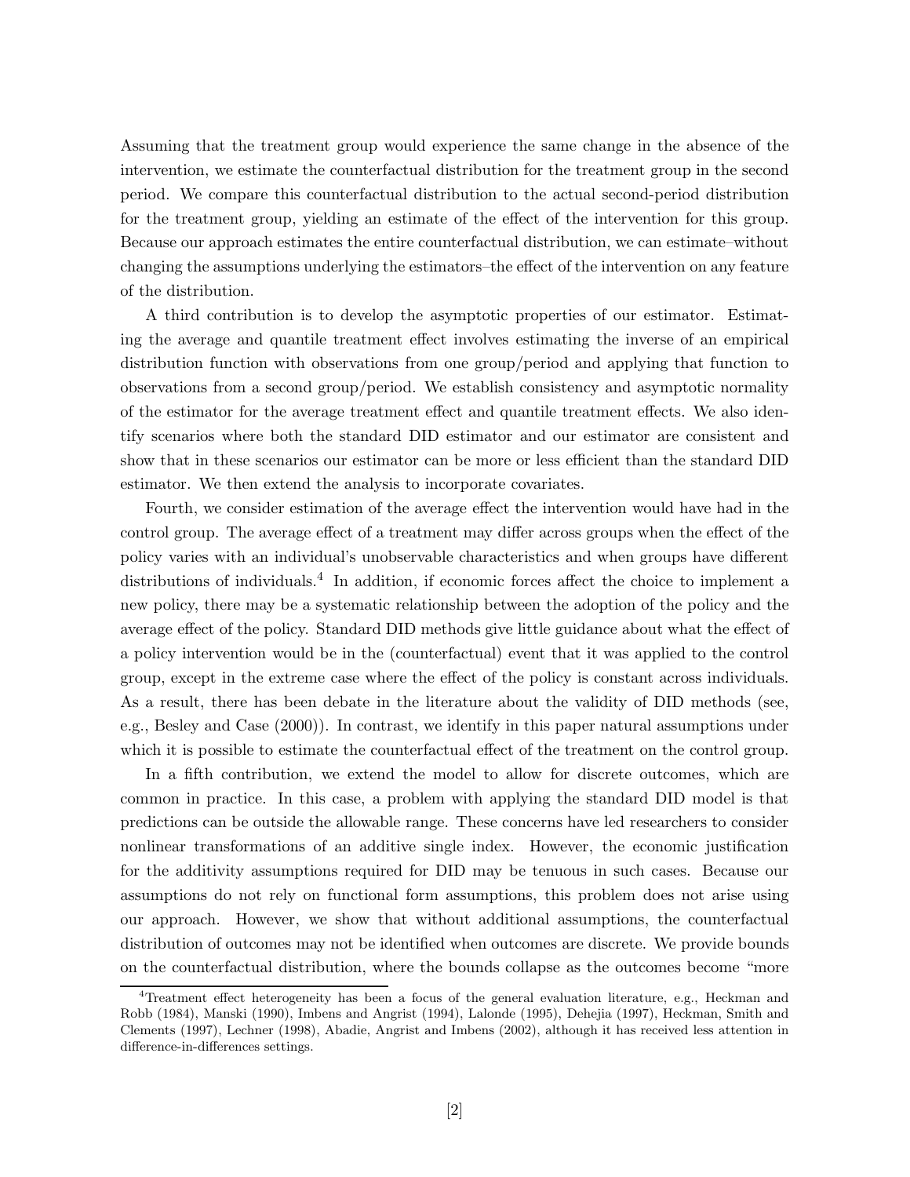Assuming that the treatment group would experience the same change in the absence of the intervention, we estimate the counterfactual distribution for the treatment group in the second period. We compare this counterfactual distribution to the actual second-period distribution for the treatment group, yielding an estimate of the effect of the intervention for this group. Because our approach estimates the entire counterfactual distribution, we can estimate–without changing the assumptions underlying the estimators–the effect of the intervention on any feature of the distribution.

A third contribution is to develop the asymptotic properties of our estimator. Estimating the average and quantile treatment effect involves estimating the inverse of an empirical distribution function with observations from one group/period and applying that function to observations from a second group/period. We establish consistency and asymptotic normality of the estimator for the average treatment effect and quantile treatment effects. We also identify scenarios where both the standard DID estimator and our estimator are consistent and show that in these scenarios our estimator can be more or less efficient than the standard DID estimator. We then extend the analysis to incorporate covariates.

Fourth, we consider estimation of the average effect the intervention would have had in the control group. The average effect of a treatment may differ across groups when the effect of the policy varies with an individual's unobservable characteristics and when groups have different distributions of individuals.[4] In addition, if economic forces affect the choice to implement a new policy, there may be a systematic relationship between the adoption of the policy and the average effect of the policy. Standard DID methods give little guidance about what the effect of a policy intervention would be in the (counterfactual) event that it was applied to the control group, except in the extreme case where the effect of the policy is constant across individuals. As a result, there has been debate in the literature about the validity of DID methods (see, e.g., Besley and Case (2000)). In contrast, we identify in this paper natural assumptions under which it is possible to estimate the counterfactual effect of the treatment on the control group.

In a fifth contribution, we extend the model to allow for discrete outcomes, which are common in practice. In this case, a problem with applying the standard DID model is that predictions can be outside the allowable range. These concerns have led researchers to consider nonlinear transformations of an additive single index. However, the economic justification for the additivity assumptions required for DID may be tenuous in such cases. Because our assumptions do not rely on functional form assumptions, this problem does not arise using our approach. However, we show that without additional assumptions, the counterfactual distribution of outcomes may not be identified when outcomes are discrete. We provide bounds on the counterfactual distribution, where the bounds collapse as the outcomes become "more

[4] Treatment effect heterogeneity has been a focus of the general evaluation literature, e.g., Heckman and Robb (1984), Manski (1990), Imbens and Angrist (1994), Lalonde (1995), Dehejia (1997), Heckman, Smith and Clements (1997), Lechner (1998), Abadie, Angrist and Imbens (2002), although it has received less attention in difference-in-differences settings.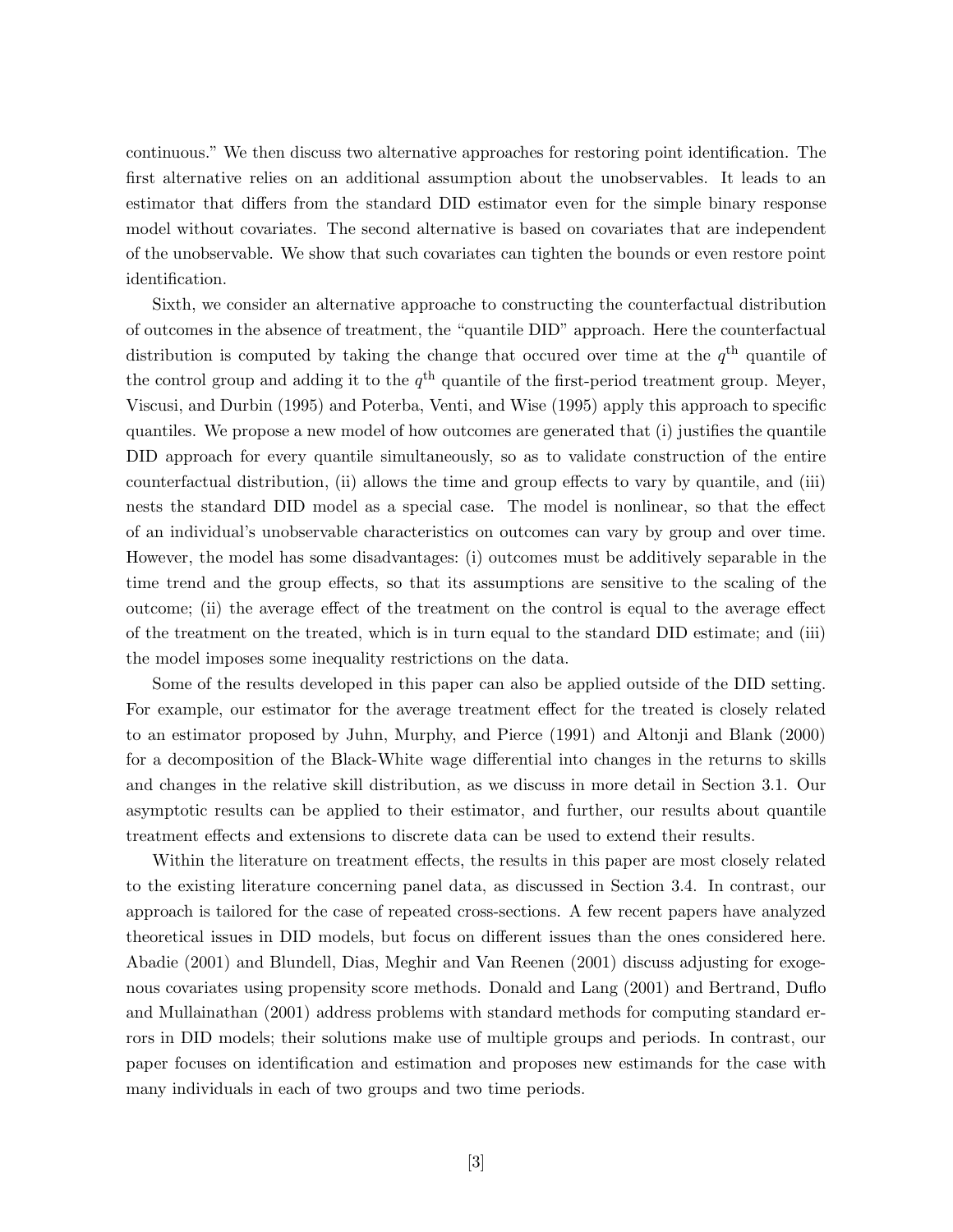continuous." We then discuss two alternative approaches for restoring point identification. The first alternative relies on an additional assumption about the unobservables. It leads to an estimator that differs from the standard DID estimator even for the simple binary response model without covariates. The second alternative is based on covariates that are independent of the unobservable. We show that such covariates can tighten the bounds or even restore point identification.

Sixth, we consider an alternative approache to constructing the counterfactual distribution of outcomes in the absence of treatment, the "quantile DID" approach. Here the counterfactual distribution is computed by taking the change that occured over time at the $q^{\text{th}}$ quantile of the control group and adding it to the $q^{\text{th}}$ quantile of the first-period treatment group. Meyer, Viscusi, and Durbin (1995) and Poterba, Venti, and Wise (1995) apply this approach to specific quantiles. We propose a new model of how outcomes are generated that (i) justifies the quantile DID approach for every quantile simultaneously, so as to validate construction of the entire counterfactual distribution, (ii) allows the time and group effects to vary by quantile, and (iii) nests the standard DID model as a special case. The model is nonlinear, so that the effect of an individual's unobservable characteristics on outcomes can vary by group and over time. However, the model has some disadvantages: (i) outcomes must be additively separable in the time trend and the group effects, so that its assumptions are sensitive to the scaling of the outcome; (ii) the average effect of the treatment on the control is equal to the average effect of the treatment on the treated, which is in turn equal to the standard DID estimate; and (iii) the model imposes some inequality restrictions on the data.

Some of the results developed in this paper can also be applied outside of the DID setting. For example, our estimator for the average treatment effect for the treated is closely related to an estimator proposed by Juhn, Murphy, and Pierce (1991) and Altonji and Blank (2000) for a decomposition of the Black-White wage differential into changes in the returns to skills and changes in the relative skill distribution, as we discuss in more detail in Section 3.1. Our asymptotic results can be applied to their estimator, and further, our results about quantile treatment effects and extensions to discrete data can be used to extend their results.

Within the literature on treatment effects, the results in this paper are most closely related to the existing literature concerning panel data, as discussed in Section 3.4. In contrast, our approach is tailored for the case of repeated cross-sections. A few recent papers have analyzed theoretical issues in DID models, but focus on different issues than the ones considered here. Abadie (2001) and Blundell, Dias, Meghir and Van Reenen (2001) discuss adjusting for exogenous covariates using propensity score methods. Donald and Lang (2001) and Bertrand, Duflo and Mullainathan (2001) address problems with standard methods for computing standard errors in DID models; their solutions make use of multiple groups and periods. In contrast, our paper focuses on identification and estimation and proposes new estimands for the case with many individuals in each of two groups and two time periods.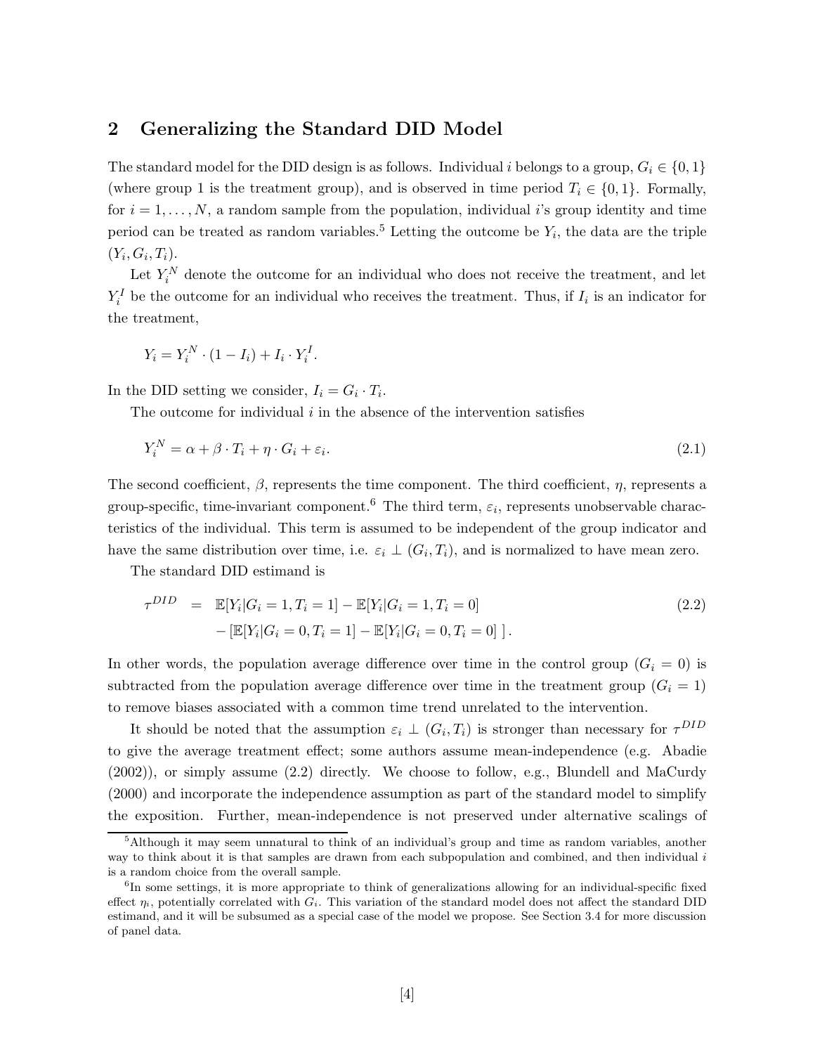## 2 Generalizing the Standard DID Model

The standard model for the DID design is as follows. Individual $i$ belongs to a group, $G_i \in \{0,1\}$ (where group 1 is the treatment group), and is observed in time period $T_i \in \{0,1\}$. Formally, for $i = 1, \ldots, N$, a random sample from the population, individual $i$'s group identity and time period can be treated as random variables.[5] Letting the outcome be $Y_i$, the data are the triple $(Y_i, G_i, T_i)$.

Let $Y_i^N$ denote the outcome for an individual who does not receive the treatment, and let $Y_i^I$ be the outcome for an individual who receives the treatment. Thus, if $I_i$ is an indicator for the treatment,

$$Y_i = Y_i^N \cdot (1 - I_i) + I_i \cdot Y_i^I.$$

In the DID setting we consider, $I_i = G_i \cdot T_i$.

The outcome for individual $i$ in the absence of the intervention satisfies

$$Y_i^N = \alpha + \beta \cdot T_i + \eta \cdot G_i + \varepsilon_i. \tag{2.1}$$

The second coefficient, $\beta$, represents the time component. The third coefficient, $\eta$, represents a group-specific, time-invariant component.[6] The third term, $\varepsilon_i$, represents unobservable characteristics of the individual. This term is assumed to be independent of the group indicator and have the same distribution over time, i.e. $\varepsilon_i \perp (G_i, T_i)$, and is normalized to have mean zero.

The standard DID estimand is

$$\begin{aligned} \tau^{DID} \;=\; & \mathbb{E}[Y_i|G_i = 1, T_i = 1] - \mathbb{E}[Y_i|G_i = 1, T_i = 0] \\ & - [\mathbb{E}[Y_i|G_i = 0, T_i = 1] - \mathbb{E}[Y_i|G_i = 0, T_i = 0]\,]. \end{aligned} \tag{2.2}$$

In other words, the population average difference over time in the control group ($G_i = 0$) is subtracted from the population average difference over time in the treatment group ($G_i = 1$) to remove biases associated with a common time trend unrelated to the intervention.

It should be noted that the assumption $\varepsilon_i \perp (G_i, T_i)$ is stronger than necessary for $\tau^{DID}$ to give the average treatment effect; some authors assume mean-independence (e.g. Abadie (2002)), or simply assume (2.2) directly. We choose to follow, e.g., Blundell and MaCurdy (2000) and incorporate the independence assumption as part of the standard model to simplify the exposition. Further, mean-independence is not preserved under alternative scalings of

[5] Although it may seem unnatural to think of an individual's group and time as random variables, another way to think about it is that samples are drawn from each subpopulation and combined, and then individual $i$ is a random choice from the overall sample.

[6] In some settings, it is more appropriate to think of generalizations allowing for an individual-specific fixed effect $\eta_i$, potentially correlated with $G_i$. This variation of the standard model does not affect the standard DID estimand, and it will be subsumed as a special case of the model we propose. See Section 3.4 for more discussion of panel data.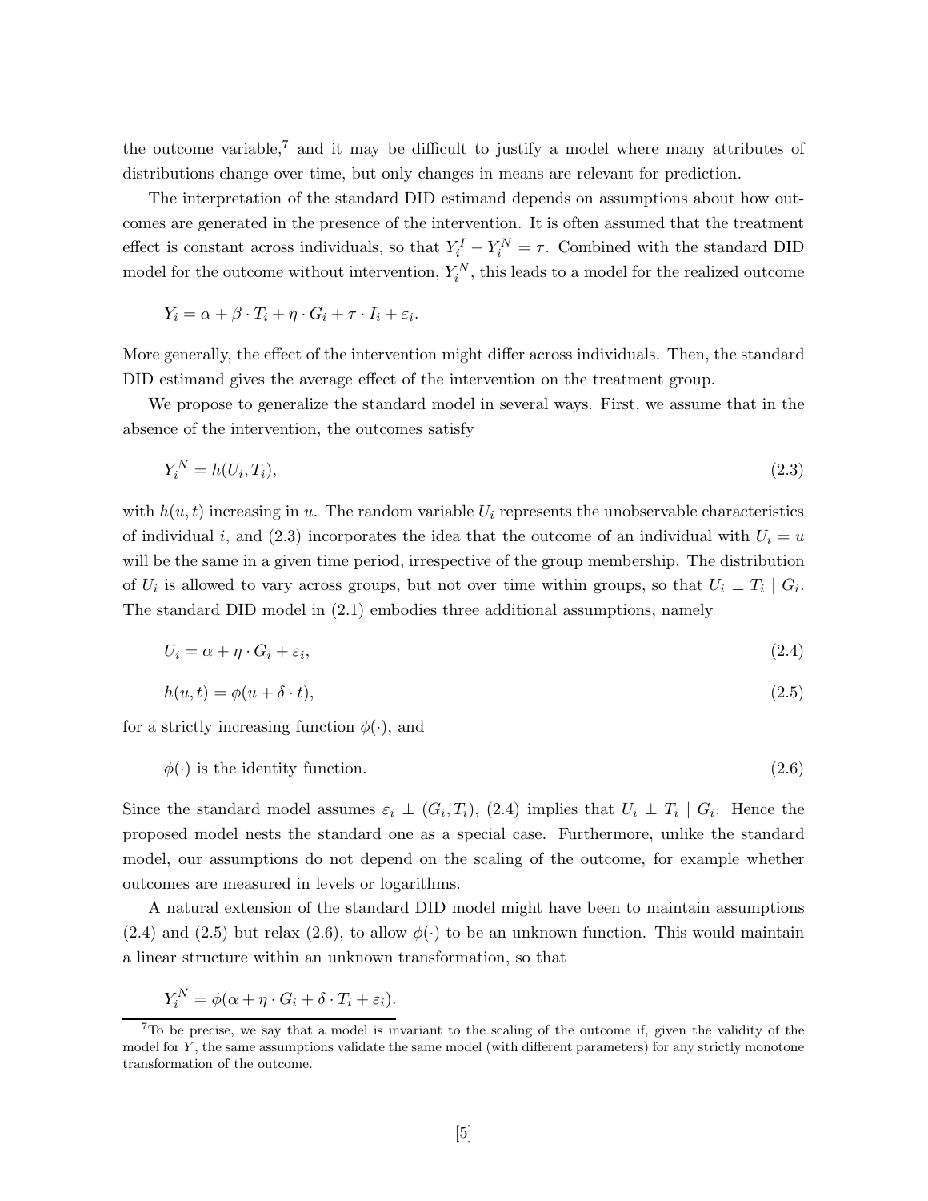the outcome variable,[7] and it may be difficult to justify a model where many attributes of distributions change over time, but only changes in means are relevant for prediction.

The interpretation of the standard DID estimand depends on assumptions about how outcomes are generated in the presence of the intervention. It is often assumed that the treatment effect is constant across individuals, so that $Y_i^I - Y_i^N = \tau$. Combined with the standard DID model for the outcome without intervention, $Y_i^N$, this leads to a model for the realized outcome

$$Y_i = \alpha + \beta \cdot T_i + \eta \cdot G_i + \tau \cdot I_i + \varepsilon_i.$$

More generally, the effect of the intervention might differ across individuals. Then, the standard DID estimand gives the average effect of the intervention on the treatment group.

We propose to generalize the standard model in several ways. First, we assume that in the absence of the intervention, the outcomes satisfy

$$Y_i^N = h(U_i, T_i), \tag{2.3}$$

with $h(u,t)$ increasing in $u$. The random variable $U_i$ represents the unobservable characteristics of individual $i$, and (2.3) incorporates the idea that the outcome of an individual with $U_i = u$ will be the same in a given time period, irrespective of the group membership. The distribution of $U_i$ is allowed to vary across groups, but not over time within groups, so that $U_i \perp T_i \mid G_i$. The standard DID model in (2.1) embodies three additional assumptions, namely

$$U_i = \alpha + \eta \cdot G_i + \varepsilon_i, \tag{2.4}$$

$$h(u,t) = \phi(u + \delta \cdot t), \tag{2.5}$$

for a strictly increasing function $\phi(\cdot)$, and

$$\phi(\cdot) \text{ is the identity function.} \tag{2.6}$$

Since the standard model assumes $\varepsilon_i \perp (G_i, T_i)$, (2.4) implies that $U_i \perp T_i \mid G_i$. Hence the proposed model nests the standard one as a special case. Furthermore, unlike the standard model, our assumptions do not depend on the scaling of the outcome, for example whether outcomes are measured in levels or logarithms.

A natural extension of the standard DID model might have been to maintain assumptions (2.4) and (2.5) but relax (2.6), to allow $\phi(\cdot)$ to be an unknown function. This would maintain a linear structure within an unknown transformation, so that

$$Y_i^N = \phi(\alpha + \eta \cdot G_i + \delta \cdot T_i + \varepsilon_i).$$

[7] To be precise, we say that a model is invariant to the scaling of the outcome if, given the validity of the model for $Y$, the same assumptions validate the same model (with different parameters) for any strictly monotone transformation of the outcome.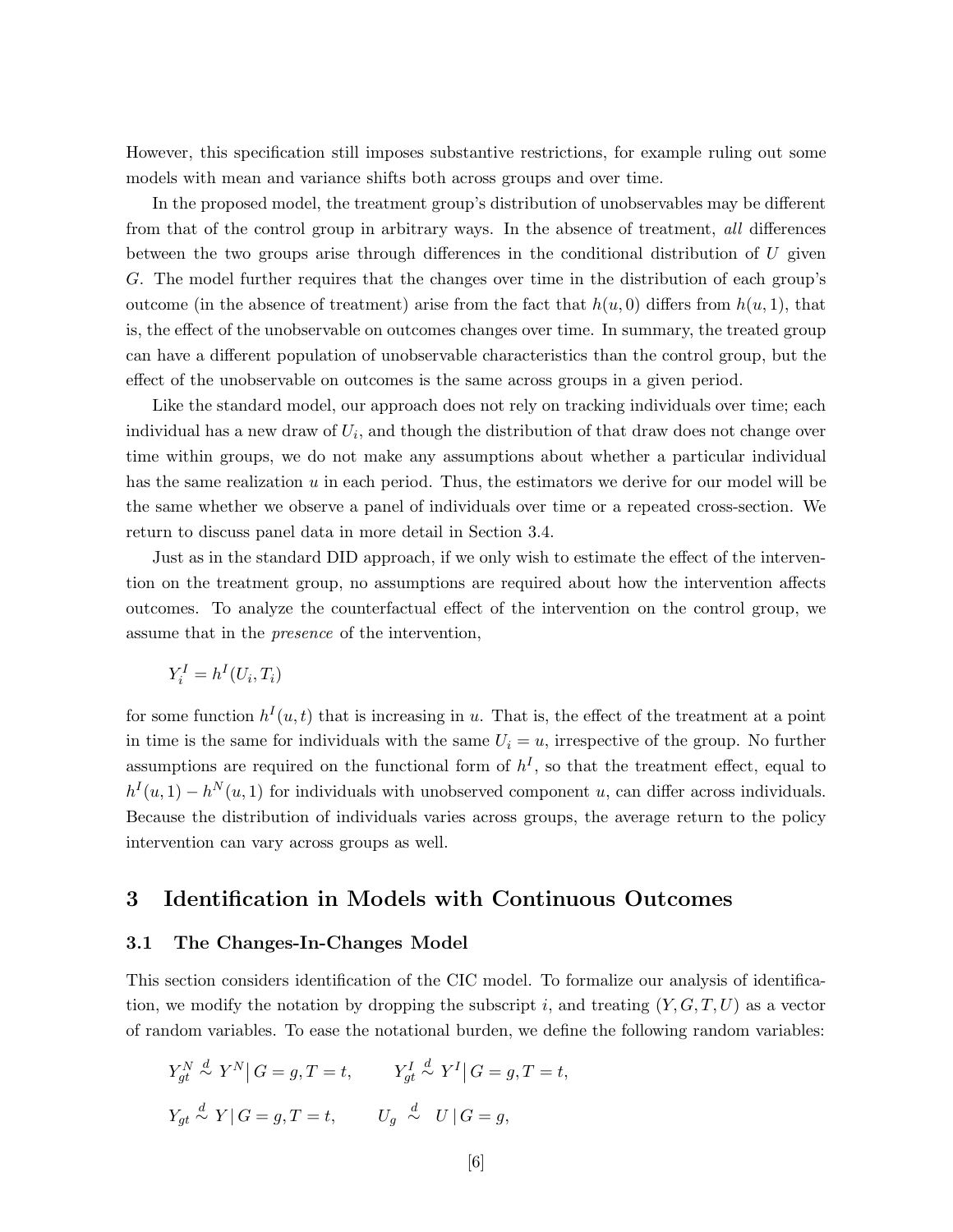However, this specification still imposes substantive restrictions, for example ruling out some models with mean and variance shifts both across groups and over time.

In the proposed model, the treatment group's distribution of unobservables may be different from that of the control group in arbitrary ways. In the absence of treatment, *all* differences between the two groups arise through differences in the conditional distribution of $U$ given $G$. The model further requires that the changes over time in the distribution of each group's outcome (in the absence of treatment) arise from the fact that $h(u, 0)$ differs from $h(u, 1)$, that is, the effect of the unobservable on outcomes changes over time. In summary, the treated group can have a different population of unobservable characteristics than the control group, but the effect of the unobservable on outcomes is the same across groups in a given period.

Like the standard model, our approach does not rely on tracking individuals over time; each individual has a new draw of $U_i$, and though the distribution of that draw does not change over time within groups, we do not make any assumptions about whether a particular individual has the same realization $u$ in each period. Thus, the estimators we derive for our model will be the same whether we observe a panel of individuals over time or a repeated cross-section. We return to discuss panel data in more detail in Section 3.4.

Just as in the standard DID approach, if we only wish to estimate the effect of the intervention on the treatment group, no assumptions are required about how the intervention affects outcomes. To analyze the counterfactual effect of the intervention on the control group, we assume that in the *presence* of the intervention,

$$Y_i^I = h^I(U_i, T_i)$$

for some function $h^I(u, t)$ that is increasing in $u$. That is, the effect of the treatment at a point in time is the same for individuals with the same $U_i = u$, irrespective of the group. No further assumptions are required on the functional form of $h^I$, so that the treatment effect, equal to $h^I(u, 1) - h^N(u, 1)$ for individuals with unobserved component $u$, can differ across individuals. Because the distribution of individuals varies across groups, the average return to the policy intervention can vary across groups as well.

## 3 Identification in Models with Continuous Outcomes

### 3.1 The Changes-In-Changes Model

This section considers identification of the CIC model. To formalize our analysis of identification, we modify the notation by dropping the subscript $i$, and treating $(Y, G, T, U)$ as a vector of random variables. To ease the notational burden, we define the following random variables:

$$Y_{gt}^N \overset{d}{\sim} Y^N \big| G = g, T = t, \qquad Y_{gt}^I \overset{d}{\sim} Y^I \big| G = g, T = t,$$

$$Y_{gt} \overset{d}{\sim} Y \,|\, G = g, T = t, \qquad U_g \overset{d}{\sim} U \,|\, G = g,$$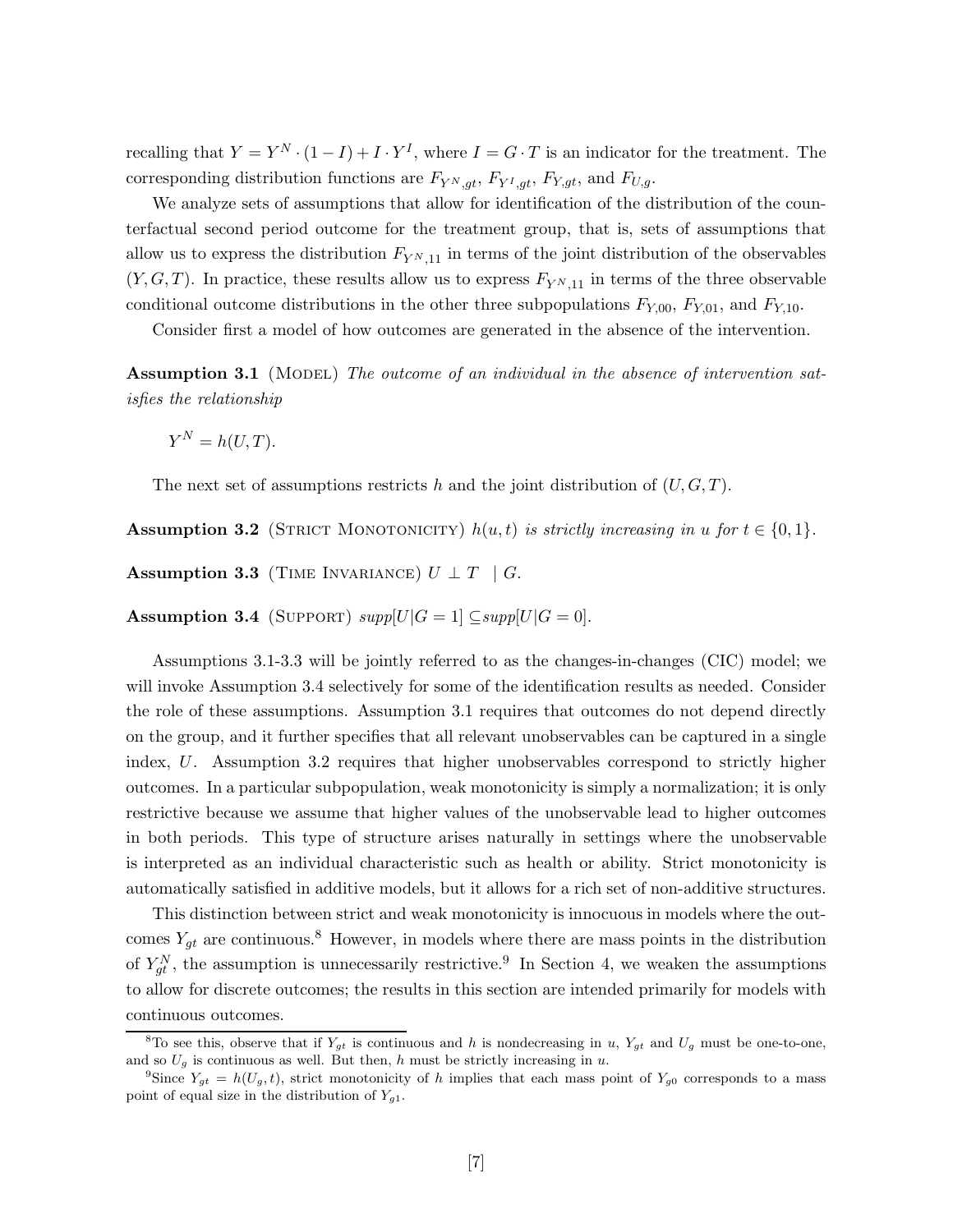recalling that $Y = Y^N \cdot (1 - I) + I \cdot Y^I$, where $I = G \cdot T$ is an indicator for the treatment. The corresponding distribution functions are $F_{Y^N,gt}$, $F_{Y^I,gt}$, $F_{Y,gt}$, and $F_{U,g}$.

We analyze sets of assumptions that allow for identification of the distribution of the counterfactual second period outcome for the treatment group, that is, sets of assumptions that allow us to express the distribution $F_{Y^N,11}$ in terms of the joint distribution of the observables $(Y, G, T)$. In practice, these results allow us to express $F_{Y^N,11}$ in terms of the three observable conditional outcome distributions in the other three subpopulations $F_{Y,00}$, $F_{Y,01}$, and $F_{Y,10}$.

Consider first a model of how outcomes are generated in the absence of the intervention.

**Assumption 3.1** (Model) *The outcome of an individual in the absence of intervention satisfies the relationship*

$$Y^N = h(U, T).$$

The next set of assumptions restricts $h$ and the joint distribution of $(U, G, T)$.

**Assumption 3.2** (Strict Monotonicity) *$h(u, t)$ is strictly increasing in $u$ for $t \in \{0, 1\}$.*

**Assumption 3.3** (Time Invariance) $U \perp T \ | G$.

**Assumption 3.4** (Support) *$supp[U|G = 1] \subseteq supp[U|G = 0]$.*

Assumptions 3.1-3.3 will be jointly referred to as the changes-in-changes (CIC) model; we will invoke Assumption 3.4 selectively for some of the identification results as needed. Consider the role of these assumptions. Assumption 3.1 requires that outcomes do not depend directly on the group, and it further specifies that all relevant unobservables can be captured in a single index, $U$. Assumption 3.2 requires that higher unobservables correspond to strictly higher outcomes. In a particular subpopulation, weak monotonicity is simply a normalization; it is only restrictive because we assume that higher values of the unobservable lead to higher outcomes in both periods. This type of structure arises naturally in settings where the unobservable is interpreted as an individual characteristic such as health or ability. Strict monotonicity is automatically satisfied in additive models, but it allows for a rich set of non-additive structures.

This distinction between strict and weak monotonicity is innocuous in models where the outcomes $Y_{gt}$ are continuous.[8] However, in models where there are mass points in the distribution of $Y^N_{gt}$, the assumption is unnecessarily restrictive.[9] In Section 4, we weaken the assumptions to allow for discrete outcomes; the results in this section are intended primarily for models with continuous outcomes.

[8] To see this, observe that if $Y_{gt}$ is continuous and $h$ is nondecreasing in $u$, $Y_{gt}$ and $U_g$ must be one-to-one, and so $U_g$ is continuous as well. But then, $h$ must be strictly increasing in $u$.

[9] Since $Y_{gt} = h(U_g, t)$, strict monotonicity of $h$ implies that each mass point of $Y_{g0}$ corresponds to a mass point of equal size in the distribution of $Y_{g1}$.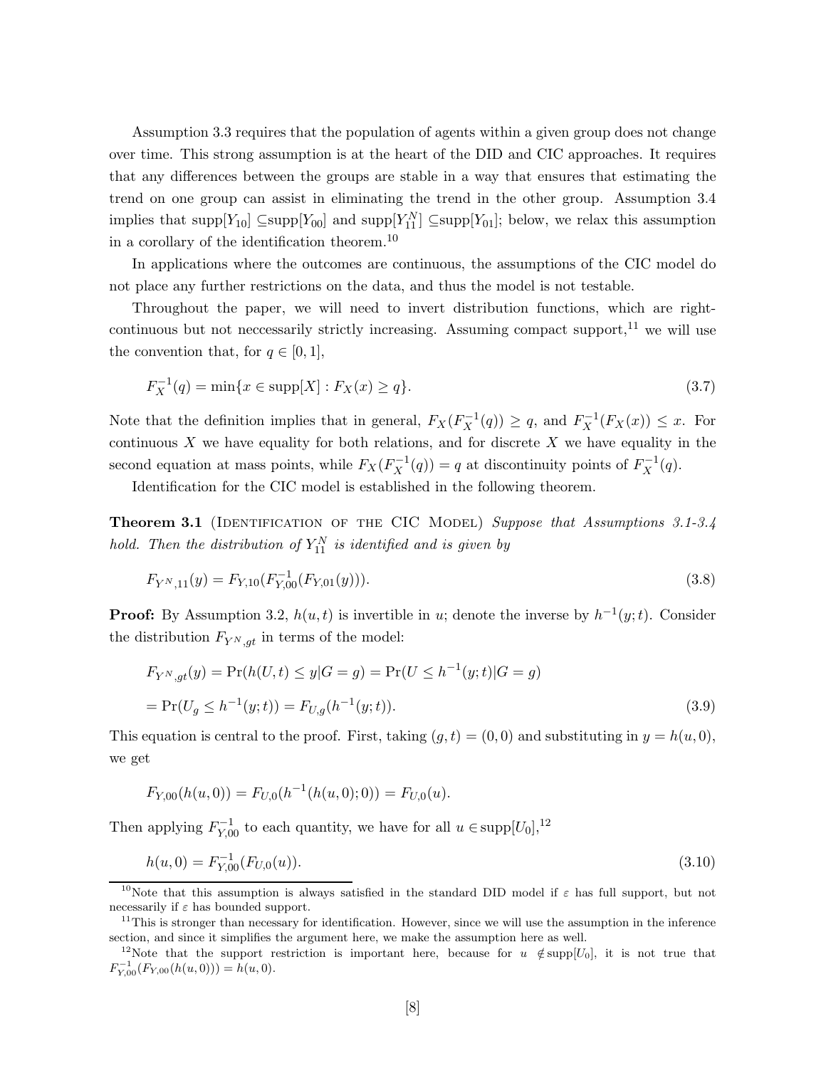Assumption 3.3 requires that the population of agents within a given group does not change over time. This strong assumption is at the heart of the DID and CIC approaches. It requires that any differences between the groups are stable in a way that ensures that estimating the trend on one group can assist in eliminating the trend in the other group. Assumption 3.4 implies that $\text{supp}[Y_{10}] \subseteq \text{supp}[Y_{00}]$ and $\text{supp}[Y_{11}^N] \subseteq \text{supp}[Y_{01}]$; below, we relax this assumption in a corollary of the identification theorem.[10]

In applications where the outcomes are continuous, the assumptions of the CIC model do not place any further restrictions on the data, and thus the model is not testable.

Throughout the paper, we will need to invert distribution functions, which are right-continuous but not neccessarily strictly increasing. Assuming compact support,[11] we will use the convention that, for $q \in [0, 1]$,

$$F_X^{-1}(q) = \min\{x \in \text{supp}[X] : F_X(x) \geq q\}. \tag{3.7}$$

Note that the definition implies that in general, $F_X(F_X^{-1}(q)) \geq q$, and $F_X^{-1}(F_X(x)) \leq x$. For continuous $X$ we have equality for both relations, and for discrete $X$ we have equality in the second equation at mass points, while $F_X(F_X^{-1}(q)) = q$ at discontinuity points of $F_X^{-1}(q)$.

Identification for the CIC model is established in the following theorem.

**Theorem 3.1** (Identification of the CIC Model) *Suppose that Assumptions 3.1-3.4 hold. Then the distribution of $Y_{11}^N$ is identified and is given by*

$$F_{Y^N,11}(y) = F_{Y,10}(F_{Y,00}^{-1}(F_{Y,01}(y))). \tag{3.8}$$

**Proof:** By Assumption 3.2, $h(u,t)$ is invertible in $u$; denote the inverse by $h^{-1}(y;t)$. Consider the distribution $F_{Y^N,gt}$ in terms of the model:

$$F_{Y^N,gt}(y) = \Pr(h(U,t) \leq y | G = g) = \Pr(U \leq h^{-1}(y;t) | G = g)$$

$$= \Pr(U_g \leq h^{-1}(y;t)) = F_{U,g}(h^{-1}(y;t)). \tag{3.9}$$

This equation is central to the proof. First, taking $(g,t) = (0,0)$ and substituting in $y = h(u,0)$, we get

$$F_{Y,00}(h(u,0)) = F_{U,0}(h^{-1}(h(u,0);0)) = F_{U,0}(u).$$

Then applying $F_{Y,00}^{-1}$ to each quantity, we have for all $u \in \text{supp}[U_0]$,[12]

$$h(u,0) = F_{Y,00}^{-1}(F_{U,0}(u)). \tag{3.10}$$

[10] Note that this assumption is always satisfied in the standard DID model if $\varepsilon$ has full support, but not necessarily if $\varepsilon$ has bounded support.

[11] This is stronger than necessary for identification. However, since we will use the assumption in the inference section, and since it simplifies the argument here, we make the assumption here as well.

[12] Note that the support restriction is important here, because for $u \notin \text{supp}[U_0]$, it is not true that $F_{Y,00}^{-1}(F_{Y,00}(h(u,0))) = h(u,0)$.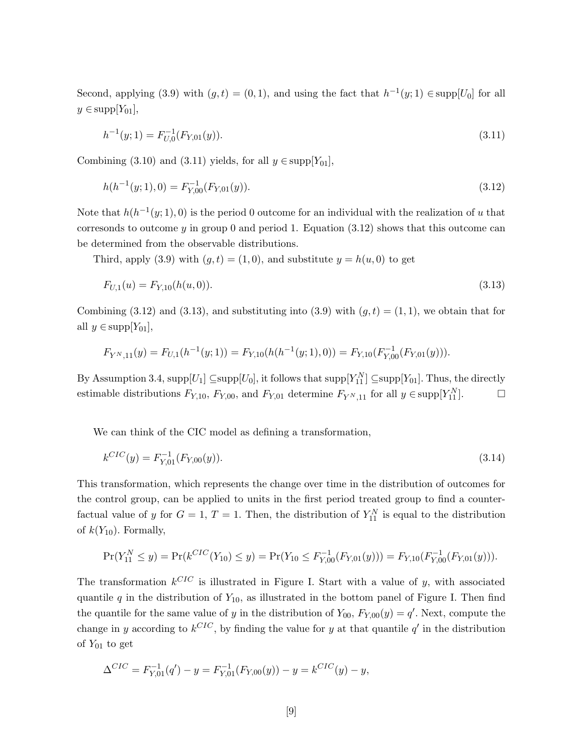Second, applying (3.9) with $(g,t) = (0,1)$, and using the fact that $h^{-1}(y;1) \in \text{supp}[U_0]$ for all $y \in \text{supp}[Y_{01}]$,

$$h^{-1}(y;1) = F_{U,0}^{-1}(F_{Y,01}(y)). \tag{3.11}$$

Combining (3.10) and (3.11) yields, for all $y \in \text{supp}[Y_{01}]$,

$$h(h^{-1}(y;1), 0) = F_{Y,00}^{-1}(F_{Y,01}(y)). \tag{3.12}$$

Note that $h(h^{-1}(y;1), 0)$ is the period 0 outcome for an individual with the realization of $u$ that corresonds to outcome $y$ in group 0 and period 1. Equation (3.12) shows that this outcome can be determined from the observable distributions.

Third, apply (3.9) with $(g,t) = (1,0)$, and substitute $y = h(u,0)$ to get

$$F_{U,1}(u) = F_{Y,10}(h(u,0)). \tag{3.13}$$

Combining (3.12) and (3.13), and substituting into (3.9) with $(g,t) = (1,1)$, we obtain that for all $y \in \text{supp}[Y_{01}]$,

$$F_{Y^N,11}(y) = F_{U,1}(h^{-1}(y;1)) = F_{Y,10}(h(h^{-1}(y;1),0)) = F_{Y,10}(F_{Y,00}^{-1}(F_{Y,01}(y))).$$

By Assumption 3.4, $\text{supp}[U_1] \subseteq \text{supp}[U_0]$, it follows that $\text{supp}[Y_{11}^N] \subseteq \text{supp}[Y_{01}]$. Thus, the directly estimable distributions $F_{Y,10}$, $F_{Y,00}$, and $F_{Y,01}$ determine $F_{Y^N,11}$ for all $y \in \text{supp}[Y_{11}^N]$. $\square$

We can think of the CIC model as defining a transformation,

$$k^{CIC}(y) = F_{Y,01}^{-1}(F_{Y,00}(y)). \tag{3.14}$$

This transformation, which represents the change over time in the distribution of outcomes for the control group, can be applied to units in the first period treated group to find a counterfactual value of $y$ for $G = 1$, $T = 1$. Then, the distribution of $Y_{11}^N$ is equal to the distribution of $k(Y_{10})$. Formally,

$$\Pr(Y_{11}^N \le y) = \Pr(k^{CIC}(Y_{10}) \le y) = \Pr(Y_{10} \le F_{Y,00}^{-1}(F_{Y,01}(y))) = F_{Y,10}(F_{Y,00}^{-1}(F_{Y,01}(y))).$$

The transformation $k^{CIC}$ is illustrated in Figure I. Start with a value of $y$, with associated quantile $q$ in the distribution of $Y_{10}$, as illustrated in the bottom panel of Figure I. Then find the quantile for the same value of $y$ in the distribution of $Y_{00}$, $F_{Y,00}(y) = q'$. Next, compute the change in $y$ according to $k^{CIC}$, by finding the value for $y$ at that quantile $q'$ in the distribution of $Y_{01}$ to get

$$\Delta^{CIC} = F_{Y,01}^{-1}(q') - y = F_{Y,01}^{-1}(F_{Y,00}(y)) - y = k^{CIC}(y) - y,$$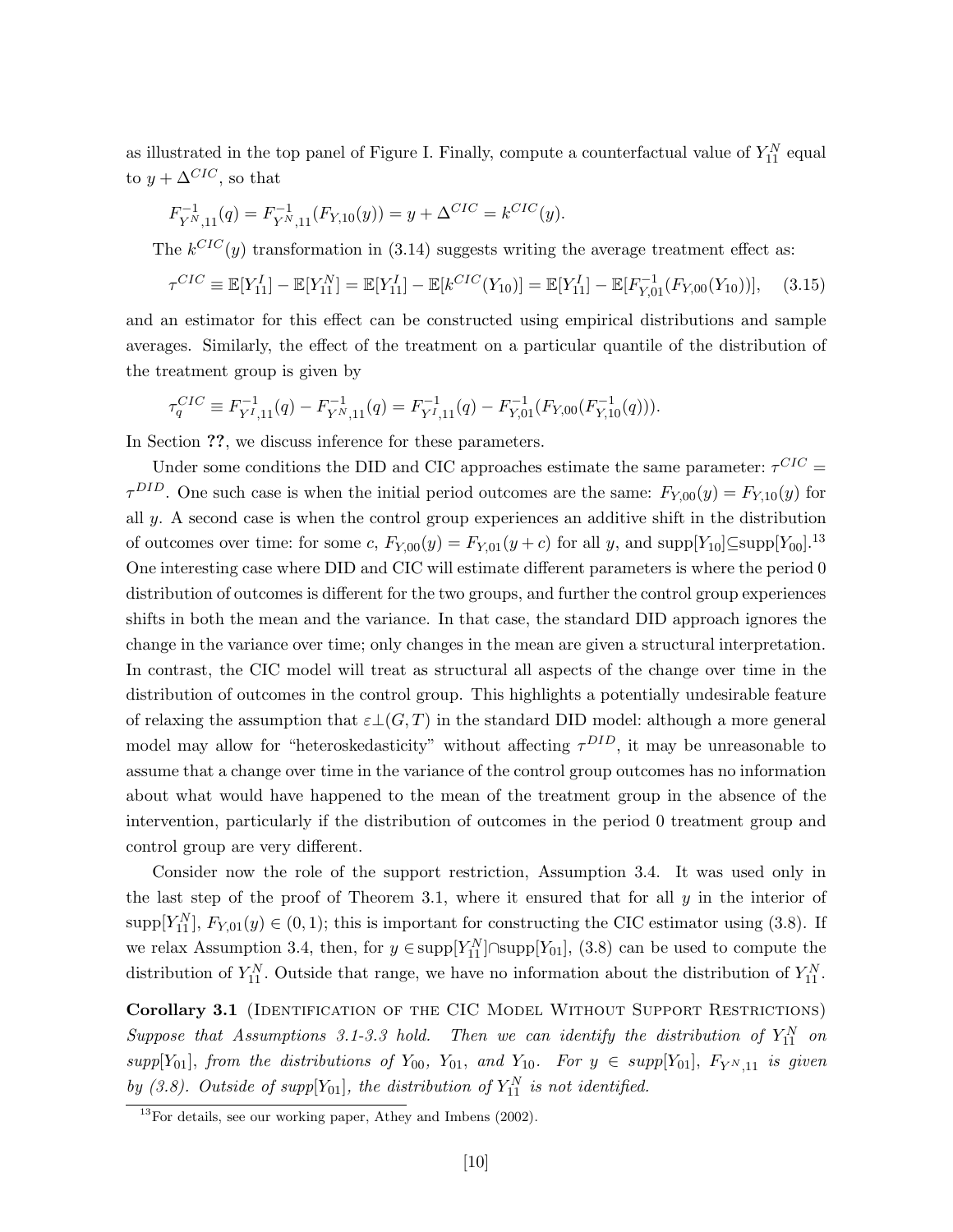as illustrated in the top panel of Figure I. Finally, compute a counterfactual value of $Y_{11}^N$ equal to $y + \Delta^{CIC}$, so that

$$F_{Y^N,11}^{-1}(q) = F_{Y^N,11}^{-1}(F_{Y,10}(y)) = y + \Delta^{CIC} = k^{CIC}(y).$$

The $k^{CIC}(y)$ transformation in (3.14) suggests writing the average treatment effect as:

$$\tau^{CIC} \equiv \mathbb{E}[Y_{11}^I] - \mathbb{E}[Y_{11}^N] = \mathbb{E}[Y_{11}^I] - \mathbb{E}[k^{CIC}(Y_{10})] = \mathbb{E}[Y_{11}^I] - \mathbb{E}[F_{Y,01}^{-1}(F_{Y,00}(Y_{10}))], \quad (3.15)$$

and an estimator for this effect can be constructed using empirical distributions and sample averages. Similarly, the effect of the treatment on a particular quantile of the distribution of the treatment group is given by

$$\tau_q^{CIC} \equiv F_{Y^I,11}^{-1}(q) - F_{Y^N,11}^{-1}(q) = F_{Y^I,11}^{-1}(q) - F_{Y,01}^{-1}(F_{Y,00}(F_{Y,10}^{-1}(q))).$$

In Section **??**, we discuss inference for these parameters.

Under some conditions the DID and CIC approaches estimate the same parameter: $\tau^{CIC} = \tau^{DID}$. One such case is when the initial period outcomes are the same: $F_{Y,00}(y) = F_{Y,10}(y)$ for all $y$. A second case is when the control group experiences an additive shift in the distribution of outcomes over time: for some $c$, $F_{Y,00}(y) = F_{Y,01}(y + c)$ for all $y$, and $\text{supp}[Y_{10}] \subseteq \text{supp}[Y_{00}]$.[13] One interesting case where DID and CIC will estimate different parameters is where the period 0 distribution of outcomes is different for the two groups, and further the control group experiences shifts in both the mean and the variance. In that case, the standard DID approach ignores the change in the variance over time; only changes in the mean are given a structural interpretation. In contrast, the CIC model will treat as structural all aspects of the change over time in the distribution of outcomes in the control group. This highlights a potentially undesirable feature of relaxing the assumption that $\varepsilon \perp (G, T)$ in the standard DID model: although a more general model may allow for "heteroskedasticity" without affecting $\tau^{DID}$, it may be unreasonable to assume that a change over time in the variance of the control group outcomes has no information about what would have happened to the mean of the treatment group in the absence of the intervention, particularly if the distribution of outcomes in the period 0 treatment group and control group are very different.

Consider now the role of the support restriction, Assumption 3.4. It was used only in the last step of the proof of Theorem 3.1, where it ensured that for all $y$ in the interior of $\text{supp}[Y_{11}^N]$, $F_{Y,01}(y) \in (0, 1)$; this is important for constructing the CIC estimator using (3.8). If we relax Assumption 3.4, then, for $y \in \text{supp}[Y_{11}^N] \cap \text{supp}[Y_{01}]$, (3.8) can be used to compute the distribution of $Y_{11}^N$. Outside that range, we have no information about the distribution of $Y_{11}^N$.

**Corollary 3.1** (Identification of the CIC Model Without Support Restrictions) *Suppose that Assumptions 3.1-3.3 hold. Then we can identify the distribution of $Y_{11}^N$ on supp$[Y_{01}]$, from the distributions of $Y_{00}$, $Y_{01}$, and $Y_{10}$. For $y \in$ supp$[Y_{01}]$, $F_{Y^N,11}$ is given by (3.8). Outside of supp$[Y_{01}]$, the distribution of $Y_{11}^N$ is not identified.*

[13] For details, see our working paper, Athey and Imbens (2002).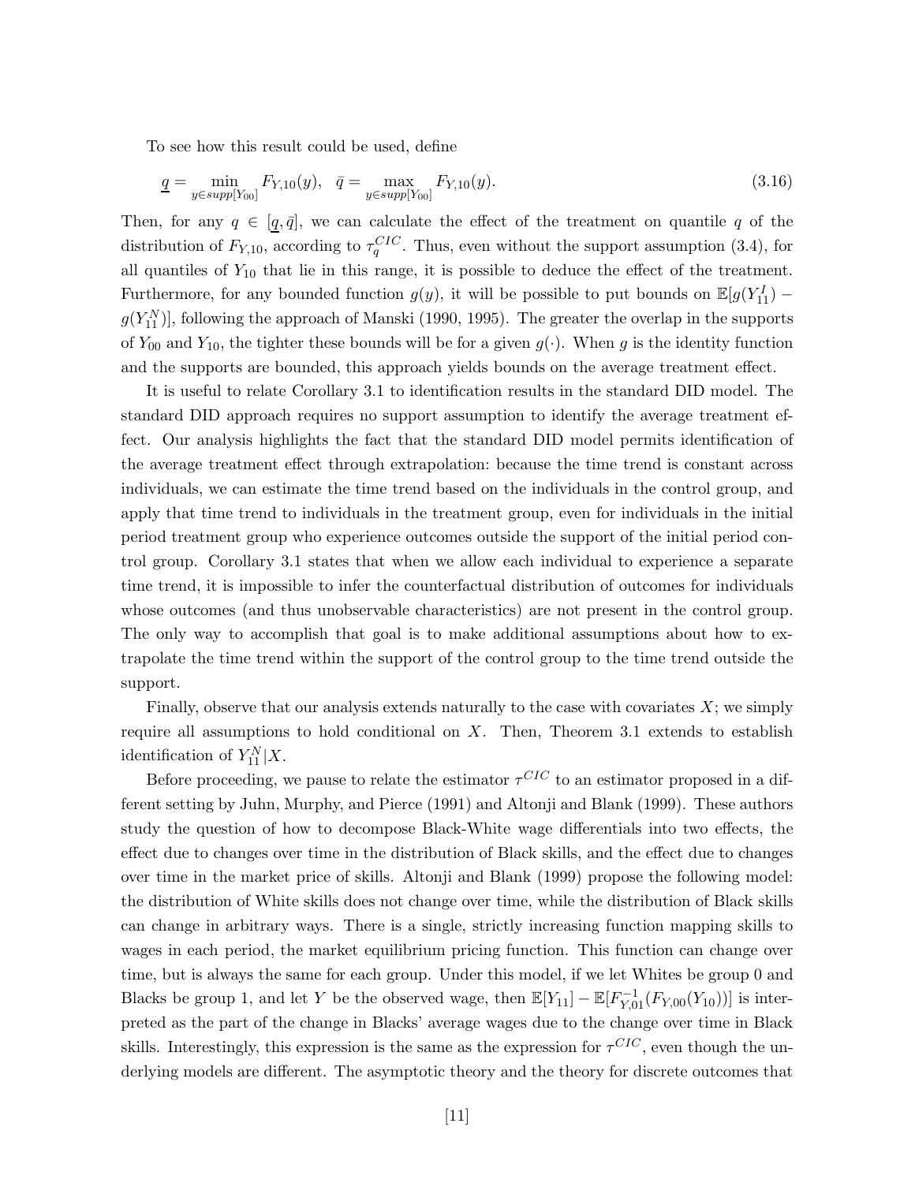To see how this result could be used, define

$$\underline{q} = \min_{y \in supp[Y_{00}]} F_{Y,10}(y), \quad \bar{q} = \max_{y \in supp[Y_{00}]} F_{Y,10}(y). \tag{3.16}$$

Then, for any $q \in [\underline{q}, \bar{q}]$, we can calculate the effect of the treatment on quantile $q$ of the distribution of $F_{Y,10}$, according to $\tau_q^{CIC}$. Thus, even without the support assumption (3.4), for all quantiles of $Y_{10}$ that lie in this range, it is possible to deduce the effect of the treatment. Furthermore, for any bounded function $g(y)$, it will be possible to put bounds on $\mathbb{E}[g(Y_{11}^I) - g(Y_{11}^N)]$, following the approach of Manski (1990, 1995). The greater the overlap in the supports of $Y_{00}$ and $Y_{10}$, the tighter these bounds will be for a given $g(\cdot)$. When $g$ is the identity function and the supports are bounded, this approach yields bounds on the average treatment effect.

It is useful to relate Corollary 3.1 to identification results in the standard DID model. The standard DID approach requires no support assumption to identify the average treatment effect. Our analysis highlights the fact that the standard DID model permits identification of the average treatment effect through extrapolation: because the time trend is constant across individuals, we can estimate the time trend based on the individuals in the control group, and apply that time trend to individuals in the treatment group, even for individuals in the initial period treatment group who experience outcomes outside the support of the initial period control group. Corollary 3.1 states that when we allow each individual to experience a separate time trend, it is impossible to infer the counterfactual distribution of outcomes for individuals whose outcomes (and thus unobservable characteristics) are not present in the control group. The only way to accomplish that goal is to make additional assumptions about how to extrapolate the time trend within the support of the control group to the time trend outside the support.

Finally, observe that our analysis extends naturally to the case with covariates $X$; we simply require all assumptions to hold conditional on $X$. Then, Theorem 3.1 extends to establish identification of $Y_{11}^N|X$.

Before proceeding, we pause to relate the estimator $\tau^{CIC}$ to an estimator proposed in a different setting by Juhn, Murphy, and Pierce (1991) and Altonji and Blank (1999). These authors study the question of how to decompose Black-White wage differentials into two effects, the effect due to changes over time in the distribution of Black skills, and the effect due to changes over time in the market price of skills. Altonji and Blank (1999) propose the following model: the distribution of White skills does not change over time, while the distribution of Black skills can change in arbitrary ways. There is a single, strictly increasing function mapping skills to wages in each period, the market equilibrium pricing function. This function can change over time, but is always the same for each group. Under this model, if we let Whites be group 0 and Blacks be group 1, and let $Y$ be the observed wage, then $\mathbb{E}[Y_{11}] - \mathbb{E}[F_{Y,01}^{-1}(F_{Y,00}(Y_{10}))]$ is interpreted as the part of the change in Blacks' average wages due to the change over time in Black skills. Interestingly, this expression is the same as the expression for $\tau^{CIC}$, even though the underlying models are different. The asymptotic theory and the theory for discrete outcomes that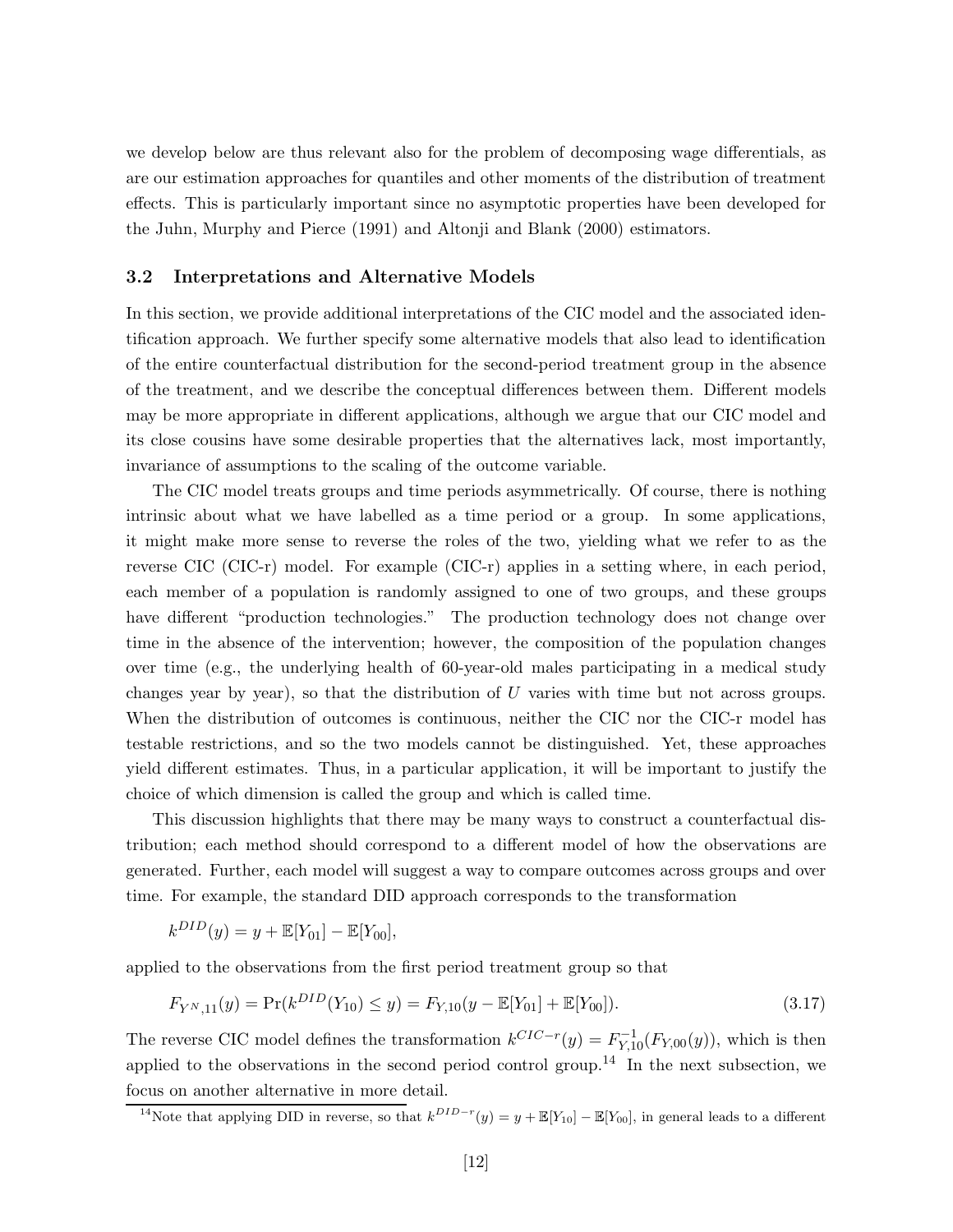we develop below are thus relevant also for the problem of decomposing wage differentials, as are our estimation approaches for quantiles and other moments of the distribution of treatment effects. This is particularly important since no asymptotic properties have been developed for the Juhn, Murphy and Pierce (1991) and Altonji and Blank (2000) estimators.

### 3.2 Interpretations and Alternative Models

In this section, we provide additional interpretations of the CIC model and the associated identification approach. We further specify some alternative models that also lead to identification of the entire counterfactual distribution for the second-period treatment group in the absence of the treatment, and we describe the conceptual differences between them. Different models may be more appropriate in different applications, although we argue that our CIC model and its close cousins have some desirable properties that the alternatives lack, most importantly, invariance of assumptions to the scaling of the outcome variable.

The CIC model treats groups and time periods asymmetrically. Of course, there is nothing intrinsic about what we have labelled as a time period or a group. In some applications, it might make more sense to reverse the roles of the two, yielding what we refer to as the reverse CIC (CIC-r) model. For example (CIC-r) applies in a setting where, in each period, each member of a population is randomly assigned to one of two groups, and these groups have different "production technologies." The production technology does not change over time in the absence of the intervention; however, the composition of the population changes over time (e.g., the underlying health of 60-year-old males participating in a medical study changes year by year), so that the distribution of $U$ varies with time but not across groups. When the distribution of outcomes is continuous, neither the CIC nor the CIC-r model has testable restrictions, and so the two models cannot be distinguished. Yet, these approaches yield different estimates. Thus, in a particular application, it will be important to justify the choice of which dimension is called the group and which is called time.

This discussion highlights that there may be many ways to construct a counterfactual distribution; each method should correspond to a different model of how the observations are generated. Further, each model will suggest a way to compare outcomes across groups and over time. For example, the standard DID approach corresponds to the transformation

$$k^{DID}(y) = y + \mathbb{E}[Y_{01}] - \mathbb{E}[Y_{00}],$$

applied to the observations from the first period treatment group so that

$$F_{Y^N,11}(y) = \Pr(k^{DID}(Y_{10}) \leq y) = F_{Y,10}(y - \mathbb{E}[Y_{01}] + \mathbb{E}[Y_{00}]). \tag{3.17}$$

The reverse CIC model defines the transformation $k^{CIC-r}(y) = F_{Y,10}^{-1}(F_{Y,00}(y))$, which is then applied to the observations in the second period control group.[14] In the next subsection, we focus on another alternative in more detail.

[14]Note that applying DID in reverse, so that $k^{DID-r}(y) = y + \mathbb{E}[Y_{10}] - \mathbb{E}[Y_{00}]$, in general leads to a different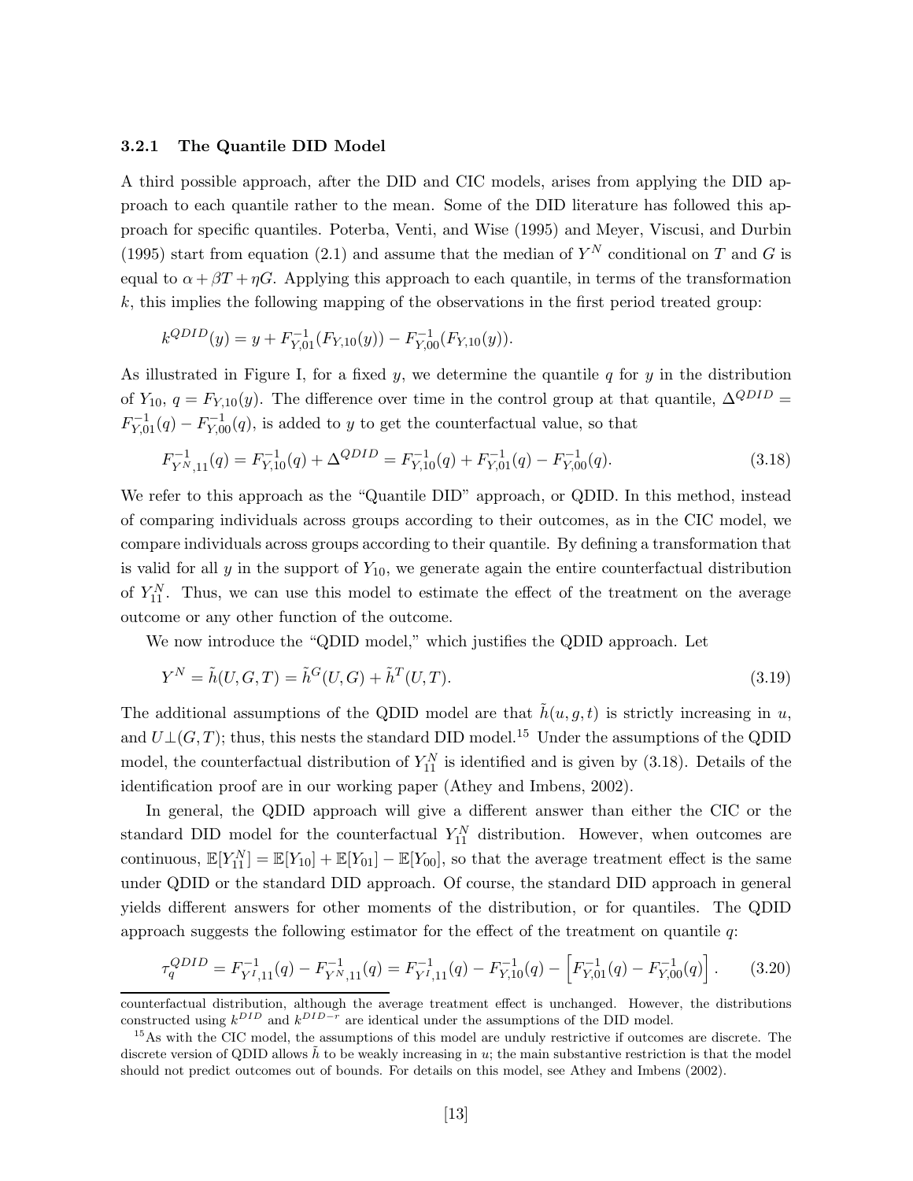### 3.2.1 The Quantile DID Model

A third possible approach, after the DID and CIC models, arises from applying the DID approach to each quantile rather to the mean. Some of the DID literature has followed this approach for specific quantiles. Poterba, Venti, and Wise (1995) and Meyer, Viscusi, and Durbin (1995) start from equation (2.1) and assume that the median of $Y^N$ conditional on $T$ and $G$ is equal to $\alpha + \beta T + \eta G$. Applying this approach to each quantile, in terms of the transformation $k$, this implies the following mapping of the observations in the first period treated group:

$$k^{QDID}(y) = y + F^{-1}_{Y,01}(F_{Y,10}(y)) - F^{-1}_{Y,00}(F_{Y,10}(y)).$$

As illustrated in Figure I, for a fixed $y$, we determine the quantile $q$ for $y$ in the distribution of $Y_{10}$, $q = F_{Y,10}(y)$. The difference over time in the control group at that quantile, $\Delta^{QDID} = F^{-1}_{Y,01}(q) - F^{-1}_{Y,00}(q)$, is added to $y$ to get the counterfactual value, so that

$$F^{-1}_{Y^N,11}(q) = F^{-1}_{Y,10}(q) + \Delta^{QDID} = F^{-1}_{Y,10}(q) + F^{-1}_{Y,01}(q) - F^{-1}_{Y,00}(q). \tag{3.18}$$

We refer to this approach as the "Quantile DID" approach, or QDID. In this method, instead of comparing individuals across groups according to their outcomes, as in the CIC model, we compare individuals across groups according to their quantile. By defining a transformation that is valid for all $y$ in the support of $Y_{10}$, we generate again the entire counterfactual distribution of $Y^N_{11}$. Thus, we can use this model to estimate the effect of the treatment on the average outcome or any other function of the outcome.

We now introduce the "QDID model," which justifies the QDID approach. Let

$$Y^N = \tilde{h}(U, G, T) = \tilde{h}^G(U, G) + \tilde{h}^T(U, T). \tag{3.19}$$

The additional assumptions of the QDID model are that $\tilde{h}(u, g, t)$ is strictly increasing in $u$, and $U \perp (G, T)$; thus, this nests the standard DID model.[15] Under the assumptions of the QDID model, the counterfactual distribution of $Y^N_{11}$ is identified and is given by (3.18). Details of the identification proof are in our working paper (Athey and Imbens, 2002).

In general, the QDID approach will give a different answer than either the CIC or the standard DID model for the counterfactual $Y^N_{11}$ distribution. However, when outcomes are continuous, $\mathbb{E}[Y^N_{11}] = \mathbb{E}[Y_{10}] + \mathbb{E}[Y_{01}] - \mathbb{E}[Y_{00}]$, so that the average treatment effect is the same under QDID or the standard DID approach. Of course, the standard DID approach in general yields different answers for other moments of the distribution, or for quantiles. The QDID approach suggests the following estimator for the effect of the treatment on quantile $q$:

$$\tau^{QDID}_q = F^{-1}_{Y^I,11}(q) - F^{-1}_{Y^N,11}(q) = F^{-1}_{Y^I,11}(q) - F^{-1}_{Y,10}(q) - \left[F^{-1}_{Y,01}(q) - F^{-1}_{Y,00}(q)\right]. \tag{3.20}$$

---

counterfactual distribution, although the average treatment effect is unchanged. However, the distributions constructed using $k^{DID}$ and $k^{DID-r}$ are identical under the assumptions of the DID model.

[15] As with the CIC model, the assumptions of this model are unduly restrictive if outcomes are discrete. The discrete version of QDID allows $\tilde{h}$ to be weakly increasing in $u$; the main substantive restriction is that the model should not predict outcomes out of bounds. For details on this model, see Athey and Imbens (2002).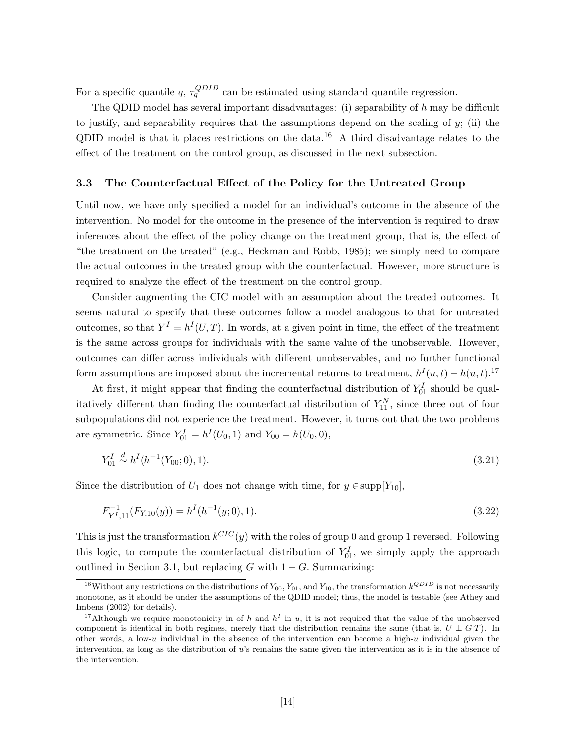For a specific quantile $q$, $\tau_q^{QDID}$ can be estimated using standard quantile regression.

The QDID model has several important disadvantages: (i) separability of $h$ may be difficult to justify, and separability requires that the assumptions depend on the scaling of $y$; (ii) the QDID model is that it places restrictions on the data.[16] A third disadvantage relates to the effect of the treatment on the control group, as discussed in the next subsection.

### 3.3 The Counterfactual Effect of the Policy for the Untreated Group

Until now, we have only specified a model for an individual's outcome in the absence of the intervention. No model for the outcome in the presence of the intervention is required to draw inferences about the effect of the policy change on the treatment group, that is, the effect of "the treatment on the treated" (e.g., Heckman and Robb, 1985); we simply need to compare the actual outcomes in the treated group with the counterfactual. However, more structure is required to analyze the effect of the treatment on the control group.

Consider augmenting the CIC model with an assumption about the treated outcomes. It seems natural to specify that these outcomes follow a model analogous to that for untreated outcomes, so that $Y^I = h^I(U, T)$. In words, at a given point in time, the effect of the treatment is the same across groups for individuals with the same value of the unobservable. However, outcomes can differ across individuals with different unobservables, and no further functional form assumptions are imposed about the incremental returns to treatment, $h^I(u,t) - h(u,t)$.[17]

At first, it might appear that finding the counterfactual distribution of $Y_{01}^I$ should be qualitatively different than finding the counterfactual distribution of $Y_{11}^N$, since three out of four subpopulations did not experience the treatment. However, it turns out that the two problems are symmetric. Since $Y_{01}^I = h^I(U_0, 1)$ and $Y_{00} = h(U_0, 0)$,

$$Y_{01}^I \overset{d}{\sim} h^I(h^{-1}(Y_{00}; 0), 1). \tag{3.21}$$

Since the distribution of $U_1$ does not change with time, for $y \in \text{supp}[Y_{10}]$,

$$F_{Y^I,11}^{-1}(F_{Y,10}(y)) = h^I(h^{-1}(y; 0), 1). \tag{3.22}$$

This is just the transformation $k^{CIC}(y)$ with the roles of group 0 and group 1 reversed. Following this logic, to compute the counterfactual distribution of $Y_{01}^I$, we simply apply the approach outlined in Section 3.1, but replacing $G$ with $1 - G$. Summarizing:

[16] Without any restrictions on the distributions of $Y_{00}$, $Y_{01}$, and $Y_{10}$, the transformation $k^{QDID}$ is not necessarily monotone, as it should be under the assumptions of the QDID model; thus, the model is testable (see Athey and Imbens (2002) for details).

[17] Although we require monotonicity in of $h$ and $h^I$ in $u$, it is not required that the value of the unobserved component is identical in both regimes, merely that the distribution remains the same (that is, $U \perp G|T$). In other words, a low-$u$ individual in the absence of the intervention can become a high-$u$ individual given the intervention, as long as the distribution of $u$'s remains the same given the intervention as it is in the absence of the intervention.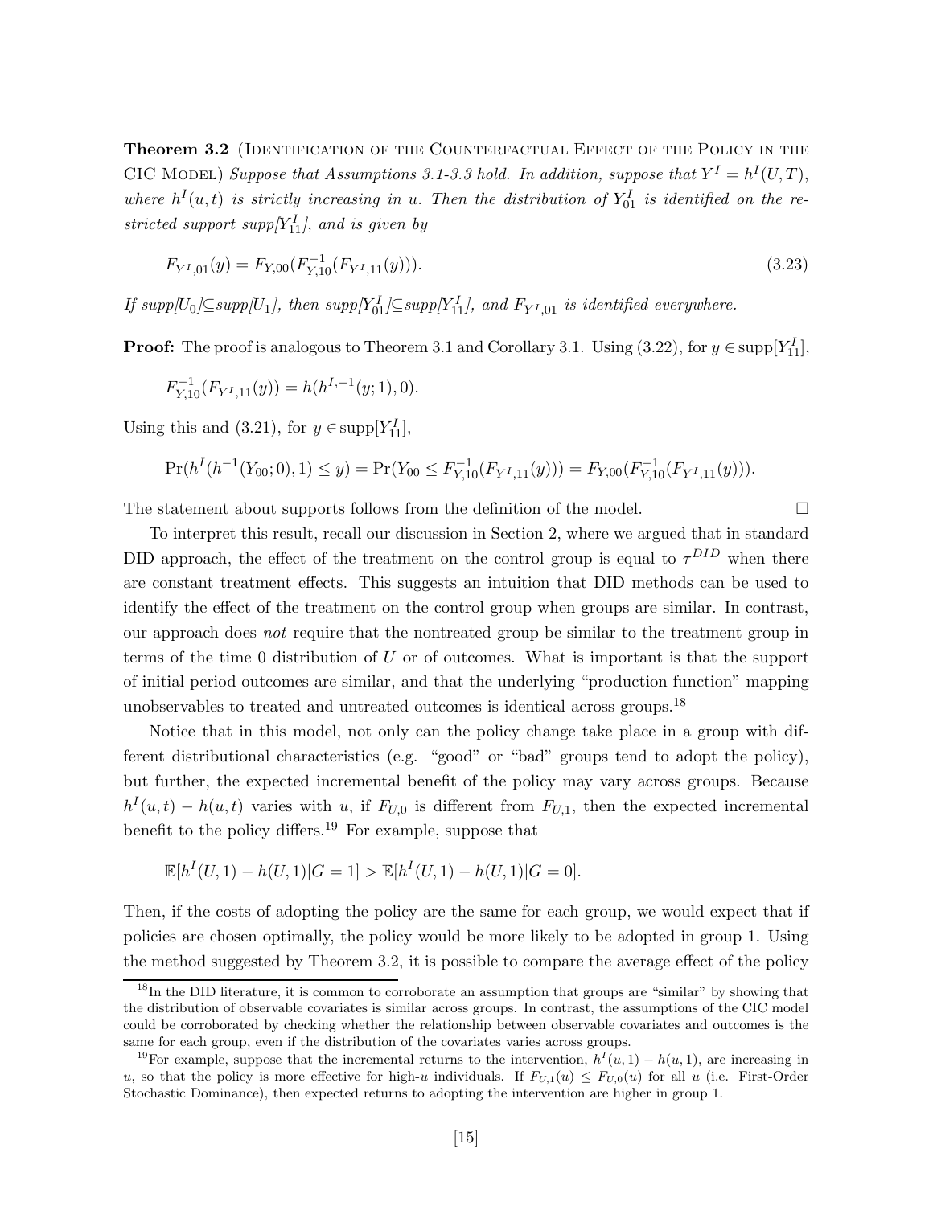**Theorem 3.2** (Identification of the Counterfactual Effect of the Policy in the CIC Model) *Suppose that Assumptions 3.1-3.3 hold. In addition, suppose that $Y^I = h^I(U, T)$, where $h^I(u, t)$ is strictly increasing in $u$. Then the distribution of $Y^I_{01}$ is identified on the restricted support supp[$Y^I_{11}$], and is given by*

$$F_{Y^I,01}(y) = F_{Y,00}(F^{-1}_{Y,10}(F_{Y^I,11}(y))). \tag{3.23}$$

*If supp[$U_0$]$\subseteq$supp[$U_1$], then supp[$Y^I_{01}$]$\subseteq$supp[$Y^I_{11}$], and $F_{Y^I,01}$ is identified everywhere.*

**Proof:** The proof is analogous to Theorem 3.1 and Corollary 3.1. Using (3.22), for $y \in \text{supp}[Y^I_{11}]$,

$$F^{-1}_{Y,10}(F_{Y^I,11}(y)) = h(h^{I,-1}(y; 1), 0).$$

Using this and (3.21), for $y \in \text{supp}[Y^I_{11}]$,

$$\Pr(h^I(h^{-1}(Y_{00}; 0), 1) \leq y) = \Pr(Y_{00} \leq F^{-1}_{Y,10}(F_{Y^I,11}(y))) = F_{Y,00}(F^{-1}_{Y,10}(F_{Y^I,11}(y))).$$

The statement about supports follows from the definition of the model. □

To interpret this result, recall our discussion in Section 2, where we argued that in standard DID approach, the effect of the treatment on the control group is equal to $\tau^{DID}$ when there are constant treatment effects. This suggests an intuition that DID methods can be used to identify the effect of the treatment on the control group when groups are similar. In contrast, our approach does *not* require that the nontreated group be similar to the treatment group in terms of the time 0 distribution of $U$ or of outcomes. What is important is that the support of initial period outcomes are similar, and that the underlying "production function" mapping unobservables to treated and untreated outcomes is identical across groups.[18]

Notice that in this model, not only can the policy change take place in a group with different distributional characteristics (e.g. "good" or "bad" groups tend to adopt the policy), but further, the expected incremental benefit of the policy may vary across groups. Because $h^I(u, t) - h(u, t)$ varies with $u$, if $F_{U,0}$ is different from $F_{U,1}$, then the expected incremental benefit to the policy differs.[19] For example, suppose that

$$\mathbb{E}[h^I(U, 1) - h(U, 1)|G = 1] > \mathbb{E}[h^I(U, 1) - h(U, 1)|G = 0].$$

Then, if the costs of adopting the policy are the same for each group, we would expect that if policies are chosen optimally, the policy would be more likely to be adopted in group 1. Using the method suggested by Theorem 3.2, it is possible to compare the average effect of the policy

[18] In the DID literature, it is common to corroborate an assumption that groups are "similar" by showing that the distribution of observable covariates is similar across groups. In contrast, the assumptions of the CIC model could be corroborated by checking whether the relationship between observable covariates and outcomes is the same for each group, even if the distribution of the covariates varies across groups.

[19] For example, suppose that the incremental returns to the intervention, $h^I(u, 1) - h(u, 1)$, are increasing in $u$, so that the policy is more effective for high-$u$ individuals. If $F_{U,1}(u) \leq F_{U,0}(u)$ for all $u$ (i.e. First-Order Stochastic Dominance), then expected returns to adopting the intervention are higher in group 1.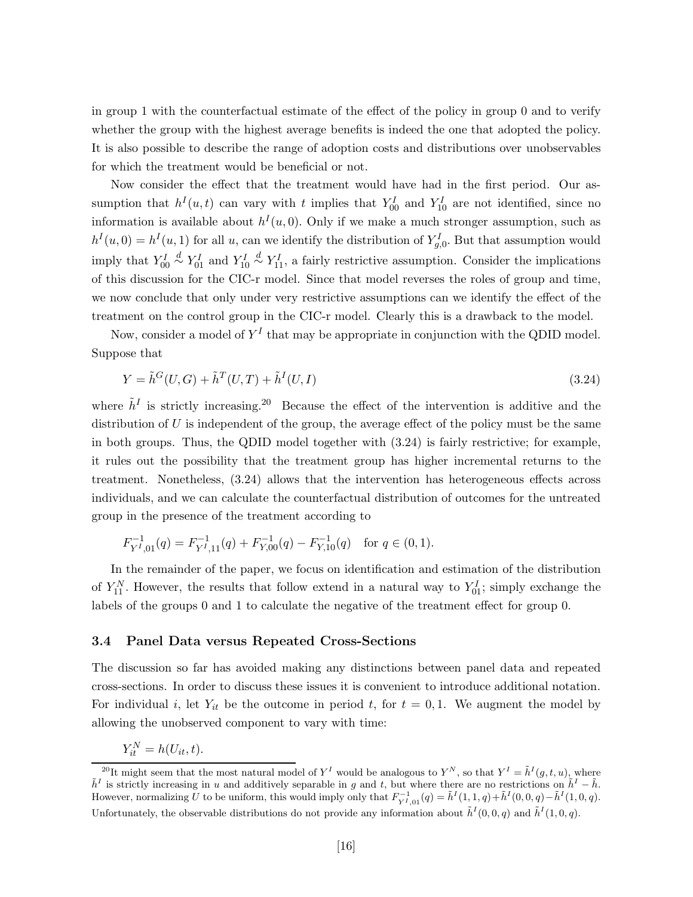in group 1 with the counterfactual estimate of the effect of the policy in group 0 and to verify whether the group with the highest average benefits is indeed the one that adopted the policy. It is also possible to describe the range of adoption costs and distributions over unobservables for which the treatment would be beneficial or not.

Now consider the effect that the treatment would have had in the first period. Our assumption that $h^I(u,t)$ can vary with $t$ implies that $Y^I_{00}$ and $Y^I_{10}$ are not identified, since no information is available about $h^I(u,0)$. Only if we make a much stronger assumption, such as $h^I(u,0) = h^I(u,1)$ for all $u$, can we identify the distribution of $Y^I_{g,0}$. But that assumption would imply that $Y^I_{00} \overset{d}{\sim} Y^I_{01}$ and $Y^I_{10} \overset{d}{\sim} Y^I_{11}$, a fairly restrictive assumption. Consider the implications of this discussion for the CIC-r model. Since that model reverses the roles of group and time, we now conclude that only under very restrictive assumptions can we identify the effect of the treatment on the control group in the CIC-r model. Clearly this is a drawback to the model.

Now, consider a model of $Y^I$ that may be appropriate in conjunction with the QDID model. Suppose that

$$Y = \tilde{h}^G(U,G) + \tilde{h}^T(U,T) + \tilde{h}^I(U,I) \tag{3.24}$$

where $\tilde{h}^I$ is strictly increasing.[20] Because the effect of the intervention is additive and the distribution of $U$ is independent of the group, the average effect of the policy must be the same in both groups. Thus, the QDID model together with (3.24) is fairly restrictive; for example, it rules out the possibility that the treatment group has higher incremental returns to the treatment. Nonetheless, (3.24) allows that the intervention has heterogeneous effects across individuals, and we can calculate the counterfactual distribution of outcomes for the untreated group in the presence of the treatment according to

$$F^{-1}_{Y^I,01}(q) = F^{-1}_{Y^I,11}(q) + F^{-1}_{Y,00}(q) - F^{-1}_{Y,10}(q) \quad \text{for } q \in (0,1).$$

In the remainder of the paper, we focus on identification and estimation of the distribution of $Y^N_{11}$. However, the results that follow extend in a natural way to $Y^I_{01}$; simply exchange the labels of the groups 0 and 1 to calculate the negative of the treatment effect for group 0.

### 3.4 Panel Data versus Repeated Cross-Sections

The discussion so far has avoided making any distinctions between panel data and repeated cross-sections. In order to discuss these issues it is convenient to introduce additional notation. For individual $i$, let $Y_{it}$ be the outcome in period $t$, for $t = 0,1$. We augment the model by allowing the unobserved component to vary with time:

$$Y^N_{it} = h(U_{it}, t).$$

[20] It might seem that the most natural model of $Y^I$ would be analogous to $Y^N$, so that $Y^I = \tilde{h}^I(g,t,u)$, where $\tilde{h}^I$ is strictly increasing in $u$ and additively separable in $g$ and $t$, but where there are no restrictions on $\tilde{h}^I - \tilde{h}$. However, normalizing $U$ to be uniform, this would imply only that $F^{-1}_{Y^I,01}(q) = \tilde{h}^I(1,1,q) + \tilde{h}^I(0,0,q) - \tilde{h}^I(1,0,q)$. Unfortunately, the observable distributions do not provide any information about $\tilde{h}^I(0,0,q)$ and $\tilde{h}^I(1,0,q)$.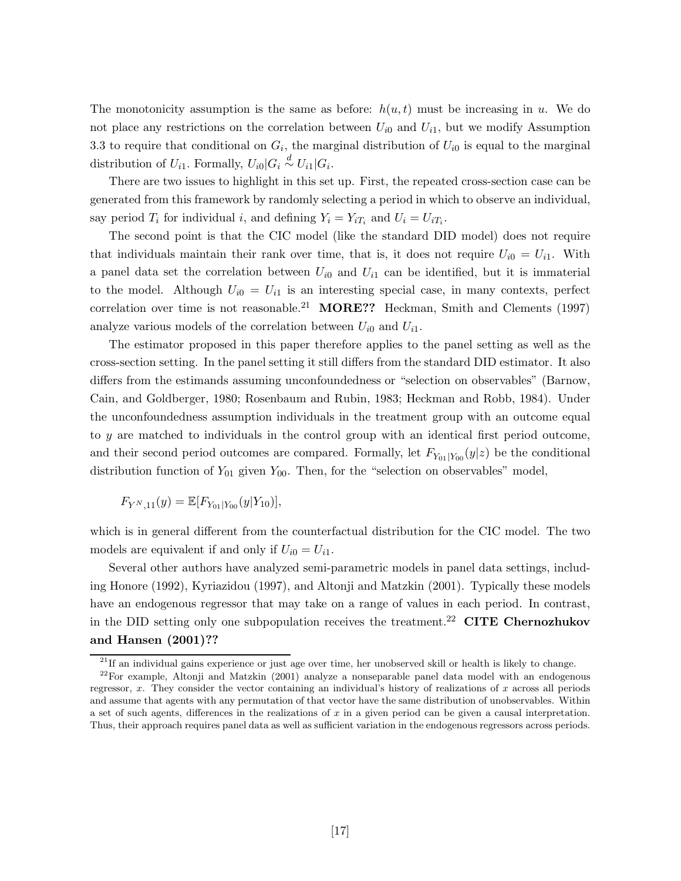The monotonicity assumption is the same as before: $h(u,t)$ must be increasing in $u$. We do not place any restrictions on the correlation between $U_{i0}$ and $U_{i1}$, but we modify Assumption 3.3 to require that conditional on $G_i$, the marginal distribution of $U_{i0}$ is equal to the marginal distribution of $U_{i1}$. Formally, $U_{i0}|G_i \overset{d}{\sim} U_{i1}|G_i$.

There are two issues to highlight in this set up. First, the repeated cross-section case can be generated from this framework by randomly selecting a period in which to observe an individual, say period $T_i$ for individual $i$, and defining $Y_i = Y_{iT_i}$ and $U_i = U_{iT_i}$.

The second point is that the CIC model (like the standard DID model) does not require that individuals maintain their rank over time, that is, it does not require $U_{i0} = U_{i1}$. With a panel data set the correlation between $U_{i0}$ and $U_{i1}$ can be identified, but it is immaterial to the model. Although $U_{i0} = U_{i1}$ is an interesting special case, in many contexts, perfect correlation over time is not reasonable.[21] **MORE??** Heckman, Smith and Clements (1997) analyze various models of the correlation between $U_{i0}$ and $U_{i1}$.

The estimator proposed in this paper therefore applies to the panel setting as well as the cross-section setting. In the panel setting it still differs from the standard DID estimator. It also differs from the estimands assuming unconfoundedness or "selection on observables" (Barnow, Cain, and Goldberger, 1980; Rosenbaum and Rubin, 1983; Heckman and Robb, 1984). Under the unconfoundedness assumption individuals in the treatment group with an outcome equal to $y$ are matched to individuals in the control group with an identical first period outcome, and their second period outcomes are compared. Formally, let $F_{Y_{01}|Y_{00}}(y|z)$ be the conditional distribution function of $Y_{01}$ given $Y_{00}$. Then, for the "selection on observables" model,

$$F_{Y^N,11}(y) = \mathbb{E}[F_{Y_{01}|Y_{00}}(y|Y_{10})],$$

which is in general different from the counterfactual distribution for the CIC model. The two models are equivalent if and only if $U_{i0} = U_{i1}$.

Several other authors have analyzed semi-parametric models in panel data settings, including Honore (1992), Kyriazidou (1997), and Altonji and Matzkin (2001). Typically these models have an endogenous regressor that may take on a range of values in each period. In contrast, in the DID setting only one subpopulation receives the treatment.[22] **CITE Chernozhukov and Hansen (2001)??**

[21] If an individual gains experience or just age over time, her unobserved skill or health is likely to change.

[22] For example, Altonji and Matzkin (2001) analyze a nonseparable panel data model with an endogenous regressor, $x$. They consider the vector containing an individual's history of realizations of $x$ across all periods and assume that agents with any permutation of that vector have the same distribution of unobservables. Within a set of such agents, differences in the realizations of $x$ in a given period can be given a causal interpretation. Thus, their approach requires panel data as well as sufficient variation in the endogenous regressors across periods.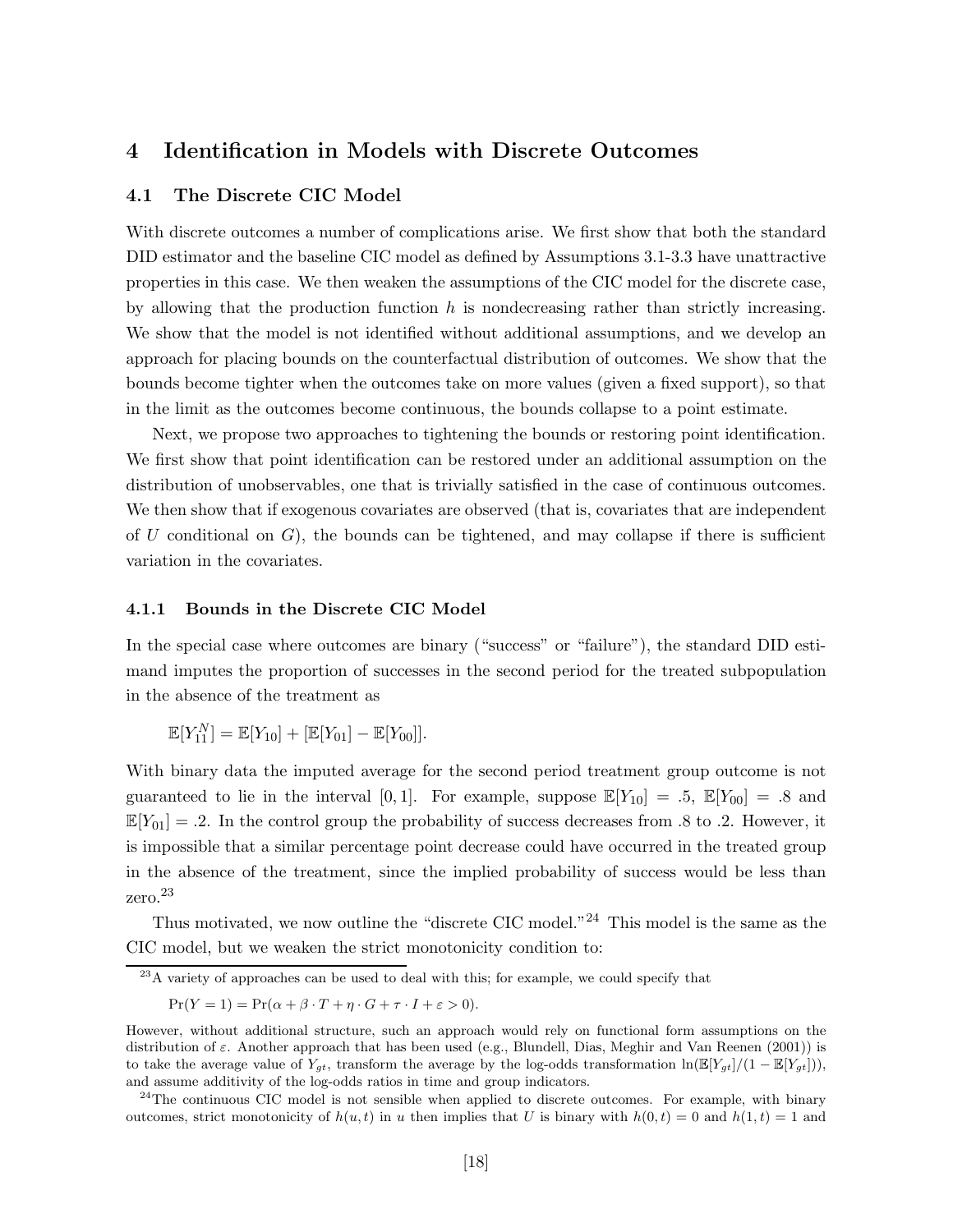# 4 Identification in Models with Discrete Outcomes

## 4.1 The Discrete CIC Model

With discrete outcomes a number of complications arise. We first show that both the standard DID estimator and the baseline CIC model as defined by Assumptions 3.1-3.3 have unattractive properties in this case. We then weaken the assumptions of the CIC model for the discrete case, by allowing that the production function $h$ is nondecreasing rather than strictly increasing. We show that the model is not identified without additional assumptions, and we develop an approach for placing bounds on the counterfactual distribution of outcomes. We show that the bounds become tighter when the outcomes take on more values (given a fixed support), so that in the limit as the outcomes become continuous, the bounds collapse to a point estimate.

Next, we propose two approaches to tightening the bounds or restoring point identification. We first show that point identification can be restored under an additional assumption on the distribution of unobservables, one that is trivially satisfied in the case of continuous outcomes. We then show that if exogenous covariates are observed (that is, covariates that are independent of $U$ conditional on $G$), the bounds can be tightened, and may collapse if there is sufficient variation in the covariates.

### 4.1.1 Bounds in the Discrete CIC Model

In the special case where outcomes are binary ("success" or "failure"), the standard DID estimand imputes the proportion of successes in the second period for the treated subpopulation in the absence of the treatment as

$$\mathbb{E}[Y_{11}^N] = \mathbb{E}[Y_{10}] + [\mathbb{E}[Y_{01}] - \mathbb{E}[Y_{00}]].$$

With binary data the imputed average for the second period treatment group outcome is not guaranteed to lie in the interval $[0, 1]$. For example, suppose $\mathbb{E}[Y_{10}] = .5$, $\mathbb{E}[Y_{00}] = .8$ and $\mathbb{E}[Y_{01}] = .2$. In the control group the probability of success decreases from .8 to .2. However, it is impossible that a similar percentage point decrease could have occurred in the treated group in the absence of the treatment, since the implied probability of success would be less than zero.[23]

Thus motivated, we now outline the "discrete CIC model."[24] This model is the same as the CIC model, but we weaken the strict monotonicity condition to:

---

[23] A variety of approaches can be used to deal with this; for example, we could specify that

$$\Pr(Y = 1) = \Pr(\alpha + \beta \cdot T + \eta \cdot G + \tau \cdot I + \varepsilon > 0).$$

However, without additional structure, such an approach would rely on functional form assumptions on the distribution of $\varepsilon$. Another approach that has been used (e.g., Blundell, Dias, Meghir and Van Reenen (2001)) is to take the average value of $Y_{gt}$, transform the average by the log-odds transformation $\ln(\mathbb{E}[Y_{gt}]/(1 - \mathbb{E}[Y_{gt}]))$, and assume additivity of the log-odds ratios in time and group indicators.

[24] The continuous CIC model is not sensible when applied to discrete outcomes. For example, with binary outcomes, strict monotonicity of $h(u, t)$ in $u$ then implies that $U$ is binary with $h(0, t) = 0$ and $h(1, t) = 1$ and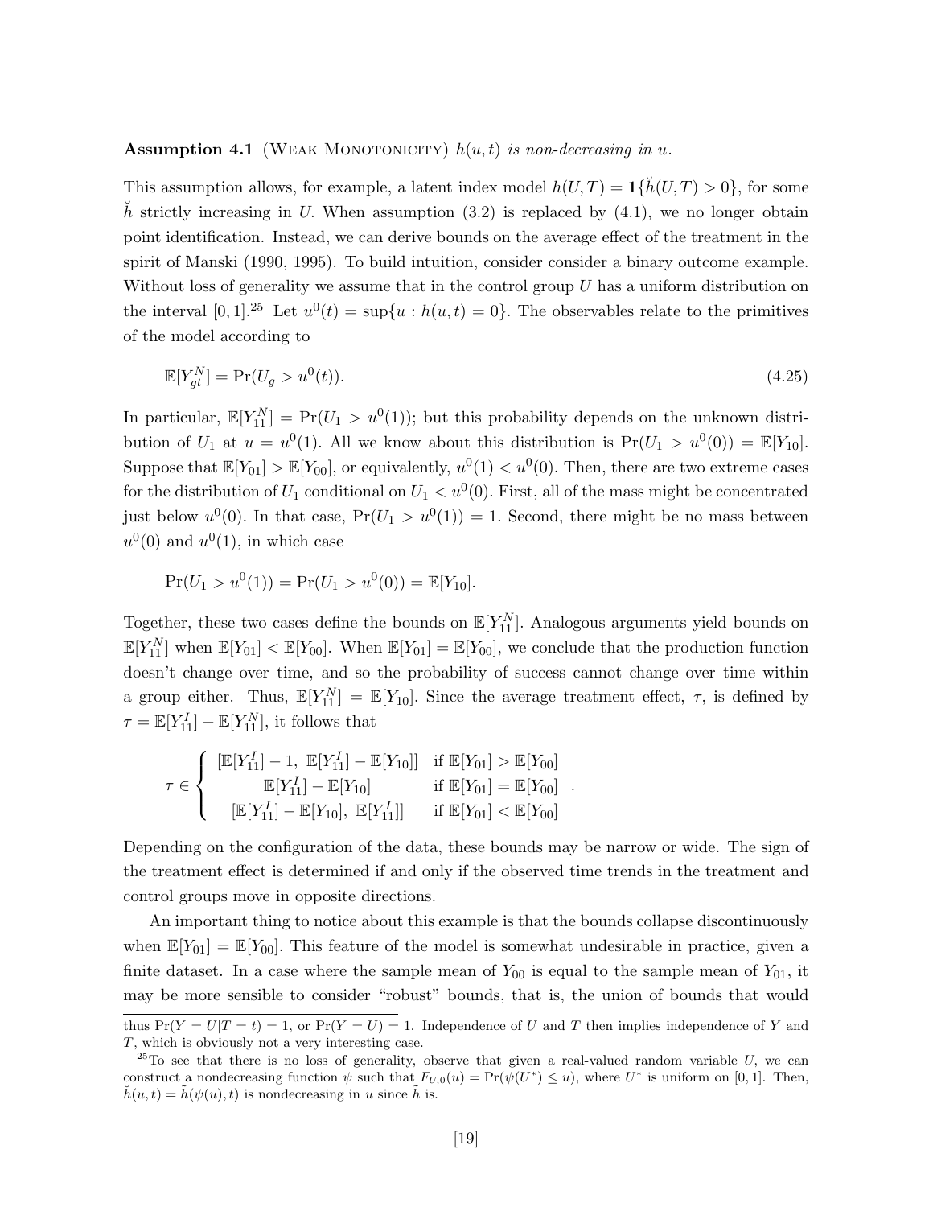**Assumption 4.1** (Weak Monotonicity) *$h(u,t)$ is non-decreasing in $u$.*

This assumption allows, for example, a latent index model $h(U,T) = \mathbf{1}\{\breve{h}(U,T) > 0\}$, for some $\breve{h}$ strictly increasing in $U$. When assumption (3.2) is replaced by (4.1), we no longer obtain point identification. Instead, we can derive bounds on the average effect of the treatment in the spirit of Manski (1990, 1995). To build intuition, consider consider a binary outcome example. Without loss of generality we assume that in the control group $U$ has a uniform distribution on the interval $[0,1]$.[25] Let $u^0(t) = \sup\{u : h(u,t) = 0\}$. The observables relate to the primitives of the model according to

$$\mathbb{E}[Y_{gt}^N] = \Pr(U_g > u^0(t)). \tag{4.25}$$

In particular, $\mathbb{E}[Y_{11}^N] = \Pr(U_1 > u^0(1))$; but this probability depends on the unknown distribution of $U_1$ at $u = u^0(1)$. All we know about this distribution is $\Pr(U_1 > u^0(0)) = \mathbb{E}[Y_{10}]$. Suppose that $\mathbb{E}[Y_{01}] > \mathbb{E}[Y_{00}]$, or equivalently, $u^0(1) < u^0(0)$. Then, there are two extreme cases for the distribution of $U_1$ conditional on $U_1 < u^0(0)$. First, all of the mass might be concentrated just below $u^0(0)$. In that case, $\Pr(U_1 > u^0(1)) = 1$. Second, there might be no mass between $u^0(0)$ and $u^0(1)$, in which case

$$\Pr(U_1 > u^0(1)) = \Pr(U_1 > u^0(0)) = \mathbb{E}[Y_{10}].$$

Together, these two cases define the bounds on $\mathbb{E}[Y_{11}^N]$. Analogous arguments yield bounds on $\mathbb{E}[Y_{11}^N]$ when $\mathbb{E}[Y_{01}] < \mathbb{E}[Y_{00}]$. When $\mathbb{E}[Y_{01}] = \mathbb{E}[Y_{00}]$, we conclude that the production function doesn't change over time, and so the probability of success cannot change over time within a group either. Thus, $\mathbb{E}[Y_{11}^N] = \mathbb{E}[Y_{10}]$. Since the average treatment effect, $\tau$, is defined by $\tau = \mathbb{E}[Y_{11}^I] - \mathbb{E}[Y_{11}^N]$, it follows that

$$\tau \in \begin{cases} [\mathbb{E}[Y_{11}^I] - 1,\ \mathbb{E}[Y_{11}^I] - \mathbb{E}[Y_{10}]] & \text{if } \mathbb{E}[Y_{01}] > \mathbb{E}[Y_{00}] \\ \mathbb{E}[Y_{11}^I] - \mathbb{E}[Y_{10}] & \text{if } \mathbb{E}[Y_{01}] = \mathbb{E}[Y_{00}] \\ [\mathbb{E}[Y_{11}^I] - \mathbb{E}[Y_{10}],\ \mathbb{E}[Y_{11}^I]] & \text{if } \mathbb{E}[Y_{01}] < \mathbb{E}[Y_{00}] \end{cases}.$$

Depending on the configuration of the data, these bounds may be narrow or wide. The sign of the treatment effect is determined if and only if the observed time trends in the treatment and control groups move in opposite directions.

An important thing to notice about this example is that the bounds collapse discontinuously when $\mathbb{E}[Y_{01}] = \mathbb{E}[Y_{00}]$. This feature of the model is somewhat undesirable in practice, given a finite dataset. In a case where the sample mean of $Y_{00}$ is equal to the sample mean of $Y_{01}$, it may be more sensible to consider "robust" bounds, that is, the union of bounds that would

---

thus $\Pr(Y = U|T = t) = 1$, or $\Pr(Y = U) = 1$. Independence of $U$ and $T$ then implies independence of $Y$ and $T$, which is obviously not a very interesting case.

[25] To see that there is no loss of generality, observe that given a real-valued random variable $U$, we can construct a nondecreasing function $\psi$ such that $F_{U,0}(u) = \Pr(\psi(U^*) \leq u)$, where $U^*$ is uniform on $[0,1]$. Then, $\breve{h}(u,t) = \tilde{h}(\psi(u),t)$ is nondecreasing in $u$ since $\tilde{h}$ is.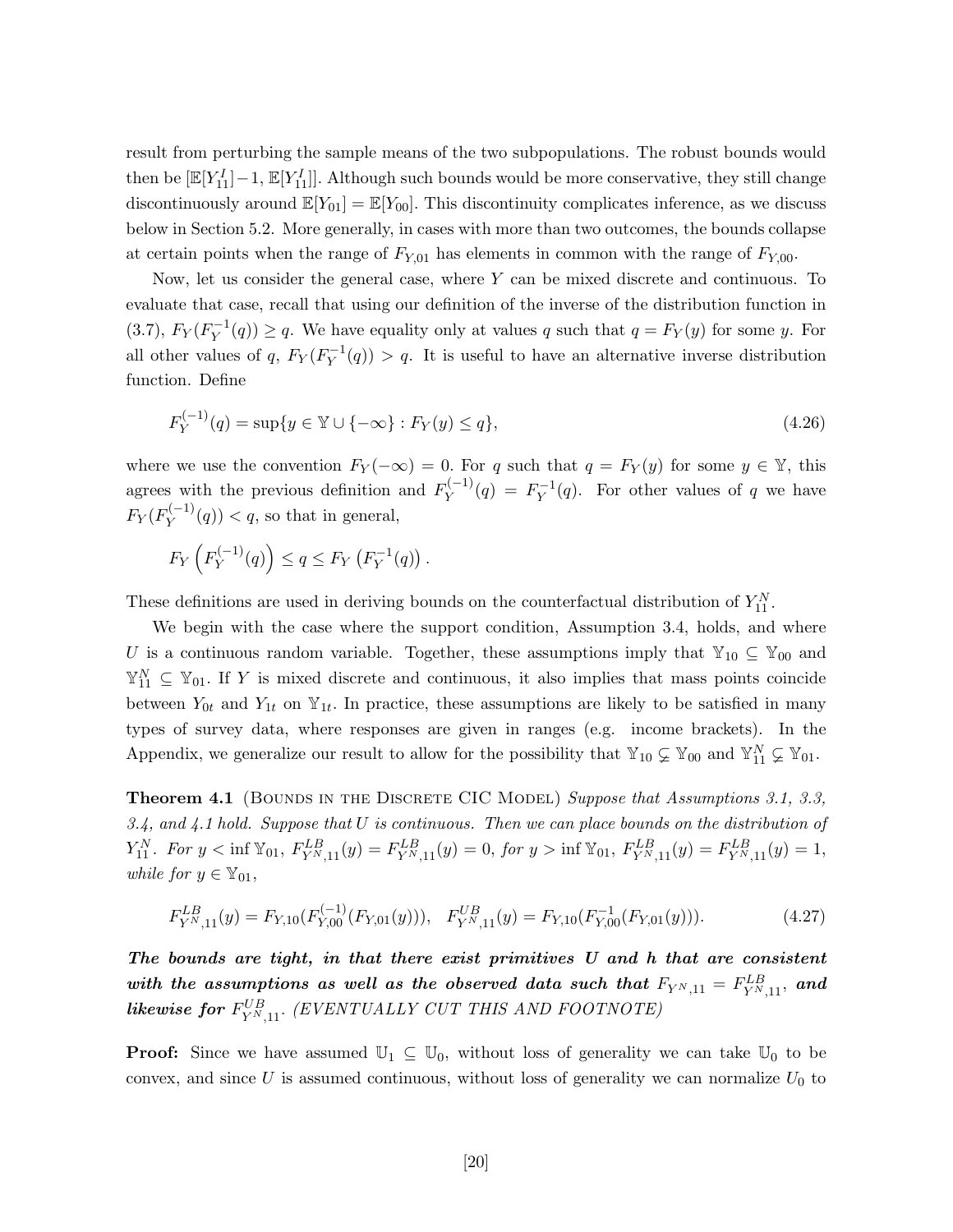result from perturbing the sample means of the two subpopulations. The robust bounds would then be $[\mathbb{E}[Y_{11}^I]-1, \mathbb{E}[Y_{11}^I]]$. Although such bounds would be more conservative, they still change discontinuously around $\mathbb{E}[Y_{01}] = \mathbb{E}[Y_{00}]$. This discontinuity complicates inference, as we discuss below in Section 5.2. More generally, in cases with more than two outcomes, the bounds collapse at certain points when the range of $F_{Y,01}$ has elements in common with the range of $F_{Y,00}$.

Now, let us consider the general case, where $Y$ can be mixed discrete and continuous. To evaluate that case, recall that using our definition of the inverse of the distribution function in (3.7), $F_Y(F_Y^{-1}(q)) \geq q$. We have equality only at values $q$ such that $q = F_Y(y)$ for some $y$. For all other values of $q$, $F_Y(F_Y^{-1}(q)) > q$. It is useful to have an alternative inverse distribution function. Define

$$F_Y^{(-1)}(q) = \sup\{y \in \mathbb{Y} \cup \{-\infty\} : F_Y(y) \leq q\}, \tag{4.26}$$

where we use the convention $F_Y(-\infty) = 0$. For $q$ such that $q = F_Y(y)$ for some $y \in \mathbb{Y}$, this agrees with the previous definition and $F_Y^{(-1)}(q) = F_Y^{-1}(q)$. For other values of $q$ we have $F_Y(F_Y^{(-1)}(q)) < q$, so that in general,

$$F_Y\left(F_Y^{(-1)}(q)\right) \leq q \leq F_Y\left(F_Y^{-1}(q)\right).$$

These definitions are used in deriving bounds on the counterfactual distribution of $Y_{11}^N$.

We begin with the case where the support condition, Assumption 3.4, holds, and where $U$ is a continuous random variable. Together, these assumptions imply that $\mathbb{Y}_{10} \subseteq \mathbb{Y}_{00}$ and $\mathbb{Y}_{11}^N \subseteq \mathbb{Y}_{01}$. If $Y$ is mixed discrete and continuous, it also implies that mass points coincide between $Y_{0t}$ and $Y_{1t}$ on $\mathbb{Y}_{1t}$. In practice, these assumptions are likely to be satisfied in many types of survey data, where responses are given in ranges (e.g. income brackets). In the Appendix, we generalize our result to allow for the possibility that $\mathbb{Y}_{10} \subsetneq \mathbb{Y}_{00}$ and $\mathbb{Y}_{11}^N \subsetneq \mathbb{Y}_{01}$.

**Theorem 4.1** (Bounds in the Discrete CIC Model) *Suppose that Assumptions 3.1, 3.3, 3.4, and 4.1 hold. Suppose that $U$ is continuous. Then we can place bounds on the distribution of $Y_{11}^N$. For $y < \inf \mathbb{Y}_{01}$, $F_{Y^N,11}^{LB}(y) = F_{Y^N,11}^{LB}(y) = 0$, for $y > \inf \mathbb{Y}_{01}$, $F_{Y^N,11}^{LB}(y) = F_{Y^N,11}^{LB}(y) = 1$, while for $y \in \mathbb{Y}_{01}$,*

$$F_{Y^N,11}^{LB}(y) = F_{Y,10}(F_{Y,00}^{(-1)}(F_{Y,01}(y))), \quad F_{Y^N,11}^{UB}(y) = F_{Y,10}(F_{Y,00}^{-1}(F_{Y,01}(y))). \tag{4.27}$$

***The bounds are tight, in that there exist primitives U and h that are consistent with the assumptions as well as the observed data such that $F_{Y^N,11} = F_{Y^N,11}^{LB}$, and likewise for $F_{Y^N,11}^{UB}$.*** *(EVENTUALLY CUT THIS AND FOOTNOTE)*

**Proof:** Since we have assumed $\mathbb{U}_1 \subseteq \mathbb{U}_0$, without loss of generality we can take $\mathbb{U}_0$ to be convex, and since $U$ is assumed continuous, without loss of generality we can normalize $U_0$ to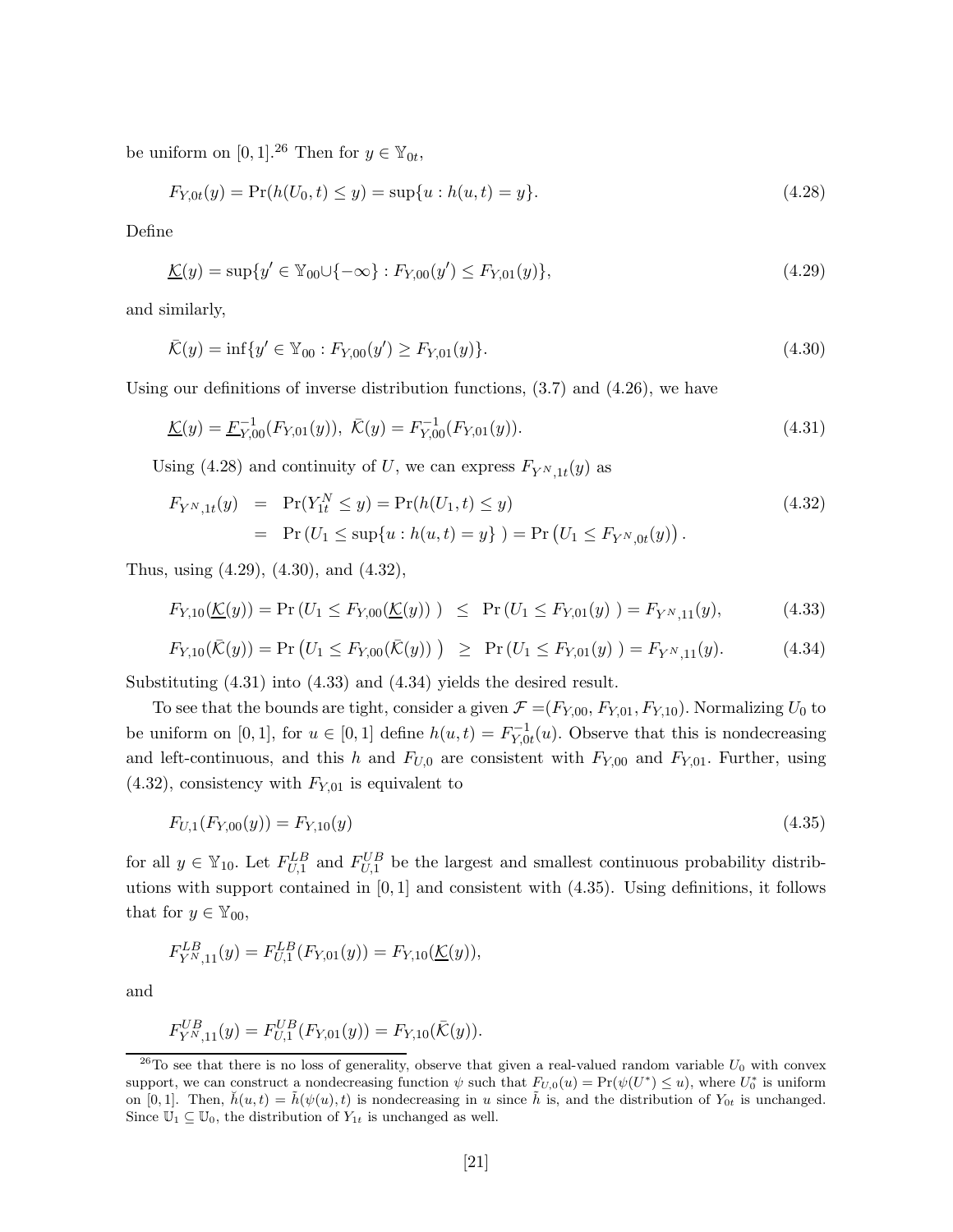be uniform on $[0,1]$.[26] Then for $y \in \mathbb{Y}_{0t}$,

$$F_{Y,0t}(y) = \Pr(h(U_0,t) \leq y) = \sup\{u : h(u,t) = y\}. \tag{4.28}$$

Define

$$\underline{\mathcal{K}}(y) = \sup\{y' \in \mathbb{Y}_{00} \cup \{-\infty\} : F_{Y,00}(y') \leq F_{Y,01}(y)\}, \tag{4.29}$$

and similarly,

$$\bar{\mathcal{K}}(y) = \inf\{y' \in \mathbb{Y}_{00} : F_{Y,00}(y') \geq F_{Y,01}(y)\}. \tag{4.30}$$

Using our definitions of inverse distribution functions, (3.7) and (4.26), we have

$$\underline{\mathcal{K}}(y) = \underline{F}^{-1}_{Y,00}(F_{Y,01}(y)),\ \bar{\mathcal{K}}(y) = F^{-1}_{Y,00}(F_{Y,01}(y)). \tag{4.31}$$

Using (4.28) and continuity of $U$, we can express $F_{Y^N,1t}(y)$ as

$$\begin{aligned} F_{Y^N,1t}(y) &= \Pr(Y^N_{1t} \leq y) = \Pr(h(U_1,t) \leq y) \\ &= \Pr\left(U_1 \leq \sup\{u : h(u,t) = y\}\ \right) = \Pr\left(U_1 \leq F_{Y^N,0t}(y)\right). \end{aligned} \tag{4.32}$$

Thus, using (4.29), (4.30), and (4.32),

$$F_{Y,10}(\underline{\mathcal{K}}(y)) = \Pr\left(U_1 \leq F_{Y,00}(\underline{\mathcal{K}}(y))\ \right) \ \leq\ \Pr\left(U_1 \leq F_{Y,01}(y)\ \right) = F_{Y^N,11}(y), \tag{4.33}$$

$$F_{Y,10}(\bar{\mathcal{K}}(y)) = \Pr\left(U_1 \leq F_{Y,00}(\bar{\mathcal{K}}(y))\ \right) \ \geq\ \Pr\left(U_1 \leq F_{Y,01}(y)\ \right) = F_{Y^N,11}(y). \tag{4.34}$$

Substituting (4.31) into (4.33) and (4.34) yields the desired result.

To see that the bounds are tight, consider a given $\mathcal{F} = (F_{Y,00}, F_{Y,01}, F_{Y,10})$. Normalizing $U_0$ to be uniform on $[0,1]$, for $u \in [0,1]$ define $h(u,t) = F^{-1}_{Y,0t}(u)$. Observe that this is nondecreasing and left-continuous, and this $h$ and $F_{U,0}$ are consistent with $F_{Y,00}$ and $F_{Y,01}$. Further, using (4.32), consistency with $F_{Y,01}$ is equivalent to

$$F_{U,1}(F_{Y,00}(y)) = F_{Y,10}(y) \tag{4.35}$$

for all $y \in \mathbb{Y}_{10}$. Let $F^{LB}_{U,1}$ and $F^{UB}_{U,1}$ be the largest and smallest continuous probability distributions with support contained in $[0,1]$ and consistent with (4.35). Using definitions, it follows that for $y \in \mathbb{Y}_{00}$,

$$F^{LB}_{Y^N,11}(y) = F^{LB}_{U,1}(F_{Y,01}(y)) = F_{Y,10}(\underline{\mathcal{K}}(y)),$$

and

$$F^{UB}_{Y^N,11}(y) = F^{UB}_{U,1}(F_{Y,01}(y)) = F_{Y,10}(\bar{\mathcal{K}}(y)).$$

[26] To see that there is no loss of generality, observe that given a real-valued random variable $U_0$ with convex support, we can construct a nondecreasing function $\psi$ such that $F_{U,0}(u) = \Pr(\psi(U^*) \leq u)$, where $U^*_0$ is uniform on $[0,1]$. Then, $\breve{h}(u,t) = \tilde{h}(\psi(u),t)$ is nondecreasing in $u$ since $\tilde{h}$ is, and the distribution of $Y_{0t}$ is unchanged. Since $\mathbb{U}_1 \subseteq \mathbb{U}_0$, the distribution of $Y_{1t}$ is unchanged as well.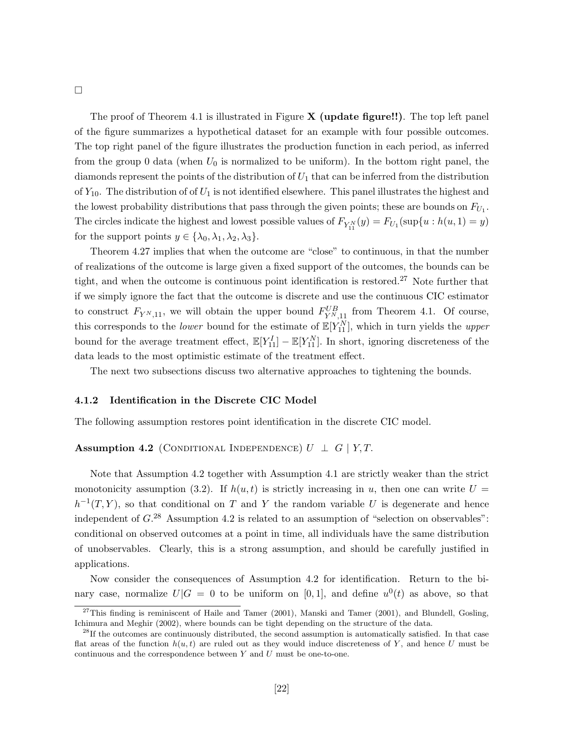□

The proof of Theorem 4.1 is illustrated in Figure **X (update figure!!)**. The top left panel of the figure summarizes a hypothetical dataset for an example with four possible outcomes. The top right panel of the figure illustrates the production function in each period, as inferred from the group 0 data (when $U_0$ is normalized to be uniform). In the bottom right panel, the diamonds represent the points of the distribution of $U_1$ that can be inferred from the distribution of $Y_{10}$. The distribution of of $U_1$ is not identified elsewhere. This panel illustrates the highest and the lowest probability distributions that pass through the given points; these are bounds on $F_{U_1}$. The circles indicate the highest and lowest possible values of $F_{Y_{11}^N}(y) = F_{U_1}(\sup\{u : h(u,1) = y)$ for the support points $y \in \{\lambda_0, \lambda_1, \lambda_2, \lambda_3\}$.

Theorem 4.27 implies that when the outcome are "close" to continuous, in that the number of realizations of the outcome is large given a fixed support of the outcomes, the bounds can be tight, and when the outcome is continuous point identification is restored.[27] Note further that if we simply ignore the fact that the outcome is discrete and use the continuous CIC estimator to construct $F_{Y^N,11}$, we will obtain the upper bound $F^{UB}_{Y^N,11}$ from Theorem 4.1. Of course, this corresponds to the *lower* bound for the estimate of $\mathbb{E}[Y_{11}^N]$, which in turn yields the *upper* bound for the average treatment effect, $\mathbb{E}[Y_{11}^I] - \mathbb{E}[Y_{11}^N]$. In short, ignoring discreteness of the data leads to the most optimistic estimate of the treatment effect.

The next two subsections discuss two alternative approaches to tightening the bounds.

### 4.1.2 Identification in the Discrete CIC Model

The following assumption restores point identification in the discrete CIC model.

**Assumption 4.2** (Conditional Independence) $U \perp G \mid Y, T$.

Note that Assumption 4.2 together with Assumption 4.1 are strictly weaker than the strict monotonicity assumption (3.2). If $h(u,t)$ is strictly increasing in $u$, then one can write $U = h^{-1}(T,Y)$, so that conditional on $T$ and $Y$ the random variable $U$ is degenerate and hence independent of $G$.[28] Assumption 4.2 is related to an assumption of "selection on observables": conditional on observed outcomes at a point in time, all individuals have the same distribution of unobservables. Clearly, this is a strong assumption, and should be carefully justified in applications.

Now consider the consequences of Assumption 4.2 for identification. Return to the binary case, normalize $U|G = 0$ to be uniform on $[0,1]$, and define $u^0(t)$ as above, so that

[27] This finding is reminiscent of Haile and Tamer (2001), Manski and Tamer (2001), and Blundell, Gosling, Ichimura and Meghir (2002), where bounds can be tight depending on the structure of the data.

[28] If the outcomes are continuously distributed, the second assumption is automatically satisfied. In that case flat areas of the function $h(u,t)$ are ruled out as they would induce discreteness of $Y$, and hence $U$ must be continuous and the correspondence between $Y$ and $U$ must be one-to-one.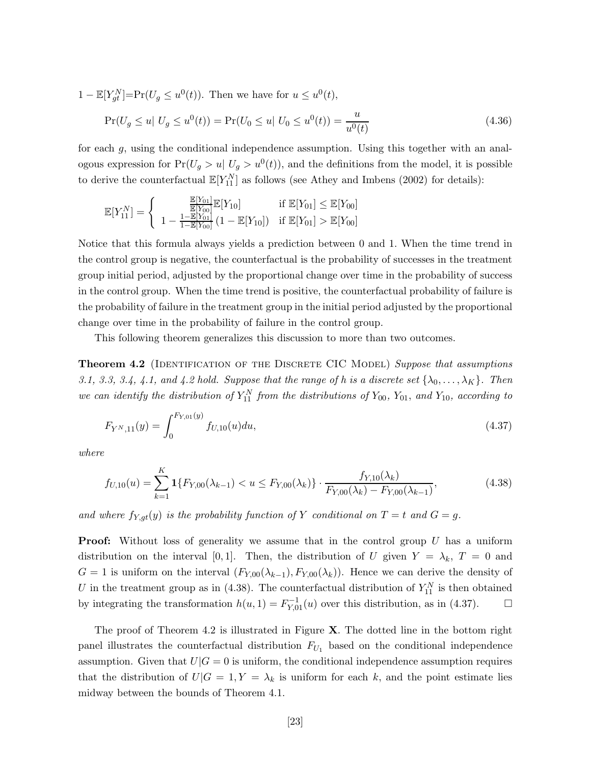$1 - \mathbb{E}[Y_{gt}^N]$=$\Pr(U_g \leq u^0(t))$. Then we have for $u \leq u^0(t)$,

$$\Pr(U_g \leq u|\ U_g \leq u^0(t)) = \Pr(U_0 \leq u|\ U_0 \leq u^0(t)) = \frac{u}{u^0(t)} \tag{4.36}$$

for each $g$, using the conditional independence assumption. Using this together with an analogous expression for $\Pr(U_g > u|\ U_g > u^0(t))$, and the definitions from the model, it is possible to derive the counterfactual $\mathbb{E}[Y_{11}^N]$ as follows (see Athey and Imbens (2002) for details):

$$\mathbb{E}[Y_{11}^N] = \begin{cases} \frac{\mathbb{E}[Y_{01}]}{\mathbb{E}[Y_{00}]}\mathbb{E}[Y_{10}] & \text{if } \mathbb{E}[Y_{01}] \leq \mathbb{E}[Y_{00}] \\ 1 - \frac{1-\mathbb{E}[Y_{01}]}{1-\mathbb{E}[Y_{00}]}(1 - \mathbb{E}[Y_{10}]) & \text{if } \mathbb{E}[Y_{01}] > \mathbb{E}[Y_{00}] \end{cases}$$

Notice that this formula always yields a prediction between 0 and 1. When the time trend in the control group is negative, the counterfactual is the probability of successes in the treatment group initial period, adjusted by the proportional change over time in the probability of success in the control group. When the time trend is positive, the counterfactual probability of failure is the probability of failure in the treatment group in the initial period adjusted by the proportional change over time in the probability of failure in the control group.

This following theorem generalizes this discussion to more than two outcomes.

**Theorem 4.2** (Identification of the Discrete CIC Model) *Suppose that assumptions 3.1, 3.3, 3.4, 4.1, and 4.2 hold. Suppose that the range of $h$ is a discrete set $\{\lambda_0, \ldots, \lambda_K\}$. Then we can identify the distribution of $Y_{11}^N$ from the distributions of $Y_{00}$, $Y_{01}$, and $Y_{10}$, according to*

$$F_{Y^N,11}(y) = \int_0^{F_{Y,01}(y)} f_{U,10}(u)du, \tag{4.37}$$

*where*

$$f_{U,10}(u) = \sum_{k=1}^{K} \mathbf{1}\{F_{Y,00}(\lambda_{k-1}) < u \leq F_{Y,00}(\lambda_k)\} \cdot \frac{f_{Y,10}(\lambda_k)}{F_{Y,00}(\lambda_k) - F_{Y,00}(\lambda_{k-1})}, \tag{4.38}$$

*and where $f_{Y,gt}(y)$ is the probability function of $Y$ conditional on $T = t$ and $G = g$.*

**Proof:** Without loss of generality we assume that in the control group $U$ has a uniform distribution on the interval $[0, 1]$. Then, the distribution of $U$ given $Y = \lambda_k$, $T = 0$ and $G = 1$ is uniform on the interval $(F_{Y,00}(\lambda_{k-1}), F_{Y,00}(\lambda_k))$. Hence we can derive the density of $U$ in the treatment group as in (4.38). The counterfactual distribution of $Y_{11}^N$ is then obtained by integrating the transformation $h(u, 1) = F_{Y,01}^{-1}(u)$ over this distribution, as in (4.37). $\square$

The proof of Theorem 4.2 is illustrated in Figure **X**. The dotted line in the bottom right panel illustrates the counterfactual distribution $F_{U_1}$ based on the conditional independence assumption. Given that $U|G = 0$ is uniform, the conditional independence assumption requires that the distribution of $U|G = 1, Y = \lambda_k$ is uniform for each $k$, and the point estimate lies midway between the bounds of Theorem 4.1.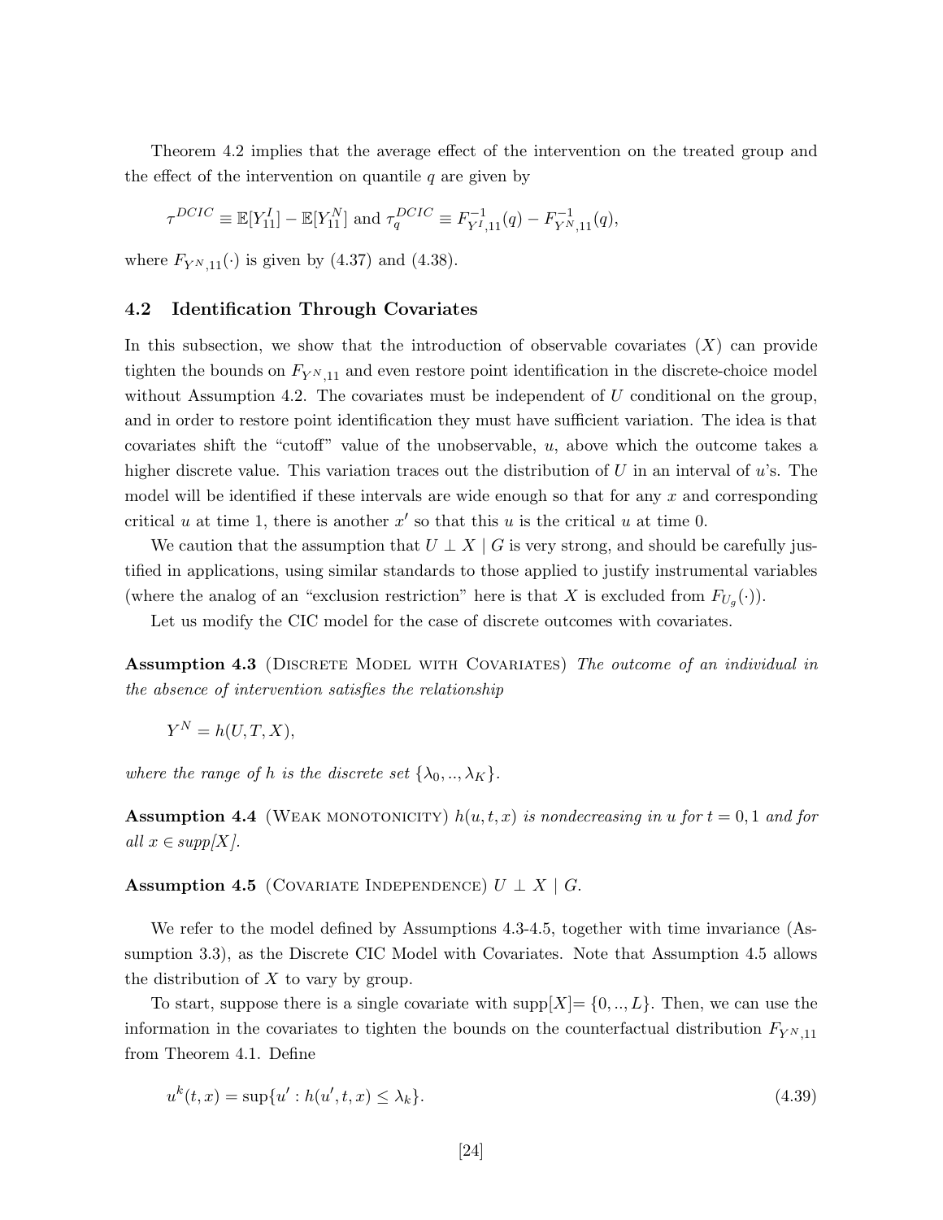Theorem 4.2 implies that the average effect of the intervention on the treated group and the effect of the intervention on quantile $q$ are given by

$$\tau^{DCIC} \equiv \mathbb{E}[Y_{11}^I] - \mathbb{E}[Y_{11}^N] \text{ and } \tau_q^{DCIC} \equiv F_{Y^I,11}^{-1}(q) - F_{Y^N,11}^{-1}(q),$$

where $F_{Y^N,11}(\cdot)$ is given by (4.37) and (4.38).

### 4.2 Identification Through Covariates

In this subsection, we show that the introduction of observable covariates ($X$) can provide tighten the bounds on $F_{Y^N,11}$ and even restore point identification in the discrete-choice model without Assumption 4.2. The covariates must be independent of $U$ conditional on the group, and in order to restore point identification they must have sufficient variation. The idea is that covariates shift the "cutoff" value of the unobservable, $u$, above which the outcome takes a higher discrete value. This variation traces out the distribution of $U$ in an interval of $u$'s. The model will be identified if these intervals are wide enough so that for any $x$ and corresponding critical $u$ at time 1, there is another $x'$ so that this $u$ is the critical $u$ at time 0.

We caution that the assumption that $U \perp X \mid G$ is very strong, and should be carefully justified in applications, using similar standards to those applied to justify instrumental variables (where the analog of an "exclusion restriction" here is that $X$ is excluded from $F_{U_g}(\cdot)$).

Let us modify the CIC model for the case of discrete outcomes with covariates.

**Assumption 4.3** (Discrete Model with Covariates) *The outcome of an individual in the absence of intervention satisfies the relationship*

$$Y^N = h(U, T, X),$$

*where the range of $h$ is the discrete set $\{\lambda_0, .., \lambda_K\}$.*

**Assumption 4.4** (Weak monotonicity) *$h(u, t, x)$ is nondecreasing in $u$ for $t = 0, 1$ and for all $x \in supp[X]$.*

**Assumption 4.5** (Covariate Independence) $U \perp X \mid G$.

We refer to the model defined by Assumptions 4.3-4.5, together with time invariance (Assumption 3.3), as the Discrete CIC Model with Covariates. Note that Assumption 4.5 allows the distribution of $X$ to vary by group.

To start, suppose there is a single covariate with supp[$X$]$= \{0, .., L\}$. Then, we can use the information in the covariates to tighten the bounds on the counterfactual distribution $F_{Y^N,11}$ from Theorem 4.1. Define

$$u^k(t, x) = \sup\{u' : h(u', t, x) \leq \lambda_k\}. \tag{4.39}$$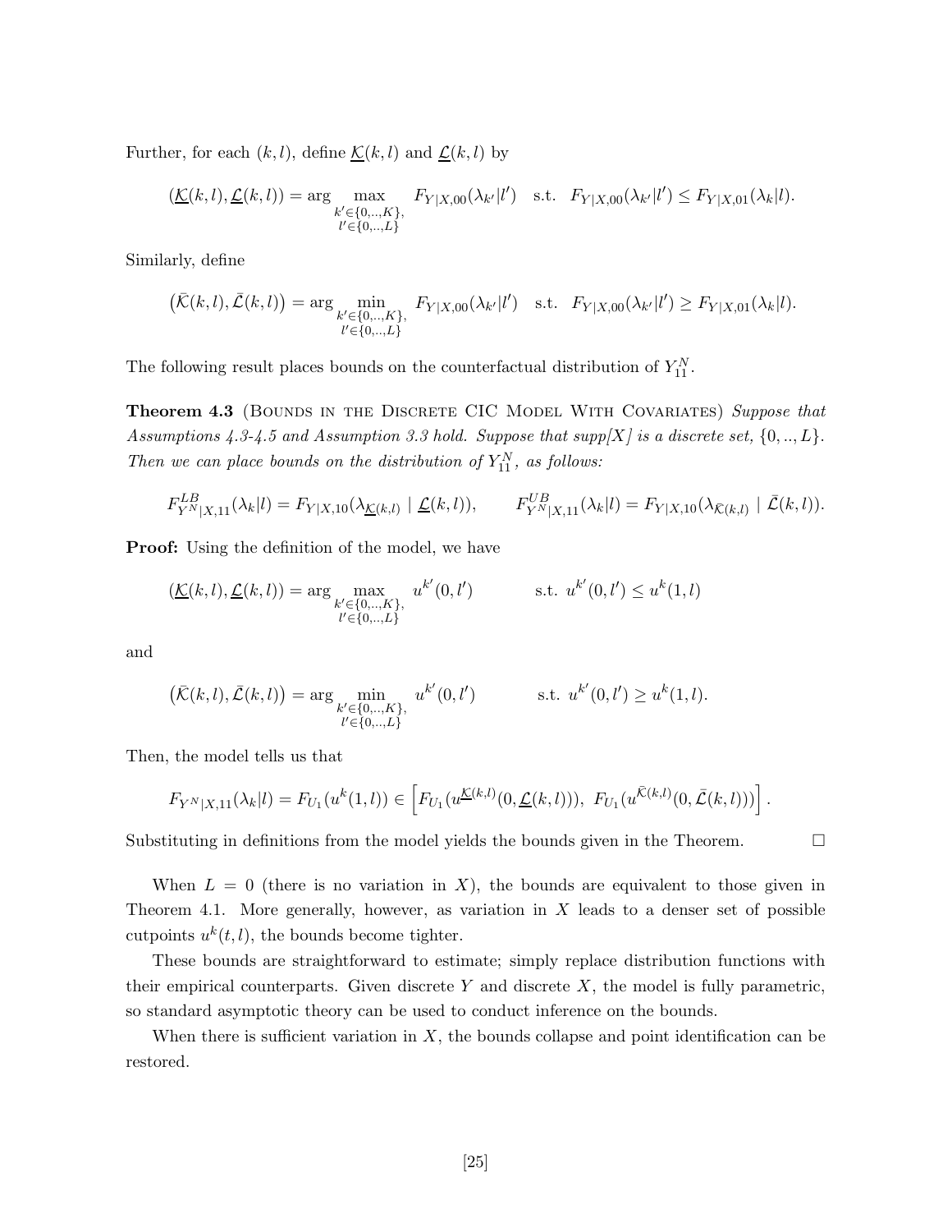Further, for each $(k,l)$, define $\underline{\mathcal{K}}(k,l)$ and $\underline{\mathcal{L}}(k,l)$ by

$$(\underline{\mathcal{K}}(k,l), \underline{\mathcal{L}}(k,l)) = \arg \max_{\substack{k' \in \{0,..,K\}, \\ l' \in \{0,..,L\}}} F_{Y|X,00}(\lambda_{k'}|l') \quad \text{s.t.} \quad F_{Y|X,00}(\lambda_{k'}|l') \leq F_{Y|X,01}(\lambda_k|l).$$

Similarly, define

$$\left(\bar{\mathcal{K}}(k,l), \bar{\mathcal{L}}(k,l)\right) = \arg \min_{\substack{k' \in \{0,..,K\}, \\ l' \in \{0,..,L\}}} F_{Y|X,00}(\lambda_{k'}|l') \quad \text{s.t.} \quad F_{Y|X,00}(\lambda_{k'}|l') \geq F_{Y|X,01}(\lambda_k|l).$$

The following result places bounds on the counterfactual distribution of $Y_{11}^N$.

**Theorem 4.3** (Bounds in the Discrete CIC Model With Covariates) *Suppose that Assumptions 4.3-4.5 and Assumption 3.3 hold. Suppose that supp[X] is a discrete set, $\{0,..,L\}$. Then we can place bounds on the distribution of $Y_{11}^N$, as follows:*

$$F^{LB}_{Y^N|X,11}(\lambda_k|l) = F_{Y|X,10}(\lambda_{\underline{\mathcal{K}}(k,l)} \mid \underline{\mathcal{L}}(k,l)), \qquad F^{UB}_{Y^N|X,11}(\lambda_k|l) = F_{Y|X,10}(\lambda_{\bar{\mathcal{K}}(k,l)} \mid \bar{\mathcal{L}}(k,l)).$$

**Proof:** Using the definition of the model, we have

$$(\underline{\mathcal{K}}(k,l), \underline{\mathcal{L}}(k,l)) = \arg \max_{\substack{k' \in \{0,..,K\}, \\ l' \in \{0,..,L\}}} u^{k'}(0,l') \qquad \text{s.t. } u^{k'}(0,l') \leq u^k(1,l)$$

and

$$\left(\bar{\mathcal{K}}(k,l), \bar{\mathcal{L}}(k,l)\right) = \arg \min_{\substack{k' \in \{0,..,K\}, \\ l' \in \{0,..,L\}}} u^{k'}(0,l') \qquad \text{s.t. } u^{k'}(0,l') \geq u^k(1,l).$$

Then, the model tells us that

$$F_{Y^N|X,11}(\lambda_k|l) = F_{U_1}(u^k(1,l)) \in \left[F_{U_1}(u^{\underline{\mathcal{K}}(k,l)}(0,\underline{\mathcal{L}}(k,l))),\ F_{U_1}(u^{\bar{\mathcal{K}}(k,l)}(0,\bar{\mathcal{L}}(k,l)))\right].$$

Substituting in definitions from the model yields the bounds given in the Theorem. □

When $L = 0$ (there is no variation in $X$), the bounds are equivalent to those given in Theorem 4.1. More generally, however, as variation in $X$ leads to a denser set of possible cutpoints $u^k(t,l)$, the bounds become tighter.

These bounds are straightforward to estimate; simply replace distribution functions with their empirical counterparts. Given discrete $Y$ and discrete $X$, the model is fully parametric, so standard asymptotic theory can be used to conduct inference on the bounds.

When there is sufficient variation in $X$, the bounds collapse and point identification can be restored.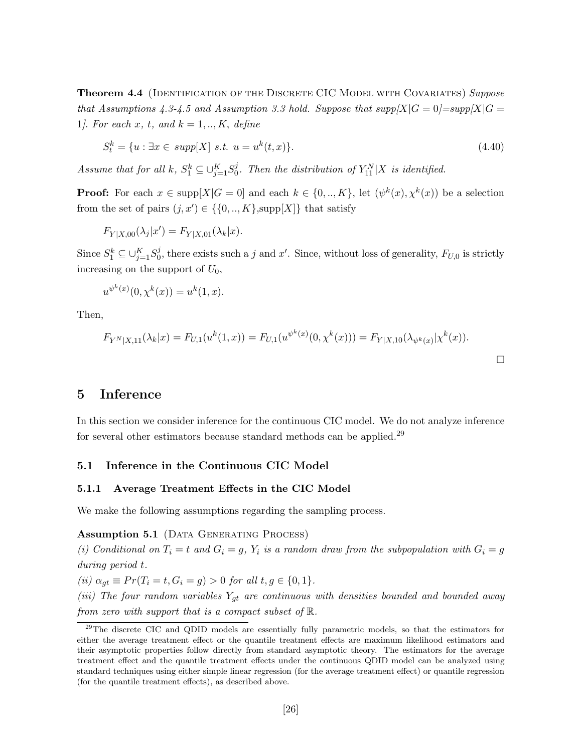**Theorem 4.4** (Identification of the Discrete CIC Model with Covariates) *Suppose that Assumptions 4.3-4.5 and Assumption 3.3 hold. Suppose that supp[$X|G=0$]=supp[$X|G=1$]. For each $x$, $t$, and $k=1,..,K$, define*

$$S_t^k = \{u : \exists x \in \ supp[X] \ s.t. \ u = u^k(t,x)\}. \tag{4.40}$$

*Assume that for all $k$, $S_1^k \subseteq \cup_{j=1}^K S_0^j$. Then the distribution of $Y_{11}^N|X$ is identified.*

**Proof:** For each $x \in \text{supp}[X|G=0]$ and each $k \in \{0,..,K\}$, let $(\psi^k(x), \chi^k(x))$ be a selection from the set of pairs $(j,x') \in \{\{0,..,K\}, \text{supp}[X]\}$ that satisfy

$$F_{Y|X,00}(\lambda_j|x') = F_{Y|X,01}(\lambda_k|x).$$

Since $S_1^k \subseteq \cup_{j=1}^K S_0^j$, there exists such a $j$ and $x'$. Since, without loss of generality, $F_{U,0}$ is strictly increasing on the support of $U_0$,

$$u^{\psi^k(x)}(0,\chi^k(x)) = u^k(1,x).$$

Then,

$$F_{Y^N|X,11}(\lambda_k|x) = F_{U,1}(u^k(1,x)) = F_{U,1}(u^{\psi^k(x)}(0,\chi^k(x))) = F_{Y|X,10}(\lambda_{\psi^k(x)}|\chi^k(x)).$$

□

# 5 Inference

In this section we consider inference for the continuous CIC model. We do not analyze inference for several other estimators because standard methods can be applied.[29]

## 5.1 Inference in the Continuous CIC Model

### 5.1.1 Average Treatment Effects in the CIC Model

We make the following assumptions regarding the sampling process.

**Assumption 5.1** (Data Generating Process)
*(i) Conditional on $T_i = t$ and $G_i = g$, $Y_i$ is a random draw from the subpopulation with $G_i = g$ during period $t$.*
*(ii) $\alpha_{gt} \equiv Pr(T_i = t, G_i = g) > 0$ for all $t, g \in \{0,1\}$.*
*(iii) The four random variables $Y_{gt}$ are continuous with densities bounded and bounded away from zero with support that is a compact subset of $\mathbb{R}$.*

[29] The discrete CIC and QDID models are essentially fully parametric models, so that the estimators for either the average treatment effect or the quantile treatment effects are maximum likelihood estimators and their asymptotic properties follow directly from standard asymptotic theory. The estimators for the average treatment effect and the quantile treatment effects under the continuous QDID model can be analyzed using standard techniques using either simple linear regression (for the average treatment effect) or quantile regression (for the quantile treatment effects), as described above.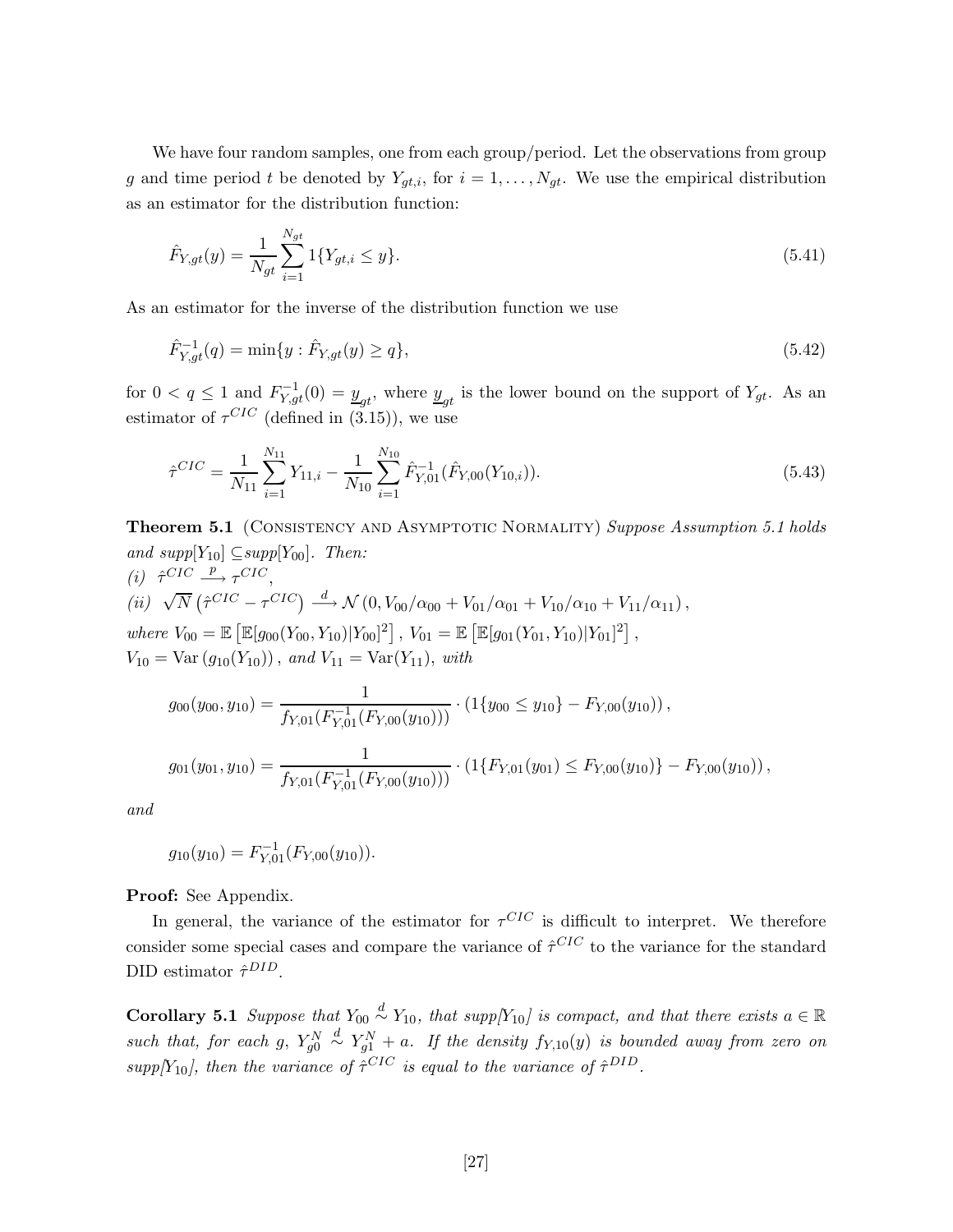We have four random samples, one from each group/period. Let the observations from group $g$ and time period $t$ be denoted by $Y_{gt,i}$, for $i = 1, \ldots, N_{gt}$. We use the empirical distribution as an estimator for the distribution function:

$$\hat{F}_{Y,gt}(y) = \frac{1}{N_{gt}} \sum_{i=1}^{N_{gt}} 1\{Y_{gt,i} \leq y\}. \tag{5.41}$$

As an estimator for the inverse of the distribution function we use

$$\hat{F}_{Y,gt}^{-1}(q) = \min\{y : \hat{F}_{Y,gt}(y) \geq q\}, \tag{5.42}$$

for $0 < q \leq 1$ and $F_{Y,gt}^{-1}(0) = \underline{y}_{gt}$, where $\underline{y}_{gt}$ is the lower bound on the support of $Y_{gt}$. As an estimator of $\tau^{CIC}$ (defined in (3.15)), we use

$$\hat{\tau}^{CIC} = \frac{1}{N_{11}} \sum_{i=1}^{N_{11}} Y_{11,i} - \frac{1}{N_{10}} \sum_{i=1}^{N_{10}} \hat{F}_{Y,01}^{-1}(\hat{F}_{Y,00}(Y_{10,i})). \tag{5.43}$$

**Theorem 5.1** (Consistency and Asymptotic Normality) *Suppose Assumption 5.1 holds and supp*$[Y_{10}] \subseteq$*supp*$[Y_{00}]$. *Then:*
*(i)* $\hat{\tau}^{CIC} \xrightarrow{p} \tau^{CIC}$,
*(ii)* $\sqrt{N}\left(\hat{\tau}^{CIC} - \tau^{CIC}\right) \xrightarrow{d} \mathcal{N}\left(0, V_{00}/\alpha_{00} + V_{01}/\alpha_{01} + V_{10}/\alpha_{10} + V_{11}/\alpha_{11}\right)$,
*where* $V_{00} = \mathbb{E}\left[\mathbb{E}[g_{00}(Y_{00}, Y_{10})|Y_{00}]^2\right]$, $V_{01} = \mathbb{E}\left[\mathbb{E}[g_{01}(Y_{01}, Y_{10})|Y_{01}]^2\right]$,
$V_{10} = \mathrm{Var}\left(g_{10}(Y_{10})\right)$, *and* $V_{11} = \mathrm{Var}(Y_{11})$, *with*

$$g_{00}(y_{00}, y_{10}) = \frac{1}{f_{Y,01}(F_{Y,01}^{-1}(F_{Y,00}(y_{10})))} \cdot \left(1\{y_{00} \leq y_{10}\} - F_{Y,00}(y_{10})\right),$$

$$g_{01}(y_{01}, y_{10}) = \frac{1}{f_{Y,01}(F_{Y,01}^{-1}(F_{Y,00}(y_{10})))} \cdot \left(1\{F_{Y,01}(y_{01}) \leq F_{Y,00}(y_{10})\} - F_{Y,00}(y_{10})\right),$$

*and*

$$g_{10}(y_{10}) = F_{Y,01}^{-1}(F_{Y,00}(y_{10})).$$

**Proof:** See Appendix.

In general, the variance of the estimator for $\tau^{CIC}$ is difficult to interpret. We therefore consider some special cases and compare the variance of $\hat{\tau}^{CIC}$ to the variance for the standard DID estimator $\hat{\tau}^{DID}$.

**Corollary 5.1** *Suppose that* $Y_{00} \overset{d}{\sim} Y_{10}$, *that supp*$[Y_{10}]$ *is compact, and that there exists* $a \in \mathbb{R}$ *such that, for each* $g$, $Y_{g0}^N \overset{d}{\sim} Y_{g1}^N + a$. *If the density* $f_{Y,10}(y)$ *is bounded away from zero on supp*$[Y_{10}]$, *then the variance of* $\hat{\tau}^{CIC}$ *is equal to the variance of* $\hat{\tau}^{DID}$.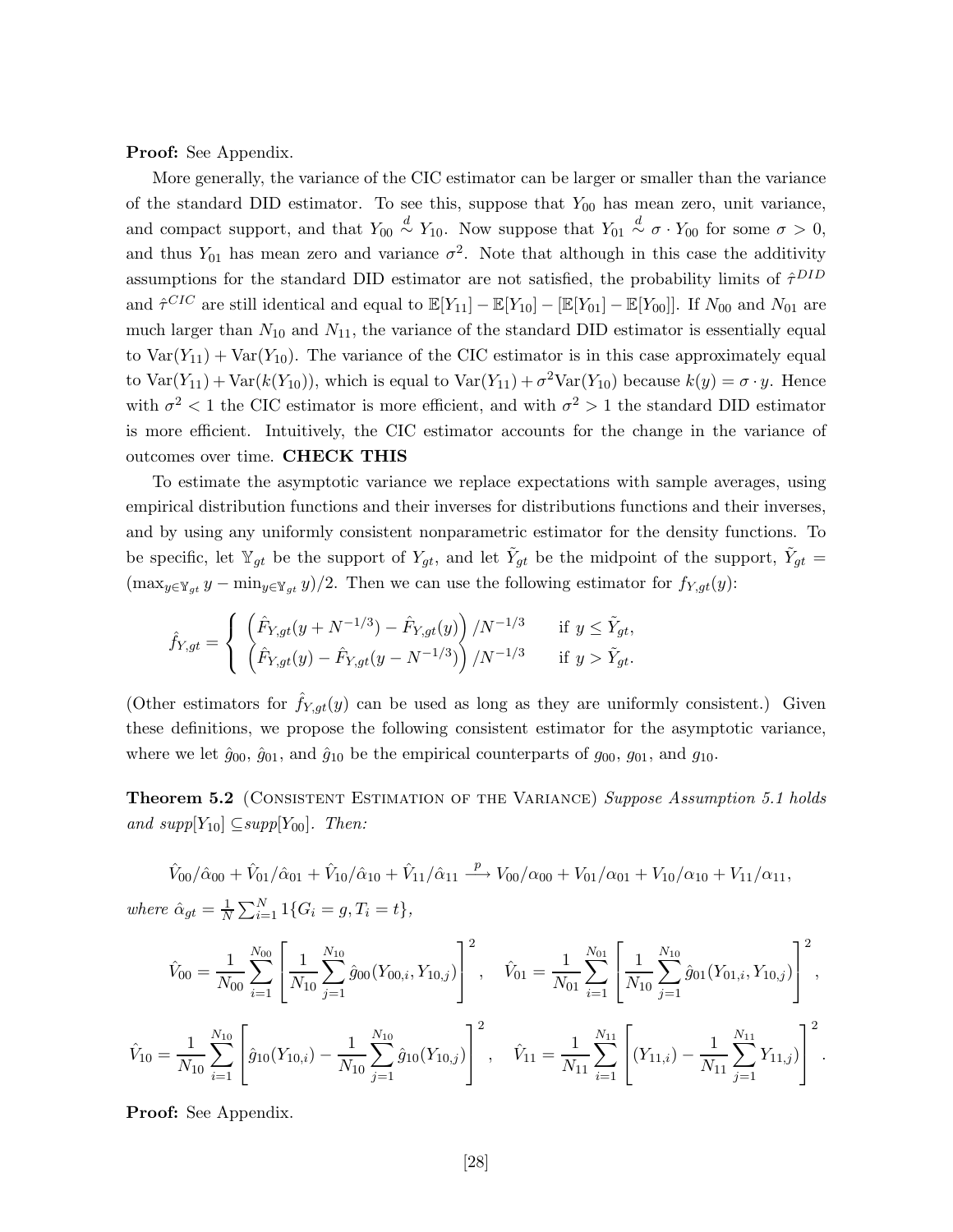**Proof:** See Appendix.

More generally, the variance of the CIC estimator can be larger or smaller than the variance of the standard DID estimator. To see this, suppose that $Y_{00}$ has mean zero, unit variance, and compact support, and that $Y_{00} \stackrel{d}{\sim} Y_{10}$. Now suppose that $Y_{01} \stackrel{d}{\sim} \sigma \cdot Y_{00}$ for some $\sigma > 0$, and thus $Y_{01}$ has mean zero and variance $\sigma^2$. Note that although in this case the additivity assumptions for the standard DID estimator are not satisfied, the probability limits of $\hat{\tau}^{DID}$ and $\hat{\tau}^{CIC}$ are still identical and equal to $\mathbb{E}[Y_{11}] - \mathbb{E}[Y_{10}] - [\mathbb{E}[Y_{01}] - \mathbb{E}[Y_{00}]]$. If $N_{00}$ and $N_{01}$ are much larger than $N_{10}$ and $N_{11}$, the variance of the standard DID estimator is essentially equal to $\text{Var}(Y_{11}) + \text{Var}(Y_{10})$. The variance of the CIC estimator is in this case approximately equal to $\text{Var}(Y_{11}) + \text{Var}(k(Y_{10}))$, which is equal to $\text{Var}(Y_{11}) + \sigma^2 \text{Var}(Y_{10})$ because $k(y) = \sigma \cdot y$. Hence with $\sigma^2 < 1$ the CIC estimator is more efficient, and with $\sigma^2 > 1$ the standard DID estimator is more efficient. Intuitively, the CIC estimator accounts for the change in the variance of outcomes over time. **CHECK THIS**

To estimate the asymptotic variance we replace expectations with sample averages, using empirical distribution functions and their inverses for distributions functions and their inverses, and by using any uniformly consistent nonparametric estimator for the density functions. To be specific, let $\mathbb{Y}_{gt}$ be the support of $Y_{gt}$, and let $\tilde{Y}_{gt}$ be the midpoint of the support, $\tilde{Y}_{gt} = (\max_{y \in \mathbb{Y}_{gt}} y - \min_{y \in \mathbb{Y}_{gt}} y)/2$. Then we can use the following estimator for $f_{Y,gt}(y)$:

$$\hat{f}_{Y,gt} = \begin{cases} \left( \hat{F}_{Y,gt}(y + N^{-1/3}) - \hat{F}_{Y,gt}(y) \right) / N^{-1/3} & \text{if } y \leq \tilde{Y}_{gt}, \\ \left( \hat{F}_{Y,gt}(y) - \hat{F}_{Y,gt}(y - N^{-1/3}) \right) / N^{-1/3} & \text{if } y > \tilde{Y}_{gt}. \end{cases}$$

(Other estimators for $\hat{f}_{Y,gt}(y)$ can be used as long as they are uniformly consistent.) Given these definitions, we propose the following consistent estimator for the asymptotic variance, where we let $\hat{g}_{00}$, $\hat{g}_{01}$, and $\hat{g}_{10}$ be the empirical counterparts of $g_{00}$, $g_{01}$, and $g_{10}$.

**Theorem 5.2** (Consistent Estimation of the Variance) *Suppose Assumption 5.1 holds and supp*$[Y_{10}] \subseteq$*supp*$[Y_{00}]$*. Then:*

$$\hat{V}_{00}/\hat{\alpha}_{00} + \hat{V}_{01}/\hat{\alpha}_{01} + \hat{V}_{10}/\hat{\alpha}_{10} + \hat{V}_{11}/\hat{\alpha}_{11} \stackrel{p}{\longrightarrow} V_{00}/\alpha_{00} + V_{01}/\alpha_{01} + V_{10}/\alpha_{10} + V_{11}/\alpha_{11},$$

*where* $\hat{\alpha}_{gt} = \frac{1}{N} \sum_{i=1}^{N} 1\{G_i = g, T_i = t\}$,

$$\hat{V}_{00} = \frac{1}{N_{00}} \sum_{i=1}^{N_{00}} \left[ \frac{1}{N_{10}} \sum_{j=1}^{N_{10}} \hat{g}_{00}(Y_{00,i}, Y_{10,j}) \right]^2, \quad \hat{V}_{01} = \frac{1}{N_{01}} \sum_{i=1}^{N_{01}} \left[ \frac{1}{N_{10}} \sum_{j=1}^{N_{10}} \hat{g}_{01}(Y_{01,i}, Y_{10,j}) \right]^2,$$

$$\hat{V}_{10} = \frac{1}{N_{10}} \sum_{i=1}^{N_{10}} \left[ \hat{g}_{10}(Y_{10,i}) - \frac{1}{N_{10}} \sum_{j=1}^{N_{10}} \hat{g}_{10}(Y_{10,j}) \right]^2, \quad \hat{V}_{11} = \frac{1}{N_{11}} \sum_{i=1}^{N_{11}} \left[ (Y_{11,i}) - \frac{1}{N_{11}} \sum_{j=1}^{N_{11}} Y_{11,j}) \right]^2.$$

**Proof:** See Appendix.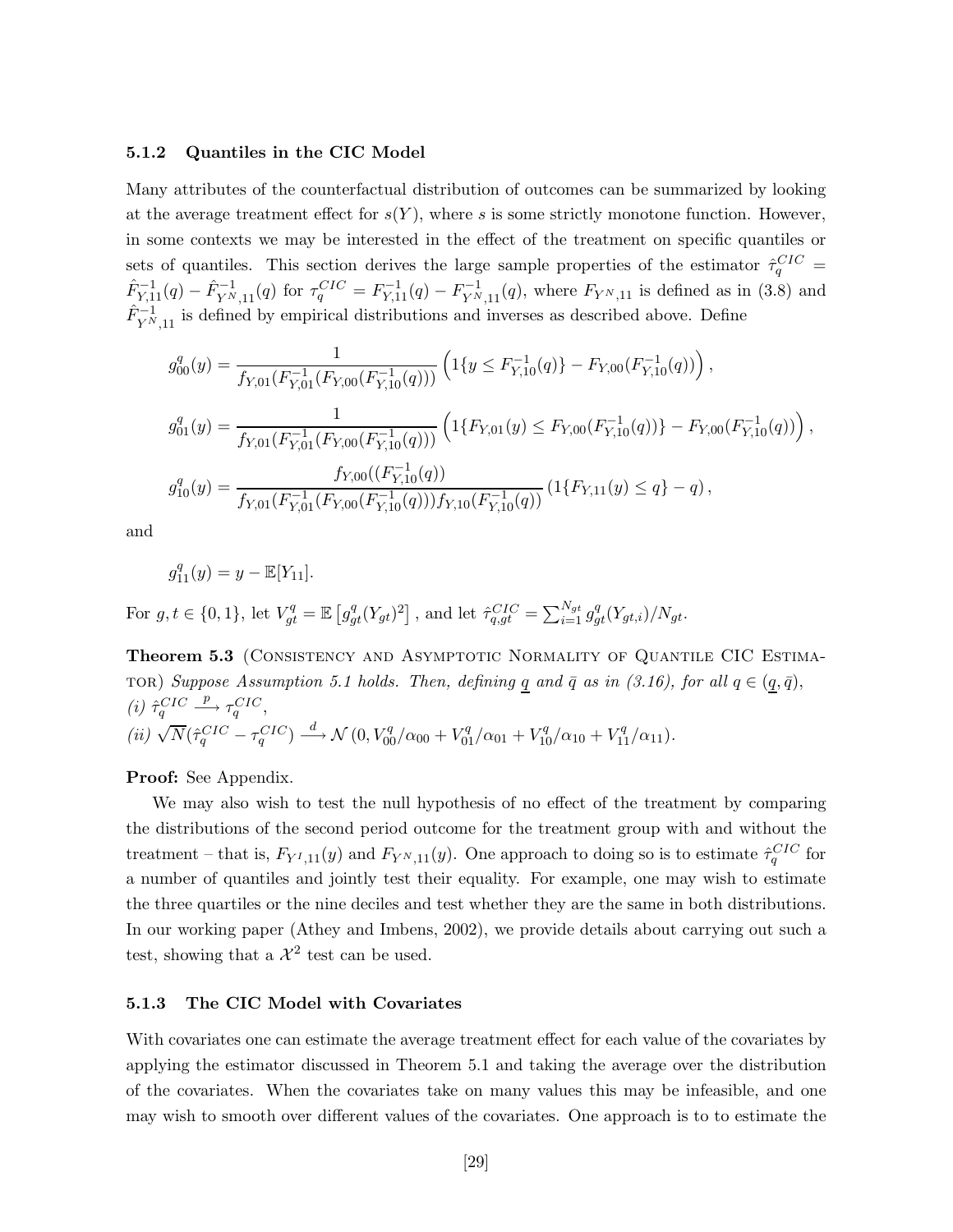### 5.1.2 Quantiles in the CIC Model

Many attributes of the counterfactual distribution of outcomes can be summarized by looking at the average treatment effect for $s(Y)$, where $s$ is some strictly monotone function. However, in some contexts we may be interested in the effect of the treatment on specific quantiles or sets of quantiles. This section derives the large sample properties of the estimator $\hat{\tau}_q^{CIC} = \hat{F}_{Y,11}^{-1}(q) - \hat{F}_{Y^N,11}^{-1}(q)$ for $\tau_q^{CIC} = F_{Y,11}^{-1}(q) - F_{Y^N,11}^{-1}(q)$, where $F_{Y^N,11}$ is defined as in (3.8) and $\hat{F}_{Y^N,11}^{-1}$ is defined by empirical distributions and inverses as described above. Define

$$g_{00}^q(y) = \frac{1}{f_{Y,01}(F_{Y,01}^{-1}(F_{Y,00}(F_{Y,10}^{-1}(q)))} \left( 1\{y \leq F_{Y,10}^{-1}(q)\} - F_{Y,00}(F_{Y,10}^{-1}(q)) \right),$$

$$g_{01}^q(y) = \frac{1}{f_{Y,01}(F_{Y,01}^{-1}(F_{Y,00}(F_{Y,10}^{-1}(q)))} \left( 1\{F_{Y,01}(y) \leq F_{Y,00}(F_{Y,10}^{-1}(q))\} - F_{Y,00}(F_{Y,10}^{-1}(q)) \right),$$

$$g_{10}^q(y) = \frac{f_{Y,00}((F_{Y,10}^{-1}(q))}{f_{Y,01}(F_{Y,01}^{-1}(F_{Y,00}(F_{Y,10}^{-1}(q)))f_{Y,10}(F_{Y,10}^{-1}(q))} \left( 1\{F_{Y,11}(y) \leq q\} - q \right),$$

and

$$g_{11}^q(y) = y - \mathbb{E}[Y_{11}].$$

For $g, t \in \{0,1\}$, let $V_{gt}^q = \mathbb{E}\left[g_{gt}^q(Y_{gt})^2\right]$, and let $\hat{\tau}_{q,gt}^{CIC} = \sum_{i=1}^{N_{gt}} g_{gt}^q(Y_{gt,i})/N_{gt}$.

**Theorem 5.3** (Consistency and Asymptotic Normality of Quantile CIC Estimator) *Suppose Assumption 5.1 holds. Then, defining $\underline{q}$ and $\bar{q}$ as in (3.16), for all $q \in (\underline{q}, \bar{q})$,*
*(i)* $\hat{\tau}_q^{CIC} \xrightarrow{p} \tau_q^{CIC}$,
*(ii)* $\sqrt{N}(\hat{\tau}_q^{CIC} - \tau_q^{CIC}) \xrightarrow{d} \mathcal{N}\left(0, V_{00}^q/\alpha_{00} + V_{01}^q/\alpha_{01} + V_{10}^q/\alpha_{10} + V_{11}^q/\alpha_{11}\right)$.

**Proof:** See Appendix.

We may also wish to test the null hypothesis of no effect of the treatment by comparing the distributions of the second period outcome for the treatment group with and without the treatment – that is, $F_{Y^I,11}(y)$ and $F_{Y^N,11}(y)$. One approach to doing so is to estimate $\hat{\tau}_q^{CIC}$ for a number of quantiles and jointly test their equality. For example, one may wish to estimate the three quartiles or the nine deciles and test whether they are the same in both distributions. In our working paper (Athey and Imbens, 2002), we provide details about carrying out such a test, showing that a $\mathcal{X}^2$ test can be used.

### 5.1.3 The CIC Model with Covariates

With covariates one can estimate the average treatment effect for each value of the covariates by applying the estimator discussed in Theorem 5.1 and taking the average over the distribution of the covariates. When the covariates take on many values this may be infeasible, and one may wish to smooth over different values of the covariates. One approach is to to estimate the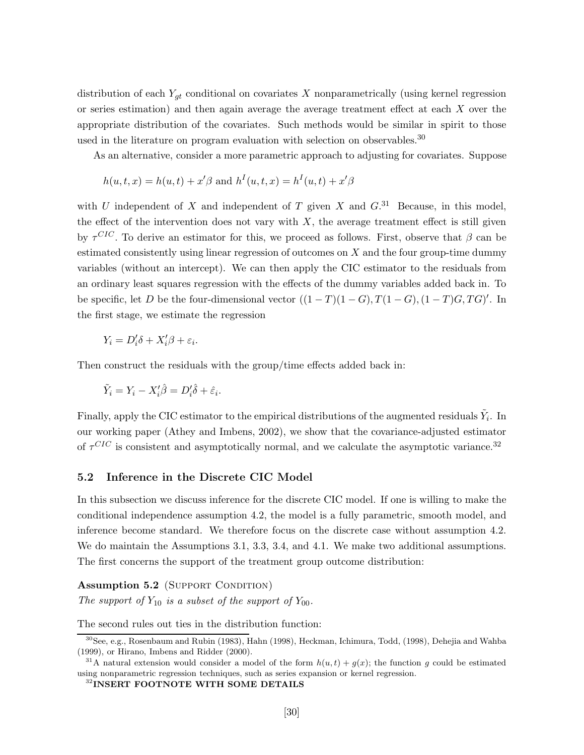distribution of each $Y_{gt}$ conditional on covariates $X$ nonparametrically (using kernel regression or series estimation) and then again average the average treatment effect at each $X$ over the appropriate distribution of the covariates. Such methods would be similar in spirit to those used in the literature on program evaluation with selection on observables.[30]

As an alternative, consider a more parametric approach to adjusting for covariates. Suppose

$$h(u,t,x) = h(u,t) + x'\beta \text{ and } h^I(u,t,x) = h^I(u,t) + x'\beta$$

with $U$ independent of $X$ and independent of $T$ given $X$ and $G$.[31] Because, in this model, the effect of the intervention does not vary with $X$, the average treatment effect is still given by $\tau^{CIC}$. To derive an estimator for this, we proceed as follows. First, observe that $\beta$ can be estimated consistently using linear regression of outcomes on $X$ and the four group-time dummy variables (without an intercept). We can then apply the CIC estimator to the residuals from an ordinary least squares regression with the effects of the dummy variables added back in. To be specific, let $D$ be the four-dimensional vector $((1-T)(1-G), T(1-G), (1-T)G, TG)'$. In the first stage, we estimate the regression

$$Y_i = D_i'\delta + X_i'\beta + \varepsilon_i.$$

Then construct the residuals with the group/time effects added back in:

$$\tilde{Y}_i = Y_i - X_i'\hat{\beta} = D_i'\hat{\delta} + \hat{\varepsilon}_i.$$

Finally, apply the CIC estimator to the empirical distributions of the augmented residuals $\tilde{Y}_i$. In our working paper (Athey and Imbens, 2002), we show that the covariance-adjusted estimator of $\tau^{CIC}$ is consistent and asymptotically normal, and we calculate the asymptotic variance.[32]

### 5.2 Inference in the Discrete CIC Model

In this subsection we discuss inference for the discrete CIC model. If one is willing to make the conditional independence assumption 4.2, the model is a fully parametric, smooth model, and inference become standard. We therefore focus on the discrete case without assumption 4.2. We do maintain the Assumptions 3.1, 3.3, 3.4, and 4.1. We make two additional assumptions. The first concerns the support of the treatment group outcome distribution:

**Assumption 5.2** (Support Condition)
*The support of $Y_{10}$ is a subset of the support of $Y_{00}$.*

The second rules out ties in the distribution function:

[30] See, e.g., Rosenbaum and Rubin (1983), Hahn (1998), Heckman, Ichimura, Todd, (1998), Dehejia and Wahba (1999), or Hirano, Imbens and Ridder (2000).

[31] A natural extension would consider a model of the form $h(u,t) + g(x)$; the function $g$ could be estimated using nonparametric regression techniques, such as series expansion or kernel regression.

[32] **INSERT FOOTNOTE WITH SOME DETAILS**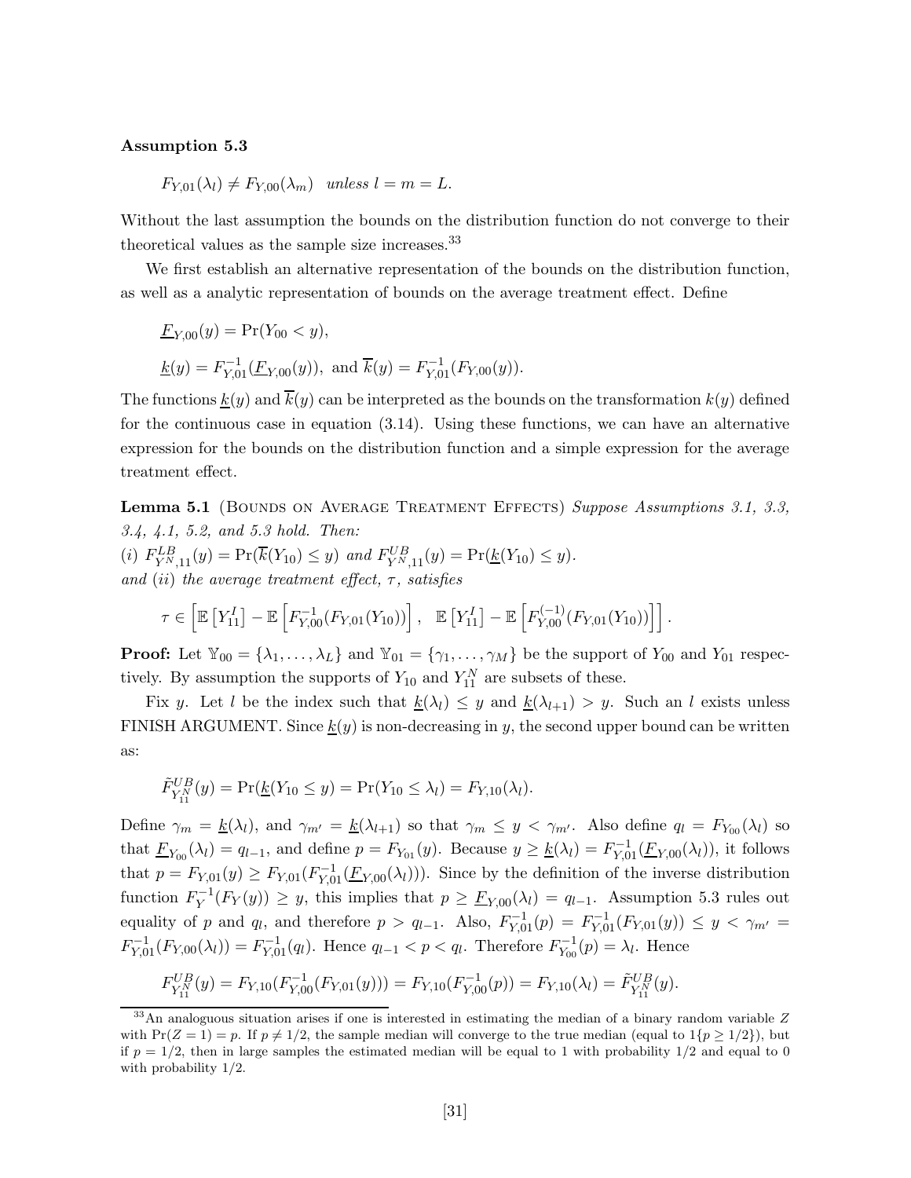**Assumption 5.3**

$$F_{Y,01}(\lambda_l) \neq F_{Y,00}(\lambda_m) \quad \textit{unless } l = m = L.$$

Without the last assumption the bounds on the distribution function do not converge to their theoretical values as the sample size increases.[33]

We first establish an alternative representation of the bounds on the distribution function, as well as a analytic representation of bounds on the average treatment effect. Define

$$\underline{F}_{Y,00}(y) = \Pr(Y_{00} < y),$$

$$\underline{k}(y) = F_{Y,01}^{-1}(\underline{F}_{Y,00}(y)), \text{ and } \overline{k}(y) = F_{Y,01}^{-1}(F_{Y,00}(y)).$$

The functions $\underline{k}(y)$ and $\overline{k}(y)$ can be interpreted as the bounds on the transformation $k(y)$ defined for the continuous case in equation (3.14). Using these functions, we can have an alternative expression for the bounds on the distribution function and a simple expression for the average treatment effect.

**Lemma 5.1** (Bounds on Average Treatment Effects) *Suppose Assumptions 3.1, 3.3, 3.4, 4.1, 5.2, and 5.3 hold. Then:*
*(i)* $F^{LB}_{Y^N,11}(y) = \Pr(\overline{k}(Y_{10}) \leq y)$ *and* $F^{UB}_{Y^N,11}(y) = \Pr(\underline{k}(Y_{10}) \leq y)$.
*and (ii) the average treatment effect, $\tau$, satisfies*

$$\tau \in \left[ \mathbb{E}\left[Y_{11}^I\right] - \mathbb{E}\left[F_{Y,00}^{-1}(F_{Y,01}(Y_{10}))\right], \;\; \mathbb{E}\left[Y_{11}^I\right] - \mathbb{E}\left[F_{Y,00}^{(-1)}(F_{Y,01}(Y_{10}))\right] \right].$$

**Proof:** Let $\mathbb{Y}_{00} = \{\lambda_1, \ldots, \lambda_L\}$ and $\mathbb{Y}_{01} = \{\gamma_1, \ldots, \gamma_M\}$ be the support of $Y_{00}$ and $Y_{01}$ respectively. By assumption the supports of $Y_{10}$ and $Y_{11}^N$ are subsets of these.

Fix $y$. Let $l$ be the index such that $\underline{k}(\lambda_l) \leq y$ and $\underline{k}(\lambda_{l+1}) > y$. Such an $l$ exists unless FINISH ARGUMENT. Since $\underline{k}(y)$ is non-decreasing in $y$, the second upper bound can be written as:

$$\tilde{F}^{UB}_{Y^N_{11}}(y) = \Pr(\underline{k}(Y_{10} \leq y) = \Pr(Y_{10} \leq \lambda_l) = F_{Y,10}(\lambda_l).$$

Define $\gamma_m = \underline{k}(\lambda_l)$, and $\gamma_{m'} = \underline{k}(\lambda_{l+1})$ so that $\gamma_m \leq y < \gamma_{m'}$. Also define $q_l = F_{Y_{00}}(\lambda_l)$ so that $\underline{F}_{Y_{00}}(\lambda_l) = q_{l-1}$, and define $p = F_{Y_{01}}(y)$. Because $y \geq \underline{k}(\lambda_l) = F_{Y,01}^{-1}(\underline{F}_{Y,00}(\lambda_l))$, it follows that $p = F_{Y,01}(y) \geq F_{Y,01}(F_{Y,01}^{-1}(\underline{F}_{Y,00}(\lambda_l)))$. Since by the definition of the inverse distribution function $F_Y^{-1}(F_Y(y)) \geq y$, this implies that $p \geq \underline{F}_{Y,00}(\lambda_l) = q_{l-1}$. Assumption 5.3 rules out equality of $p$ and $q_l$, and therefore $p > q_{l-1}$. Also, $F_{Y,01}^{-1}(p) = F_{Y,01}^{-1}(F_{Y,01}(y)) \leq y < \gamma_{m'} = F_{Y,01}^{-1}(F_{Y,00}(\lambda_l)) = F_{Y,01}^{-1}(q_l)$. Hence $q_{l-1} < p < q_l$. Therefore $F_{Y_{00}}^{-1}(p) = \lambda_l$. Hence

$$F^{UB}_{Y^N_{11}}(y) = F_{Y,10}(F_{Y,00}^{-1}(F_{Y,01}(y))) = F_{Y,10}(F_{Y,00}^{-1}(p)) = F_{Y,10}(\lambda_l) = \tilde{F}^{UB}_{Y^N_{11}}(y).$$

[33] An analoguous situation arises if one is interested in estimating the median of a binary random variable $Z$ with $\Pr(Z = 1) = p$. If $p \neq 1/2$, the sample median will converge to the true median (equal to $1\{p \geq 1/2\}$), but if $p = 1/2$, then in large samples the estimated median will be equal to 1 with probability 1/2 and equal to 0 with probability 1/2.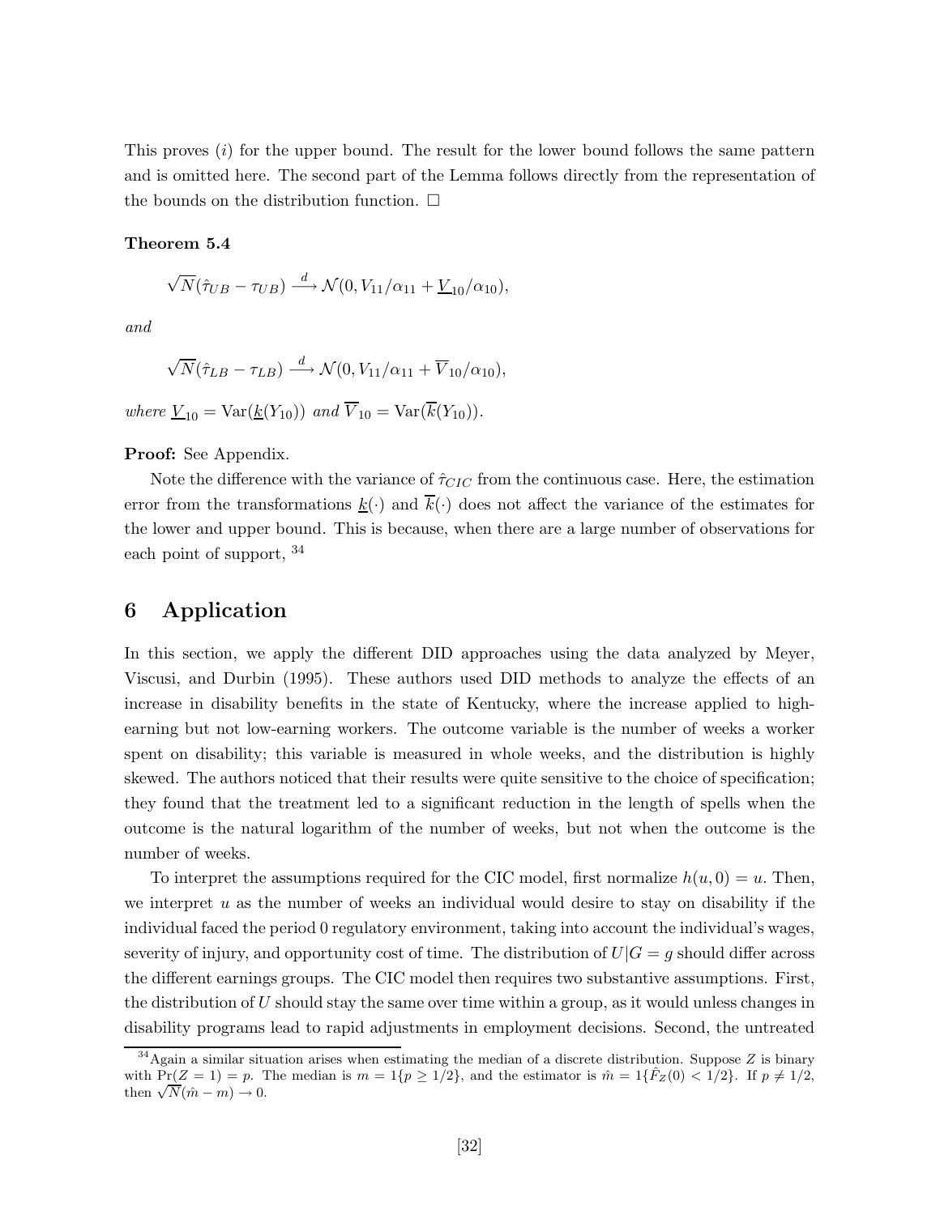This proves $(i)$ for the upper bound. The result for the lower bound follows the same pattern and is omitted here. The second part of the Lemma follows directly from the representation of the bounds on the distribution function. □

**Theorem 5.4**

$$\sqrt{N}(\hat{\tau}_{UB} - \tau_{UB}) \xrightarrow{d} \mathcal{N}(0, V_{11}/\alpha_{11} + \underline{V}_{10}/\alpha_{10}),$$

*and*

$$\sqrt{N}(\hat{\tau}_{LB} - \tau_{LB}) \xrightarrow{d} \mathcal{N}(0, V_{11}/\alpha_{11} + \overline{V}_{10}/\alpha_{10}),$$

*where* $\underline{V}_{10} = \text{Var}(\underline{k}(Y_{10}))$ *and* $\overline{V}_{10} = \text{Var}(\overline{k}(Y_{10}))$.

**Proof:** See Appendix.

Note the difference with the variance of $\hat{\tau}_{CIC}$ from the continuous case. Here, the estimation error from the transformations $\underline{k}(\cdot)$ and $\overline{k}(\cdot)$ does not affect the variance of the estimates for the lower and upper bound. This is because, when there are a large number of observations for each point of support, [34]

# 6 Application

In this section, we apply the different DID approaches using the data analyzed by Meyer, Viscusi, and Durbin (1995). These authors used DID methods to analyze the effects of an increase in disability benefits in the state of Kentucky, where the increase applied to high-earning but not low-earning workers. The outcome variable is the number of weeks a worker spent on disability; this variable is measured in whole weeks, and the distribution is highly skewed. The authors noticed that their results were quite sensitive to the choice of specification; they found that the treatment led to a significant reduction in the length of spells when the outcome is the natural logarithm of the number of weeks, but not when the outcome is the number of weeks.

To interpret the assumptions required for the CIC model, first normalize $h(u, 0) = u$. Then, we interpret $u$ as the number of weeks an individual would desire to stay on disability if the individual faced the period 0 regulatory environment, taking into account the individual's wages, severity of injury, and opportunity cost of time. The distribution of $U|G = g$ should differ across the different earnings groups. The CIC model then requires two substantive assumptions. First, the distribution of $U$ should stay the same over time within a group, as it would unless changes in disability programs lead to rapid adjustments in employment decisions. Second, the untreated

[34] Again a similar situation arises when estimating the median of a discrete distribution. Suppose $Z$ is binary with $\Pr(Z = 1) = p$. The median is $m = 1\{p \geq 1/2\}$, and the estimator is $\hat{m} = 1\{\hat{F}_Z(0) < 1/2\}$. If $p \neq 1/2$, then $\sqrt{N}(\hat{m} - m) \rightarrow 0$.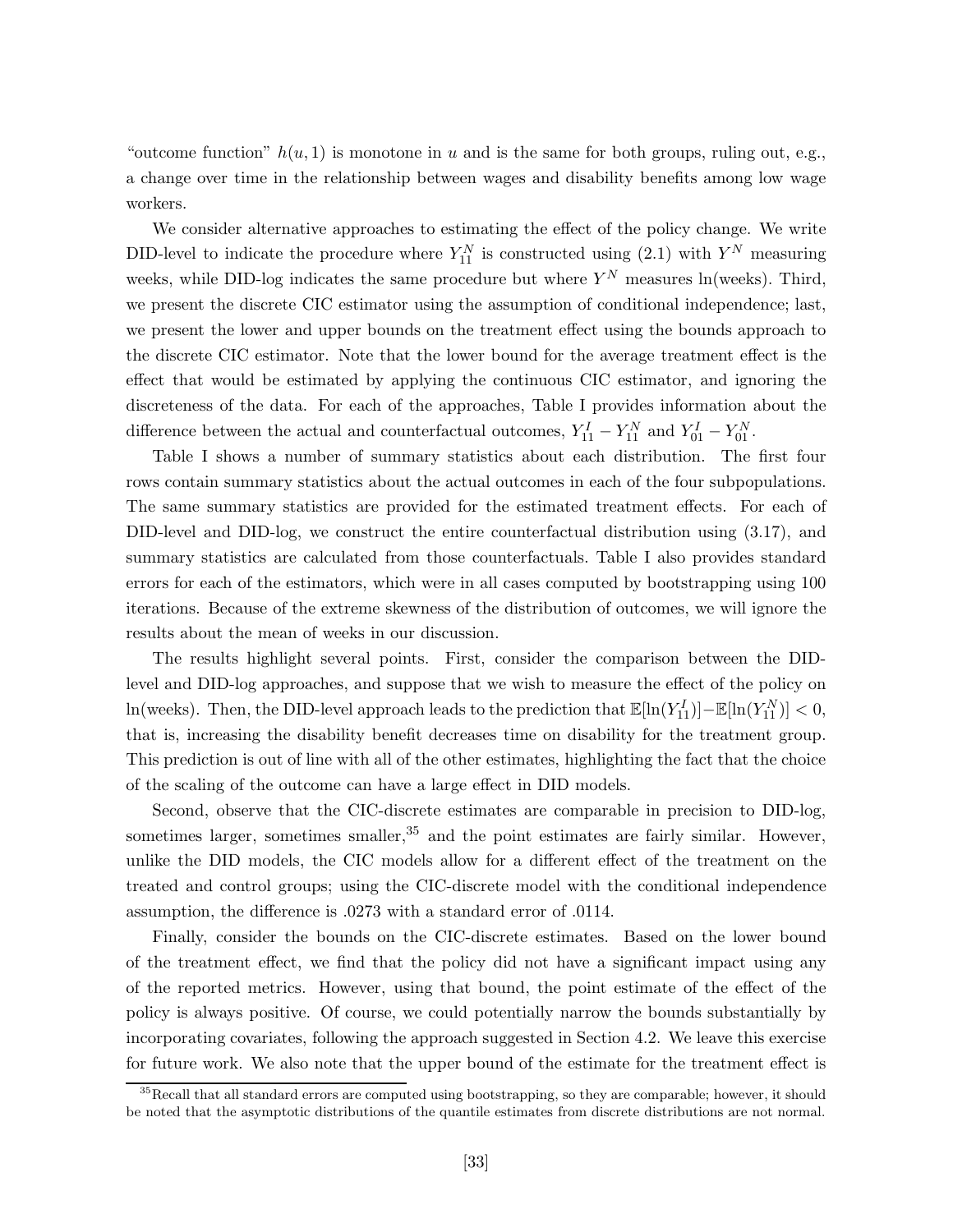"outcome function" $h(u, 1)$ is monotone in $u$ and is the same for both groups, ruling out, e.g., a change over time in the relationship between wages and disability benefits among low wage workers.

We consider alternative approaches to estimating the effect of the policy change. We write DID-level to indicate the procedure where $Y_{11}^N$ is constructed using (2.1) with $Y^N$ measuring weeks, while DID-log indicates the same procedure but where $Y^N$ measures ln(weeks). Third, we present the discrete CIC estimator using the assumption of conditional independence; last, we present the lower and upper bounds on the treatment effect using the bounds approach to the discrete CIC estimator. Note that the lower bound for the average treatment effect is the effect that would be estimated by applying the continuous CIC estimator, and ignoring the discreteness of the data. For each of the approaches, Table I provides information about the difference between the actual and counterfactual outcomes, $Y_{11}^I - Y_{11}^N$ and $Y_{01}^I - Y_{01}^N$.

Table I shows a number of summary statistics about each distribution. The first four rows contain summary statistics about the actual outcomes in each of the four subpopulations. The same summary statistics are provided for the estimated treatment effects. For each of DID-level and DID-log, we construct the entire counterfactual distribution using (3.17), and summary statistics are calculated from those counterfactuals. Table I also provides standard errors for each of the estimators, which were in all cases computed by bootstrapping using 100 iterations. Because of the extreme skewness of the distribution of outcomes, we will ignore the results about the mean of weeks in our discussion.

The results highlight several points. First, consider the comparison between the DID-level and DID-log approaches, and suppose that we wish to measure the effect of the policy on ln(weeks). Then, the DID-level approach leads to the prediction that $\mathbb{E}[\ln(Y_{11}^I)] - \mathbb{E}[\ln(Y_{11}^N)] < 0$, that is, increasing the disability benefit decreases time on disability for the treatment group. This prediction is out of line with all of the other estimates, highlighting the fact that the choice of the scaling of the outcome can have a large effect in DID models.

Second, observe that the CIC-discrete estimates are comparable in precision to DID-log, sometimes larger, sometimes smaller,[35] and the point estimates are fairly similar. However, unlike the DID models, the CIC models allow for a different effect of the treatment on the treated and control groups; using the CIC-discrete model with the conditional independence assumption, the difference is .0273 with a standard error of .0114.

Finally, consider the bounds on the CIC-discrete estimates. Based on the lower bound of the treatment effect, we find that the policy did not have a significant impact using any of the reported metrics. However, using that bound, the point estimate of the effect of the policy is always positive. Of course, we could potentially narrow the bounds substantially by incorporating covariates, following the approach suggested in Section 4.2. We leave this exercise for future work. We also note that the upper bound of the estimate for the treatment effect is

[35] Recall that all standard errors are computed using bootstrapping, so they are comparable; however, it should be noted that the asymptotic distributions of the quantile estimates from discrete distributions are not normal.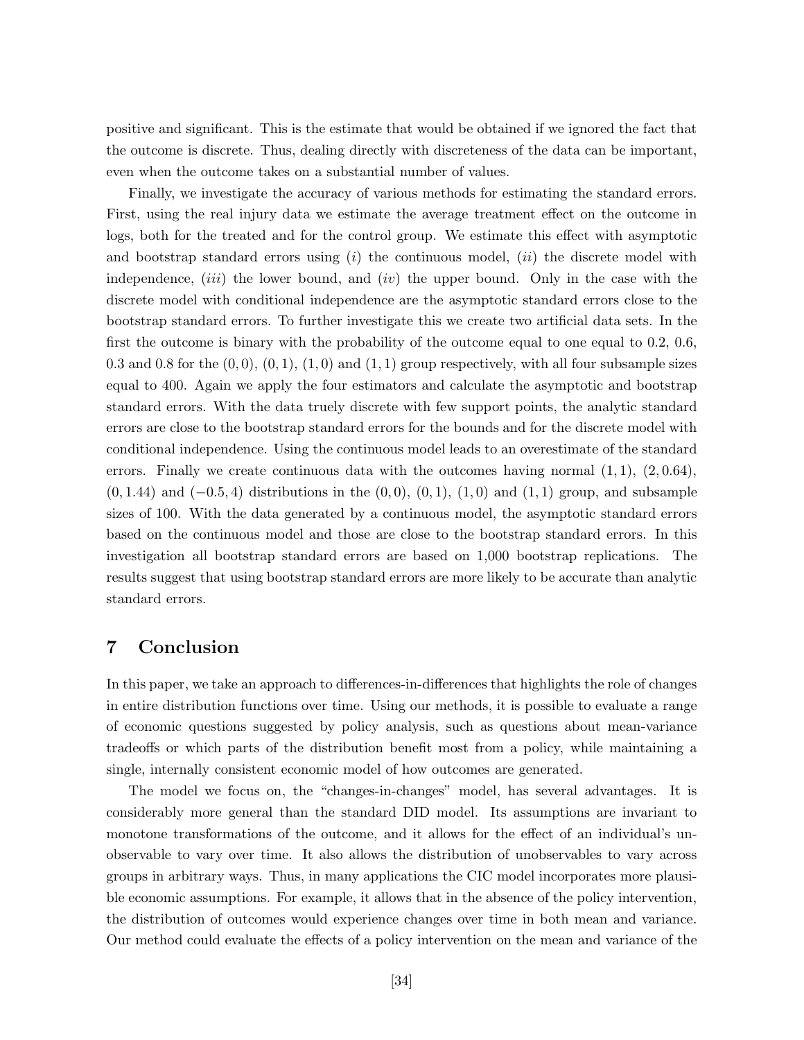positive and significant. This is the estimate that would be obtained if we ignored the fact that the outcome is discrete. Thus, dealing directly with discreteness of the data can be important, even when the outcome takes on a substantial number of values.

Finally, we investigate the accuracy of various methods for estimating the standard errors. First, using the real injury data we estimate the average treatment effect on the outcome in logs, both for the treated and for the control group. We estimate this effect with asymptotic and bootstrap standard errors using $(i)$ the continuous model, $(ii)$ the discrete model with independence, $(iii)$ the lower bound, and $(iv)$ the upper bound. Only in the case with the discrete model with conditional independence are the asymptotic standard errors close to the bootstrap standard errors. To further investigate this we create two artificial data sets. In the first the outcome is binary with the probability of the outcome equal to one equal to 0.2, 0.6, 0.3 and 0.8 for the $(0, 0)$, $(0, 1)$, $(1, 0)$ and $(1, 1)$ group respectively, with all four subsample sizes equal to 400. Again we apply the four estimators and calculate the asymptotic and bootstrap standard errors. With the data truely discrete with few support points, the analytic standard errors are close to the bootstrap standard errors for the bounds and for the discrete model with conditional independence. Using the continuous model leads to an overestimate of the standard errors. Finally we create continuous data with the outcomes having normal $(1, 1)$, $(2, 0.64)$, $(0, 1.44)$ and $(-0.5, 4)$ distributions in the $(0, 0)$, $(0, 1)$, $(1, 0)$ and $(1, 1)$ group, and subsample sizes of 100. With the data generated by a continuous model, the asymptotic standard errors based on the continuous model and those are close to the bootstrap standard errors. In this investigation all bootstrap standard errors are based on 1,000 bootstrap replications. The results suggest that using bootstrap standard errors are more likely to be accurate than analytic standard errors.

# 7 Conclusion

In this paper, we take an approach to differences-in-differences that highlights the role of changes in entire distribution functions over time. Using our methods, it is possible to evaluate a range of economic questions suggested by policy analysis, such as questions about mean-variance tradeoffs or which parts of the distribution benefit most from a policy, while maintaining a single, internally consistent economic model of how outcomes are generated.

The model we focus on, the "changes-in-changes" model, has several advantages. It is considerably more general than the standard DID model. Its assumptions are invariant to monotone transformations of the outcome, and it allows for the effect of an individual's unobservable to vary over time. It also allows the distribution of unobservables to vary across groups in arbitrary ways. Thus, in many applications the CIC model incorporates more plausible economic assumptions. For example, it allows that in the absence of the policy intervention, the distribution of outcomes would experience changes over time in both mean and variance. Our method could evaluate the effects of a policy intervention on the mean and variance of the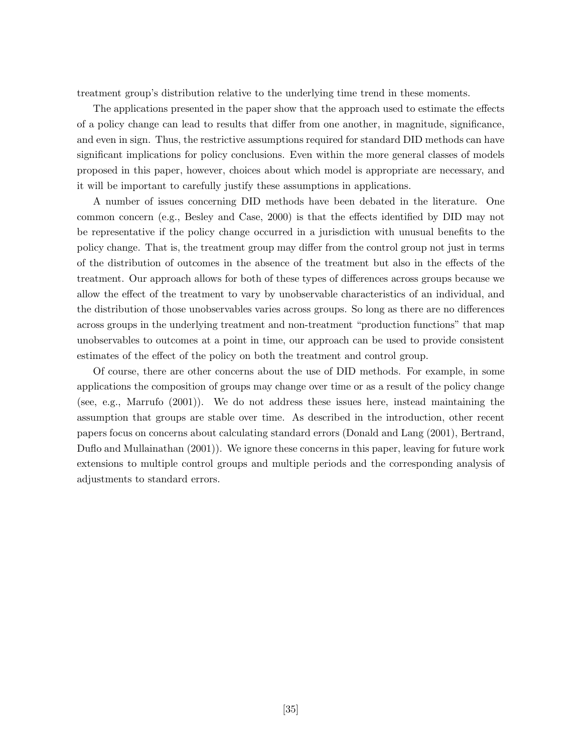treatment group's distribution relative to the underlying time trend in these moments.

The applications presented in the paper show that the approach used to estimate the effects of a policy change can lead to results that differ from one another, in magnitude, significance, and even in sign. Thus, the restrictive assumptions required for standard DID methods can have significant implications for policy conclusions. Even within the more general classes of models proposed in this paper, however, choices about which model is appropriate are necessary, and it will be important to carefully justify these assumptions in applications.

A number of issues concerning DID methods have been debated in the literature. One common concern (e.g., Besley and Case, 2000) is that the effects identified by DID may not be representative if the policy change occurred in a jurisdiction with unusual benefits to the policy change. That is, the treatment group may differ from the control group not just in terms of the distribution of outcomes in the absence of the treatment but also in the effects of the treatment. Our approach allows for both of these types of differences across groups because we allow the effect of the treatment to vary by unobservable characteristics of an individual, and the distribution of those unobservables varies across groups. So long as there are no differences across groups in the underlying treatment and non-treatment "production functions" that map unobservables to outcomes at a point in time, our approach can be used to provide consistent estimates of the effect of the policy on both the treatment and control group.

Of course, there are other concerns about the use of DID methods. For example, in some applications the composition of groups may change over time or as a result of the policy change (see, e.g., Marrufo (2001)). We do not address these issues here, instead maintaining the assumption that groups are stable over time. As described in the introduction, other recent papers focus on concerns about calculating standard errors (Donald and Lang (2001), Bertrand, Duflo and Mullainathan (2001)). We ignore these concerns in this paper, leaving for future work extensions to multiple control groups and multiple periods and the corresponding analysis of adjustments to standard errors.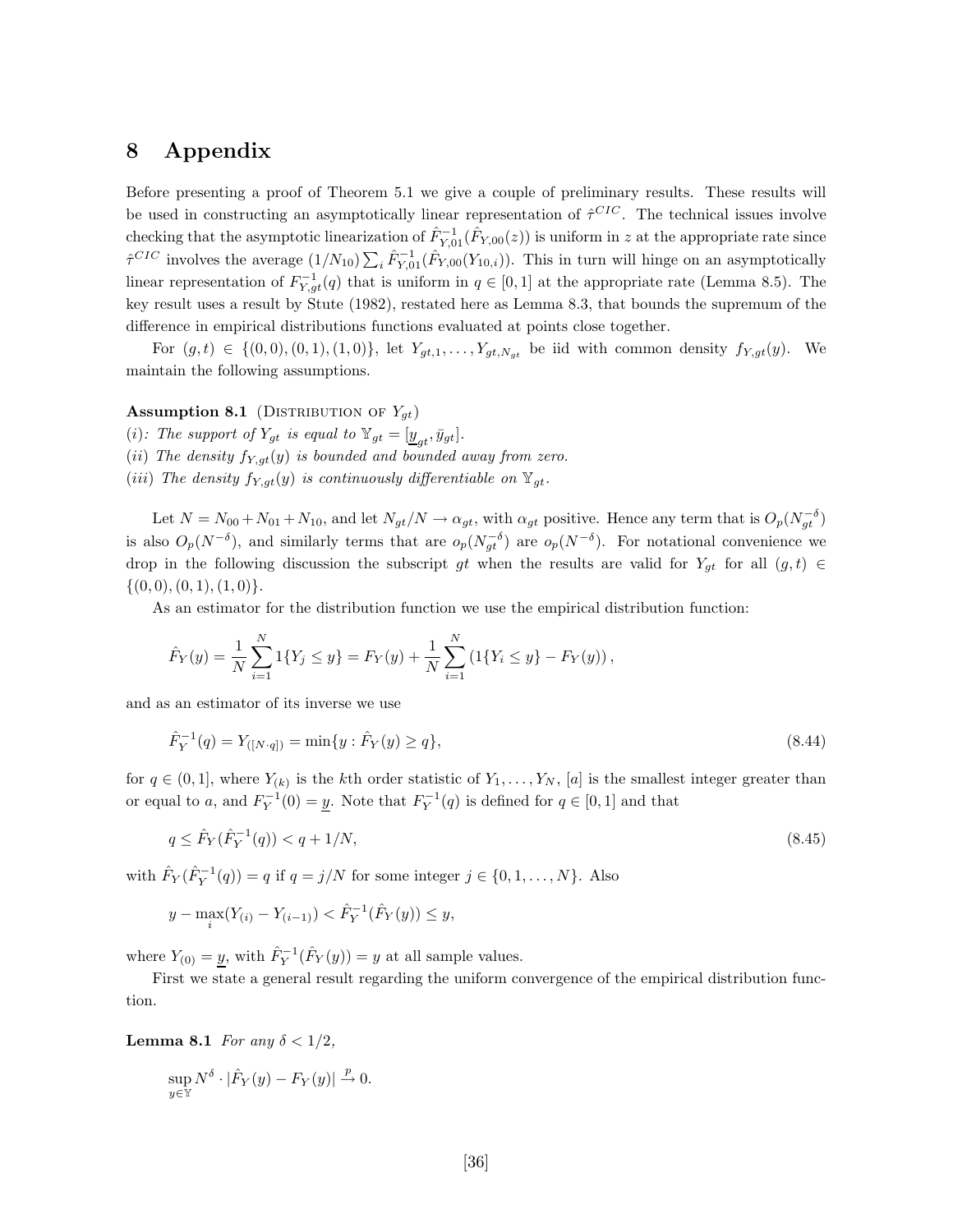# 8 Appendix

Before presenting a proof of Theorem 5.1 we give a couple of preliminary results. These results will be used in constructing an asymptotically linear representation of $\hat{\tau}^{CIC}$. The technical issues involve checking that the asymptotic linearization of $\hat{F}^{-1}_{Y,01}(\hat{F}_{Y,00}(z))$ is uniform in $z$ at the appropriate rate since $\hat{\tau}^{CIC}$ involves the average $(1/N_{10})\sum_i \hat{F}^{-1}_{Y,01}(\hat{F}_{Y,00}(Y_{10,i}))$. This in turn will hinge on an asymptotically linear representation of $F^{-1}_{Y,gt}(q)$ that is uniform in $q \in [0,1]$ at the appropriate rate (Lemma 8.5). The key result uses a result by Stute (1982), restated here as Lemma 8.3, that bounds the supremum of the difference in empirical distributions functions evaluated at points close together.

For $(g,t) \in \{(0,0),(0,1),(1,0)\}$, let $Y_{gt,1},\ldots,Y_{gt,N_{gt}}$ be iid with common density $f_{Y,gt}(y)$. We maintain the following assumptions.

**Assumption 8.1** (Distribution of $Y_{gt}$)
*(i): The support of $Y_{gt}$ is equal to $\mathbb{Y}_{gt} = [\underline{y}_{gt}, \bar{y}_{gt}]$.*
*(ii) The density $f_{Y,gt}(y)$ is bounded and bounded away from zero.*
*(iii) The density $f_{Y,gt}(y)$ is continuously differentiable on $\mathbb{Y}_{gt}$.*

Let $N = N_{00}+N_{01}+N_{10}$, and let $N_{gt}/N \to \alpha_{gt}$, with $\alpha_{gt}$ positive. Hence any term that is $O_p(N_{gt}^{-\delta})$ is also $O_p(N^{-\delta})$, and similarly terms that are $o_p(N_{gt}^{-\delta})$ are $o_p(N^{-\delta})$. For notational convenience we drop in the following discussion the subscript $gt$ when the results are valid for $Y_{gt}$ for all $(g,t) \in \{(0,0),(0,1),(1,0)\}$.

As an estimator for the distribution function we use the empirical distribution function:

$$\hat{F}_Y(y) = \frac{1}{N}\sum_{i=1}^{N} 1\{Y_j \le y\} = F_Y(y) + \frac{1}{N}\sum_{i=1}^{N}\left(1\{Y_i \le y\} - F_Y(y)\right),$$

and as an estimator of its inverse we use

$$\hat{F}_Y^{-1}(q) = Y_{([N\cdot q])} = \min\{y : \hat{F}_Y(y) \ge q\}, \tag{8.44}$$

for $q \in (0,1]$, where $Y_{(k)}$ is the $k$th order statistic of $Y_1,\ldots,Y_N$, $[a]$ is the smallest integer greater than or equal to $a$, and $F_Y^{-1}(0) = \underline{y}$. Note that $F_Y^{-1}(q)$ is defined for $q \in [0,1]$ and that

$$q \le \hat{F}_Y(\hat{F}_Y^{-1}(q)) < q + 1/N, \tag{8.45}$$

with $\hat{F}_Y(\hat{F}_Y^{-1}(q)) = q$ if $q = j/N$ for some integer $j \in \{0,1,\ldots,N\}$. Also

$$y - \max_i(Y_{(i)} - Y_{(i-1)}) < \hat{F}_Y^{-1}(\hat{F}_Y(y)) \le y,$$

where $Y_{(0)} = \underline{y}$, with $\hat{F}_Y^{-1}(\hat{F}_Y(y)) = y$ at all sample values.

First we state a general result regarding the uniform convergence of the empirical distribution function.

**Lemma 8.1** *For any $\delta < 1/2$,*

$$\sup_{y\in\mathbb{Y}} N^{\delta}\cdot|\hat{F}_Y(y) - F_Y(y)| \xrightarrow{p} 0.$$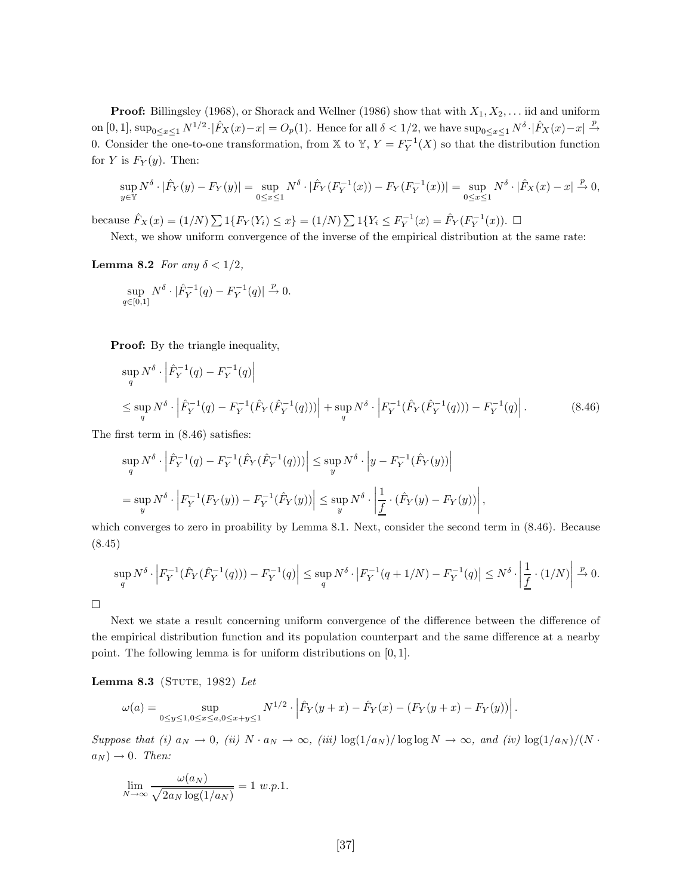**Proof:** Billingsley (1968), or Shorack and Wellner (1986) show that with $X_1, X_2, \ldots$ iid and uniform on $[0,1]$, $\sup_{0\leq x\leq 1} N^{1/2}\cdot|\hat{F}_X(x)-x| = O_p(1)$. Hence for all $\delta < 1/2$, we have $\sup_{0\leq x\leq 1} N^{\delta}\cdot|\hat{F}_X(x)-x| \xrightarrow{p} 0$. Consider the one-to-one transformation, from $\mathbb{X}$ to $\mathbb{Y}$, $Y = F_Y^{-1}(X)$ so that the distribution function for $Y$ is $F_Y(y)$. Then:

$$\sup_{y\in\mathbb{Y}} N^{\delta}\cdot|\hat{F}_Y(y)-F_Y(y)| = \sup_{0\leq x\leq 1} N^{\delta}\cdot|\hat{F}_Y(F_Y^{-1}(x))-F_Y(F_Y^{-1}(x))| = \sup_{0\leq x\leq 1} N^{\delta}\cdot|\hat{F}_X(x)-x| \xrightarrow{p} 0,$$

because $\hat{F}_X(x) = (1/N)\sum 1\{F_Y(Y_i)\leq x\} = (1/N)\sum 1\{Y_i \leq F_Y^{-1}(x) = \hat{F}_Y(F_Y^{-1}(x))$. $\square$

Next, we show uniform convergence of the inverse of the empirical distribution at the same rate:

**Lemma 8.2** *For any $\delta < 1/2$,*

$$\sup_{q\in[0,1]} N^{\delta}\cdot|\hat{F}_Y^{-1}(q)-F_Y^{-1}(q)| \xrightarrow{p} 0.$$

**Proof:** By the triangle inequality,

$$\sup_q N^{\delta}\cdot\left|\hat{F}_Y^{-1}(q)-F_Y^{-1}(q)\right|$$

$$\leq \sup_q N^{\delta}\cdot\left|\hat{F}_Y^{-1}(q)-F_Y^{-1}(\hat{F}_Y(\hat{F}_Y^{-1}(q)))\right| + \sup_q N^{\delta}\cdot\left|F_Y^{-1}(\hat{F}_Y(\hat{F}_Y^{-1}(q)))-F_Y^{-1}(q)\right|. \tag{8.46}$$

The first term in (8.46) satisfies:

$$\sup_q N^{\delta}\cdot\left|\hat{F}_Y^{-1}(q)-F_Y^{-1}(\hat{F}_Y(\hat{F}_Y^{-1}(q)))\right| \leq \sup_y N^{\delta}\cdot\left|y-F_Y^{-1}(\hat{F}_Y(y))\right|$$

$$= \sup_y N^{\delta}\cdot\left|F_Y^{-1}(F_Y(y))-F_Y^{-1}(\hat{F}_Y(y))\right| \leq \sup_y N^{\delta}\cdot\left|\frac{1}{\underline{f}}\cdot(\hat{F}_Y(y)-F_Y(y))\right|,$$

which converges to zero in proability by Lemma 8.1. Next, consider the second term in (8.46). Because (8.45)

$$\sup_q N^{\delta}\cdot\left|F_Y^{-1}(\hat{F}_Y(\hat{F}_Y^{-1}(q)))-F_Y^{-1}(q)\right| \leq \sup_q N^{\delta}\cdot\left|F_Y^{-1}(q+1/N)-F_Y^{-1}(q)\right| \leq N^{\delta}\cdot\left|\frac{1}{\underline{f}}\cdot(1/N)\right| \xrightarrow{p} 0.$$

$\square$

Next we state a result concerning uniform convergence of the difference between the difference of the empirical distribution function and its population counterpart and the same difference at a nearby point. The following lemma is for uniform distributions on $[0,1]$.

**Lemma 8.3** (Stute, 1982) *Let*

$$\omega(a) = \sup_{0\leq y\leq 1, 0\leq x\leq a, 0\leq x+y\leq 1} N^{1/2}\cdot\left|\hat{F}_Y(y+x)-\hat{F}_Y(x)-(F_Y(y+x)-F_Y(y))\right|.$$

*Suppose that (i) $a_N \to 0$, (ii) $N\cdot a_N\to\infty$, (iii) $\log(1/a_N)/\log\log N\to\infty$, and (iv) $\log(1/a_N)/(N\cdot a_N)\to 0$. Then:*

$$\lim_{N\to\infty}\frac{\omega(a_N)}{\sqrt{2a_N\log(1/a_N)}} = 1 \text{ w.p.1.}$$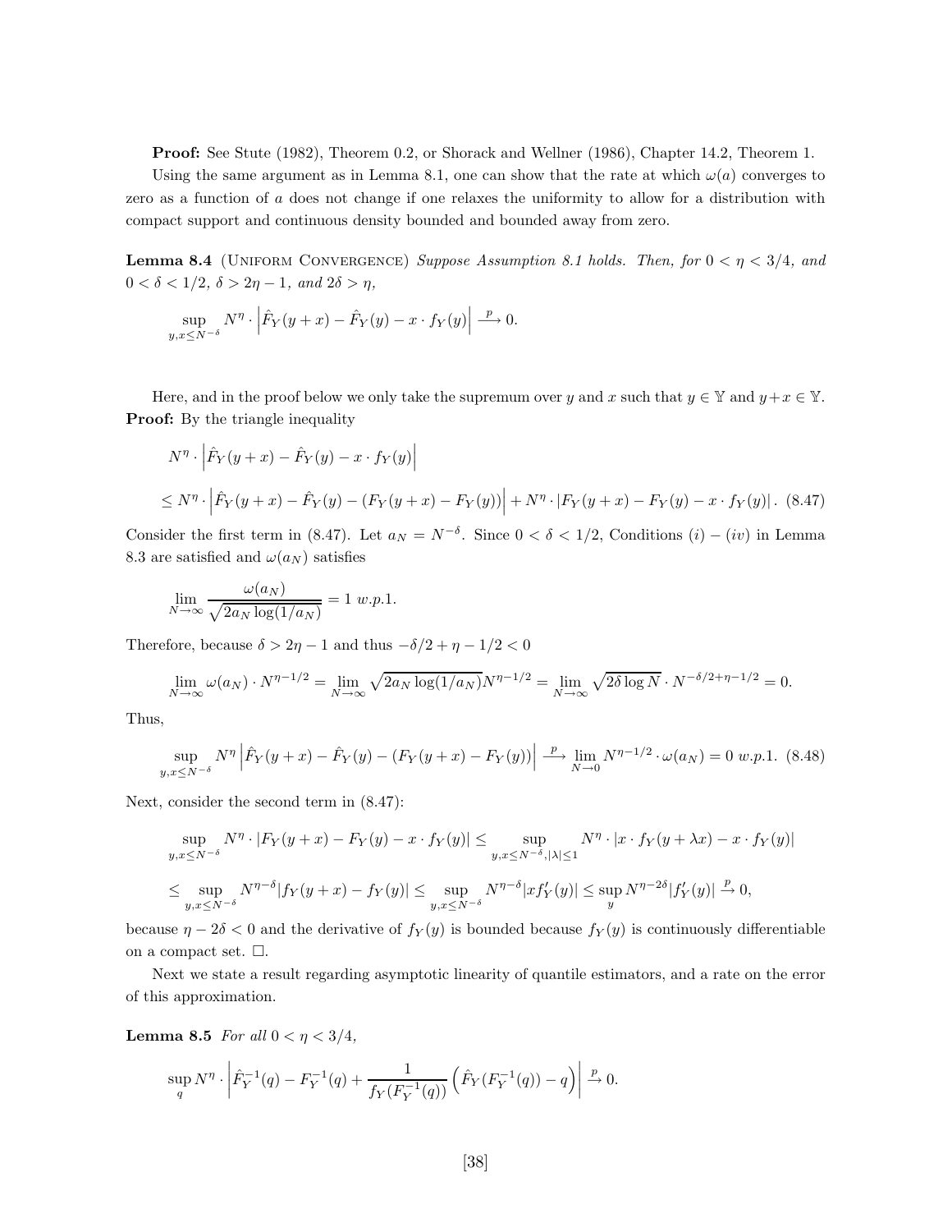**Proof:** See Stute (1982), Theorem 0.2, or Shorack and Wellner (1986), Chapter 14.2, Theorem 1.

Using the same argument as in Lemma 8.1, one can show that the rate at which $\omega(a)$ converges to zero as a function of $a$ does not change if one relaxes the uniformity to allow for a distribution with compact support and continuous density bounded and bounded away from zero.

**Lemma 8.4** (Uniform Convergence) *Suppose Assumption 8.1 holds. Then, for $0 < \eta < 3/4$, and $0 < \delta < 1/2$, $\delta > 2\eta - 1$, and $2\delta > \eta$,*

$$\sup_{y,x \le N^{-\delta}} N^{\eta} \cdot \left| \hat{F}_Y(y + x) - \hat{F}_Y(y) - x \cdot f_Y(y) \right| \xrightarrow{\ p\ } 0.$$

Here, and in the proof below we only take the supremum over $y$ and $x$ such that $y \in \mathbb{Y}$ and $y+x \in \mathbb{Y}$.

**Proof:** By the triangle inequality

$$N^{\eta} \cdot \left| \hat{F}_Y(y + x) - \hat{F}_Y(y) - x \cdot f_Y(y) \right|$$

$$\le N^{\eta} \cdot \left| \hat{F}_Y(y + x) - \hat{F}_Y(y) - (F_Y(y + x) - F_Y(y)) \right| + N^{\eta} \cdot \left| F_Y(y + x) - F_Y(y) - x \cdot f_Y(y) \right|. \quad (8.47)$$

Consider the first term in (8.47). Let $a_N = N^{-\delta}$. Since $0 < \delta < 1/2$, Conditions $(i) - (iv)$ in Lemma 8.3 are satisfied and $\omega(a_N)$ satisfies

$$\lim_{N \to \infty} \frac{\omega(a_N)}{\sqrt{2a_N \log(1/a_N)}} = 1 \ w.p.1.$$

Therefore, because $\delta > 2\eta - 1$ and thus $-\delta/2 + \eta - 1/2 < 0$

$$\lim_{N \to \infty} \omega(a_N) \cdot N^{\eta - 1/2} = \lim_{N \to \infty} \sqrt{2a_N \log(1/a_N)} N^{\eta - 1/2} = \lim_{N \to \infty} \sqrt{2\delta \log N} \cdot N^{-\delta/2 + \eta - 1/2} = 0.$$

Thus,

$$\sup_{y,x \le N^{-\delta}} N^{\eta} \left| \hat{F}_Y(y + x) - \hat{F}_Y(y) - (F_Y(y + x) - F_Y(y)) \right| \xrightarrow{\ p\ } \lim_{N \to 0} N^{\eta - 1/2} \cdot \omega(a_N) = 0 \ w.p.1. \quad (8.48)$$

Next, consider the second term in (8.47):

$$\sup_{y,x \le N^{-\delta}} N^{\eta} \cdot \left| F_Y(y + x) - F_Y(y) - x \cdot f_Y(y) \right| \le \sup_{y,x \le N^{-\delta}, |\lambda| \le 1} N^{\eta} \cdot \left| x \cdot f_Y(y + \lambda x) - x \cdot f_Y(y) \right|$$

$$\le \sup_{y,x \le N^{-\delta}} N^{\eta - \delta} \left| f_Y(y + x) - f_Y(y) \right| \le \sup_{y,x \le N^{-\delta}} N^{\eta - \delta} \left| x f'_Y(y) \right| \le \sup_{y} N^{\eta - 2\delta} \left| f'_Y(y) \right| \xrightarrow{\ p\ } 0,$$

because $\eta - 2\delta < 0$ and the derivative of $f_Y(y)$ is bounded because $f_Y(y)$ is continuously differentiable on a compact set. $\square$.

Next we state a result regarding asymptotic linearity of quantile estimators, and a rate on the error of this approximation.

**Lemma 8.5** *For all $0 < \eta < 3/4$,*

$$\sup_{q} N^{\eta} \cdot \left| \hat{F}_Y^{-1}(q) - F_Y^{-1}(q) + \frac{1}{f_Y(F_Y^{-1}(q))} \left( \hat{F}_Y(F_Y^{-1}(q)) - q \right) \right| \xrightarrow{\ p\ } 0.$$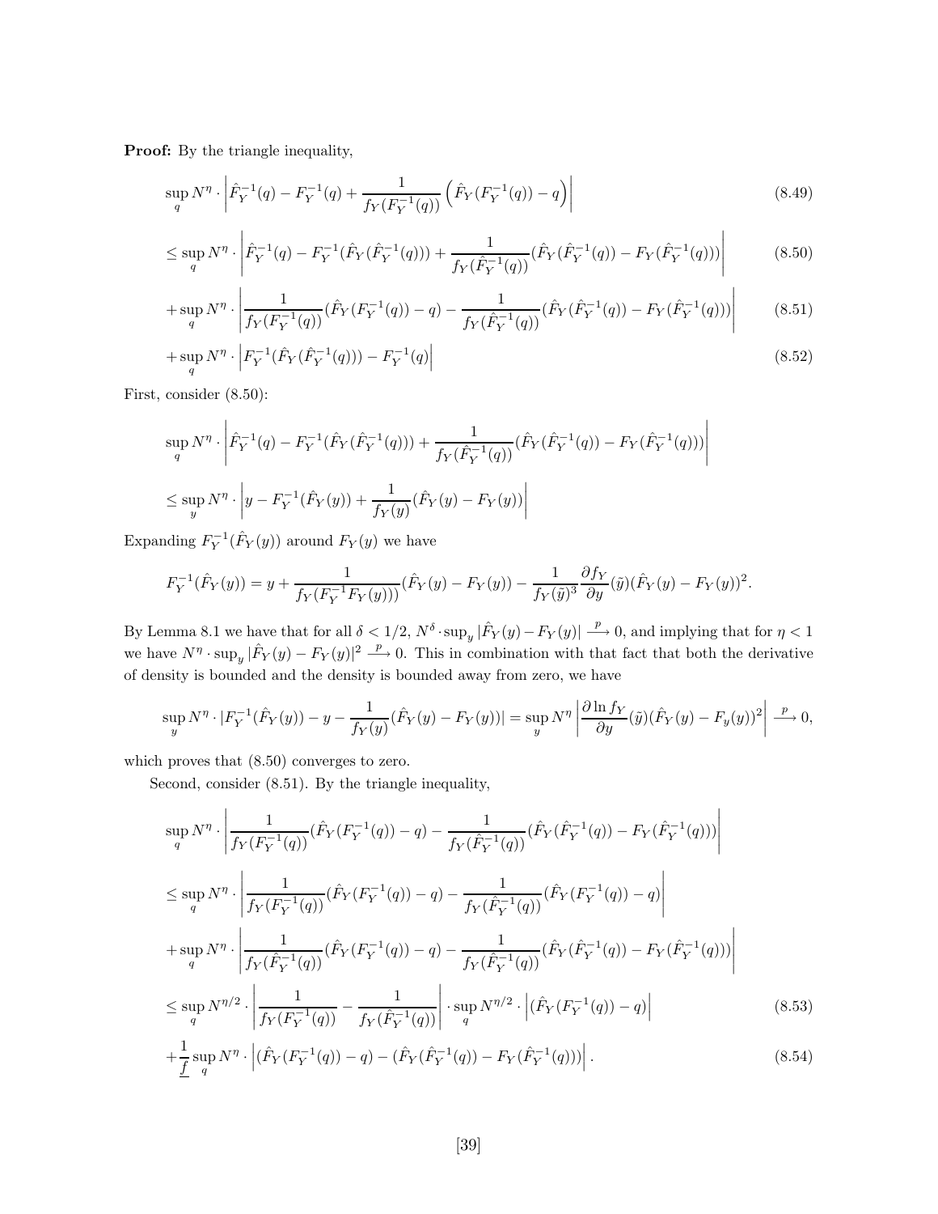**Proof:** By the triangle inequality,

$$\sup_q N^\eta \cdot \left| \hat{F}_Y^{-1}(q) - F_Y^{-1}(q) + \frac{1}{f_Y(F_Y^{-1}(q))}\left(\hat{F}_Y(F_Y^{-1}(q)) - q\right) \right| \tag{8.49}$$

$$\leq \sup_q N^\eta \cdot \left| \hat{F}_Y^{-1}(q) - F_Y^{-1}(\hat{F}_Y(\hat{F}_Y^{-1}(q))) + \frac{1}{f_Y(\hat{F}_Y^{-1}(q))}(\hat{F}_Y(\hat{F}_Y^{-1}(q)) - F_Y(\hat{F}_Y^{-1}(q))) \right| \tag{8.50}$$

$$+ \sup_q N^\eta \cdot \left| \frac{1}{f_Y(F_Y^{-1}(q))}(\hat{F}_Y(F_Y^{-1}(q)) - q) - \frac{1}{f_Y(\hat{F}_Y^{-1}(q))}(\hat{F}_Y(\hat{F}_Y^{-1}(q)) - F_Y(\hat{F}_Y^{-1}(q))) \right| \tag{8.51}$$

$$+ \sup_q N^\eta \cdot \left| F_Y^{-1}(\hat{F}_Y(\hat{F}_Y^{-1}(q))) - F_Y^{-1}(q) \right| \tag{8.52}$$

First, consider (8.50):

$$\sup_q N^\eta \cdot \left| \hat{F}_Y^{-1}(q) - F_Y^{-1}(\hat{F}_Y(\hat{F}_Y^{-1}(q))) + \frac{1}{f_Y(\hat{F}_Y^{-1}(q))}(\hat{F}_Y(\hat{F}_Y^{-1}(q)) - F_Y(\hat{F}_Y^{-1}(q))) \right|$$

$$\leq \sup_y N^\eta \cdot \left| y - F_Y^{-1}(\hat{F}_Y(y)) + \frac{1}{f_Y(y)}(\hat{F}_Y(y) - F_Y(y)) \right|$$

Expanding $F_Y^{-1}(\hat{F}_Y(y))$ around $F_Y(y)$ we have

$$F_Y^{-1}(\hat{F}_Y(y)) = y + \frac{1}{f_Y(F_Y^{-1}F_Y(y)))}(\hat{F}_Y(y) - F_Y(y)) - \frac{1}{f_Y(\tilde{y})^3}\frac{\partial f_Y}{\partial y}(\tilde{y})(\hat{F}_Y(y) - F_Y(y))^2.$$

By Lemma 8.1 we have that for all $\delta < 1/2$, $N^\delta \cdot \sup_y |\hat{F}_Y(y) - F_Y(y)| \xrightarrow{p} 0$, and implying that for $\eta < 1$ we have $N^\eta \cdot \sup_y |\hat{F}_Y(y) - F_Y(y)|^2 \xrightarrow{p} 0$. This in combination with that fact that both the derivative of density is bounded and the density is bounded away from zero, we have

$$\sup_y N^\eta \cdot |F_Y^{-1}(\hat{F}_Y(y)) - y - \frac{1}{f_Y(y)}(\hat{F}_Y(y) - F_Y(y))| = \sup_y N^\eta \left| \frac{\partial \ln f_Y}{\partial y}(\tilde{y})(\hat{F}_Y(y) - F_y(y))^2 \right| \xrightarrow{p} 0,$$

which proves that (8.50) converges to zero.

Second, consider (8.51). By the triangle inequality,

$$\sup_q N^\eta \cdot \left| \frac{1}{f_Y(F_Y^{-1}(q))}(\hat{F}_Y(F_Y^{-1}(q)) - q) - \frac{1}{f_Y(\hat{F}_Y^{-1}(q))}(\hat{F}_Y(\hat{F}_Y^{-1}(q)) - F_Y(\hat{F}_Y^{-1}(q))) \right|$$

$$\leq \sup_q N^\eta \cdot \left| \frac{1}{f_Y(F_Y^{-1}(q))}(\hat{F}_Y(F_Y^{-1}(q)) - q) - \frac{1}{f_Y(\hat{F}_Y^{-1}(q))}(\hat{F}_Y(F_Y^{-1}(q)) - q) \right|$$

$$+ \sup_q N^\eta \cdot \left| \frac{1}{f_Y(\hat{F}_Y^{-1}(q))}(\hat{F}_Y(F_Y^{-1}(q)) - q) - \frac{1}{f_Y(\hat{F}_Y^{-1}(q))}(\hat{F}_Y(\hat{F}_Y^{-1}(q)) - F_Y(\hat{F}_Y^{-1}(q))) \right|$$

$$\leq \sup_q N^{\eta/2} \cdot \left| \frac{1}{f_Y(F_Y^{-1}(q))} - \frac{1}{f_Y(\hat{F}_Y^{-1}(q))} \right| \cdot \sup_q N^{\eta/2} \cdot \left| (\hat{F}_Y(F_Y^{-1}(q)) - q) \right| \tag{8.53}$$

$$+ \frac{1}{\underline{f}} \sup_q N^\eta \cdot \left| (\hat{F}_Y(F_Y^{-1}(q)) - q) - (\hat{F}_Y(\hat{F}_Y^{-1}(q)) - F_Y(\hat{F}_Y^{-1}(q))) \right|. \tag{8.54}$$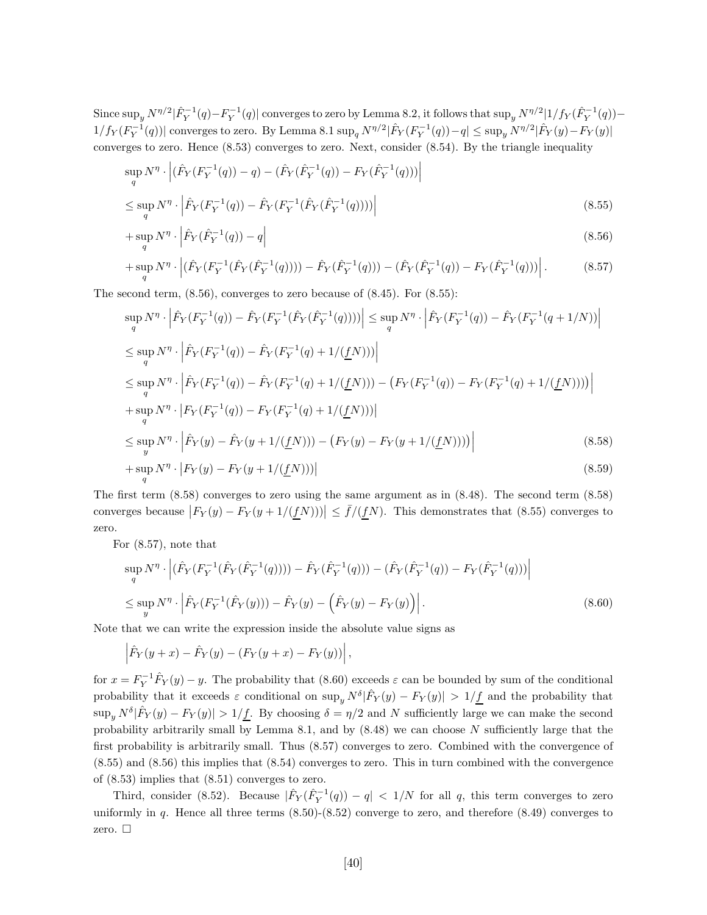Since $\sup_y N^{\eta/2}|\hat{F}_Y^{-1}(q)-F_Y^{-1}(q)|$ converges to zero by Lemma 8.2, it follows that $\sup_y N^{\eta/2}|1/f_Y(\hat{F}_Y^{-1}(q))-1/f_Y(F_Y^{-1}(q))|$ converges to zero. By Lemma 8.1 $\sup_q N^{\eta/2}|\hat{F}_Y(F_Y^{-1}(q))-q| \leq \sup_y N^{\eta/2}|\hat{F}_Y(y)-F_Y(y)|$ converges to zero. Hence (8.53) converges to zero. Next, consider (8.54). By the triangle inequality

$$
\sup_q N^\eta \cdot \left|(\hat{F}_Y(F_Y^{-1}(q)) - q) - (\hat{F}_Y(\hat{F}_Y^{-1}(q)) - F_Y(\hat{F}_Y^{-1}(q)))\right|
$$

$$
\leq \sup_q N^\eta \cdot \left|\hat{F}_Y(F_Y^{-1}(q)) - \hat{F}_Y(F_Y^{-1}(\hat{F}_Y(\hat{F}_Y^{-1}(q))))\right| \tag{8.55}
$$

$$
+ \sup_q N^\eta \cdot \left|\hat{F}_Y(\hat{F}_Y^{-1}(q)) - q\right| \tag{8.56}
$$

$$
+ \sup_q N^\eta \cdot \left|(\hat{F}_Y(F_Y^{-1}(\hat{F}_Y(\hat{F}_Y^{-1}(q)))) - \hat{F}_Y(\hat{F}_Y^{-1}(q))) - (\hat{F}_Y(\hat{F}_Y^{-1}(q)) - F_Y(\hat{F}_Y^{-1}(q)))\right|. \tag{8.57}
$$

The second term, (8.56), converges to zero because of (8.45). For (8.55):

$$
\sup_q N^\eta \cdot \left|\hat{F}_Y(F_Y^{-1}(q)) - \hat{F}_Y(F_Y^{-1}(\hat{F}_Y(\hat{F}_Y^{-1}(q))))\right| \leq \sup_q N^\eta \cdot \left|\hat{F}_Y(F_Y^{-1}(q)) - \hat{F}_Y(F_Y^{-1}(q + 1/N))\right|
$$

$$
\leq \sup_q N^\eta \cdot \left|\hat{F}_Y(F_Y^{-1}(q)) - \hat{F}_Y(F_Y^{-1}(q) + 1/(\underline{f}N))\right|
$$

$$
\leq \sup_q N^\eta \cdot \left|\hat{F}_Y(F_Y^{-1}(q)) - \hat{F}_Y(F_Y^{-1}(q) + 1/(\underline{f}N)) - \left(F_Y(F_Y^{-1}(q)) - F_Y(F_Y^{-1}(q) + 1/(\underline{f}N))\right)\right|
$$

$$
+ \sup_q N^\eta \cdot \left|F_Y(F_Y^{-1}(q)) - F_Y(F_Y^{-1}(q) + 1/(\underline{f}N))\right|
$$

$$
\leq \sup_y N^\eta \cdot \left|\hat{F}_Y(y) - \hat{F}_Y(y + 1/(\underline{f}N)) - \left(F_Y(y) - F_Y(y + 1/(\underline{f}N))\right)\right| \tag{8.58}
$$

$$
+ \sup_q N^\eta \cdot \left|F_Y(y) - F_Y(y + 1/(\underline{f}N))\right| \tag{8.59}
$$

The first term (8.58) converges to zero using the same argument as in (8.48). The second term (8.58) converges because $\left|F_Y(y) - F_Y(y + 1/(\underline{f}N))\right| \leq \bar{f}/(\underline{f}N)$. This demonstrates that (8.55) converges to zero.

For (8.57), note that

$$
\sup_q N^\eta \cdot \left|(\hat{F}_Y(F_Y^{-1}(\hat{F}_Y(\hat{F}_Y^{-1}(q)))) - \hat{F}_Y(\hat{F}_Y^{-1}(q))) - (\hat{F}_Y(\hat{F}_Y^{-1}(q)) - F_Y(\hat{F}_Y^{-1}(q)))\right|
$$

$$
\leq \sup_y N^\eta \cdot \left|\hat{F}_Y(F_Y^{-1}(\hat{F}_Y(y))) - \hat{F}_Y(y) - \left(\hat{F}_Y(y) - F_Y(y)\right)\right|. \tag{8.60}
$$

Note that we can write the expression inside the absolute value signs as

$$
\left|\hat{F}_Y(y + x) - \hat{F}_Y(y) - (F_Y(y + x) - F_Y(y))\right|,
$$

for $x = F_Y^{-1}\hat{F}_Y(y) - y$. The probability that (8.60) exceeds $\varepsilon$ can be bounded by sum of the conditional probability that it exceeds $\varepsilon$ conditional on $\sup_y N^\delta|\hat{F}_Y(y) - F_Y(y)| > 1/\underline{f}$ and the probability that $\sup_y N^\delta|\hat{F}_Y(y) - F_Y(y)| > 1/\underline{f}$. By choosing $\delta = \eta/2$ and $N$ sufficiently large we can make the second probability arbitrarily small by Lemma 8.1, and by (8.48) we can choose $N$ sufficiently large that the first probability is arbitrarily small. Thus (8.57) converges to zero. Combined with the convergence of (8.55) and (8.56) this implies that (8.54) converges to zero. This in turn combined with the convergence of (8.53) implies that (8.51) converges to zero.

Third, consider (8.52). Because $|\hat{F}_Y(\hat{F}_Y^{-1}(q)) - q| < 1/N$ for all $q$, this term converges to zero uniformly in $q$. Hence all three terms (8.50)-(8.52) converge to zero, and therefore (8.49) converges to zero. $\square$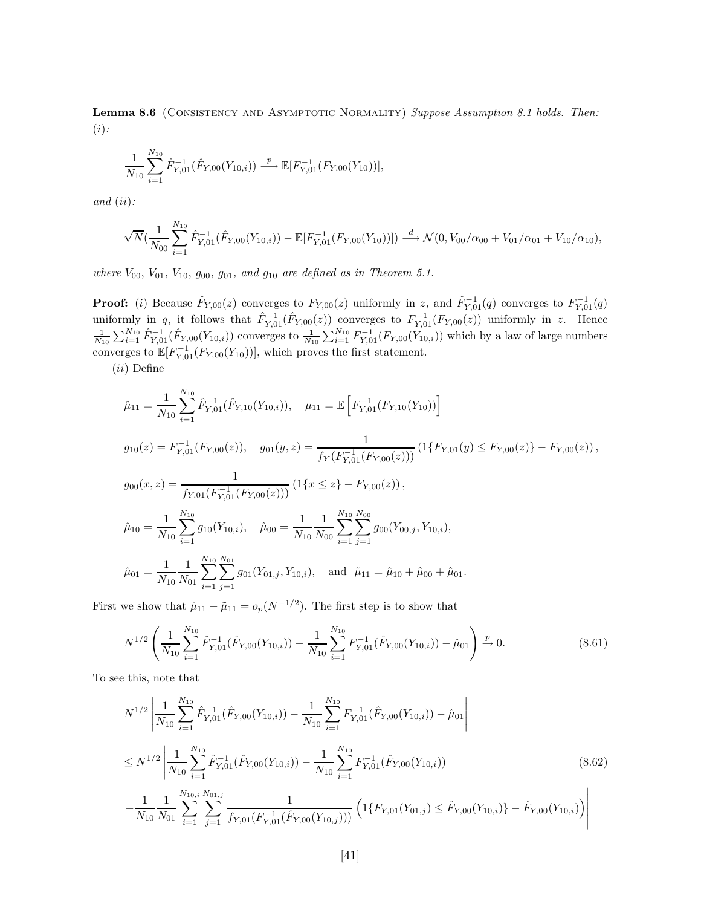**Lemma 8.6** (Consistency and Asymptotic Normality) *Suppose Assumption 8.1 holds. Then:* (*i*):

$$\frac{1}{N_{10}}\sum_{i=1}^{N_{10}} \hat{F}^{-1}_{Y,01}(\hat{F}_{Y,00}(Y_{10,i})) \xrightarrow{p} \mathbb{E}[F^{-1}_{Y,01}(F_{Y,00}(Y_{10}))],$$

*and* (*ii*):

$$\sqrt{N}(\frac{1}{N_{00}}\sum_{i=1}^{N_{10}} \hat{F}^{-1}_{Y,01}(\hat{F}_{Y,00}(Y_{10,i})) - \mathbb{E}[F^{-1}_{Y,01}(F_{Y,00}(Y_{10}))]) \xrightarrow{d} \mathcal{N}(0, V_{00}/\alpha_{00} + V_{01}/\alpha_{01} + V_{10}/\alpha_{10}),$$

*where $V_{00}$, $V_{01}$, $V_{10}$, $g_{00}$, $g_{01}$, and $g_{10}$ are defined as in Theorem 5.1.*

**Proof:** (*i*) Because $\hat{F}_{Y,00}(z)$ converges to $F_{Y,00}(z)$ uniformly in $z$, and $\hat{F}^{-1}_{Y,01}(q)$ converges to $F^{-1}_{Y,01}(q)$ uniformly in $q$, it follows that $\hat{F}^{-1}_{Y,01}(\hat{F}_{Y,00}(z))$ converges to $F^{-1}_{Y,01}(F_{Y,00}(z))$ uniformly in $z$. Hence $\frac{1}{N_{10}}\sum_{i=1}^{N_{10}} \hat{F}^{-1}_{Y,01}(\hat{F}_{Y,00}(Y_{10,i}))$ converges to $\frac{1}{N_{10}}\sum_{i=1}^{N_{10}} F^{-1}_{Y,01}(F_{Y,00}(Y_{10,i}))$ which by a law of large numbers converges to $\mathbb{E}[F^{-1}_{Y,01}(F_{Y,00}(Y_{10}))]$, which proves the first statement.

(*ii*) Define

$$\hat{\mu}_{11} = \frac{1}{N_{10}}\sum_{i=1}^{N_{10}} \hat{F}^{-1}_{Y,01}(\hat{F}_{Y,10}(Y_{10,i})), \quad \mu_{11} = \mathbb{E}\left[F^{-1}_{Y,01}(F_{Y,10}(Y_{10}))\right]$$

$$g_{10}(z) = F^{-1}_{Y,01}(F_{Y,00}(z)), \quad g_{01}(y,z) = \frac{1}{f_Y(F^{-1}_{Y,01}(F_{Y,00}(z)))}\left(1\{F_{Y,01}(y) \le F_{Y,00}(z)\} - F_{Y,00}(z)\right),$$

$$g_{00}(x,z) = \frac{1}{f_{Y,01}(F^{-1}_{Y,01}(F_{Y,00}(z)))}\left(1\{x \le z\} - F_{Y,00}(z)\right),$$

$$\hat{\mu}_{10} = \frac{1}{N_{10}}\sum_{i=1}^{N_{10}} g_{10}(Y_{10,i}), \quad \hat{\mu}_{00} = \frac{1}{N_{10}}\frac{1}{N_{00}}\sum_{i=1}^{N_{10}}\sum_{j=1}^{N_{00}} g_{00}(Y_{00,j}, Y_{10,i}),$$

$$\hat{\mu}_{01} = \frac{1}{N_{10}}\frac{1}{N_{01}}\sum_{i=1}^{N_{10}}\sum_{j=1}^{N_{01}} g_{01}(Y_{01,j}, Y_{10,i}), \quad \text{and} \quad \tilde{\mu}_{11} = \hat{\mu}_{10} + \hat{\mu}_{00} + \hat{\mu}_{01}.$$

First we show that $\hat{\mu}_{11} - \tilde{\mu}_{11} = o_p(N^{-1/2})$. The first step is to show that

$$N^{1/2}\left(\frac{1}{N_{10}}\sum_{i=1}^{N_{10}} \hat{F}^{-1}_{Y,01}(\hat{F}_{Y,00}(Y_{10,i})) - \frac{1}{N_{10}}\sum_{i=1}^{N_{10}} F^{-1}_{Y,01}(\hat{F}_{Y,00}(Y_{10,i})) - \hat{\mu}_{01}\right) \xrightarrow{p} 0. \tag{8.61}$$

To see this, note that

$$N^{1/2}\left|\frac{1}{N_{10}}\sum_{i=1}^{N_{10}} \hat{F}^{-1}_{Y,01}(\hat{F}_{Y,00}(Y_{10,i})) - \frac{1}{N_{10}}\sum_{i=1}^{N_{10}} F^{-1}_{Y,01}(\hat{F}_{Y,00}(Y_{10,i})) - \hat{\mu}_{01}\right|$$

$$\le N^{1/2}\left|\frac{1}{N_{10}}\sum_{i=1}^{N_{10}} \hat{F}^{-1}_{Y,01}(\hat{F}_{Y,00}(Y_{10,i})) - \frac{1}{N_{10}}\sum_{i=1}^{N_{10}} F^{-1}_{Y,01}(\hat{F}_{Y,00}(Y_{10,i}))\right. \tag{8.62}$$

$$\left. -\frac{1}{N_{10}}\frac{1}{N_{01}}\sum_{i=1}^{N_{10,i}}\sum_{j=1}^{N_{01,j}} \frac{1}{f_{Y,01}(F^{-1}_{Y,01}(\hat{F}_{Y,00}(Y_{10,j})))}\left(1\{F_{Y,01}(Y_{01,j}) \le \hat{F}_{Y,00}(Y_{10,i})\} - \hat{F}_{Y,00}(Y_{10,i})\right)\right|$$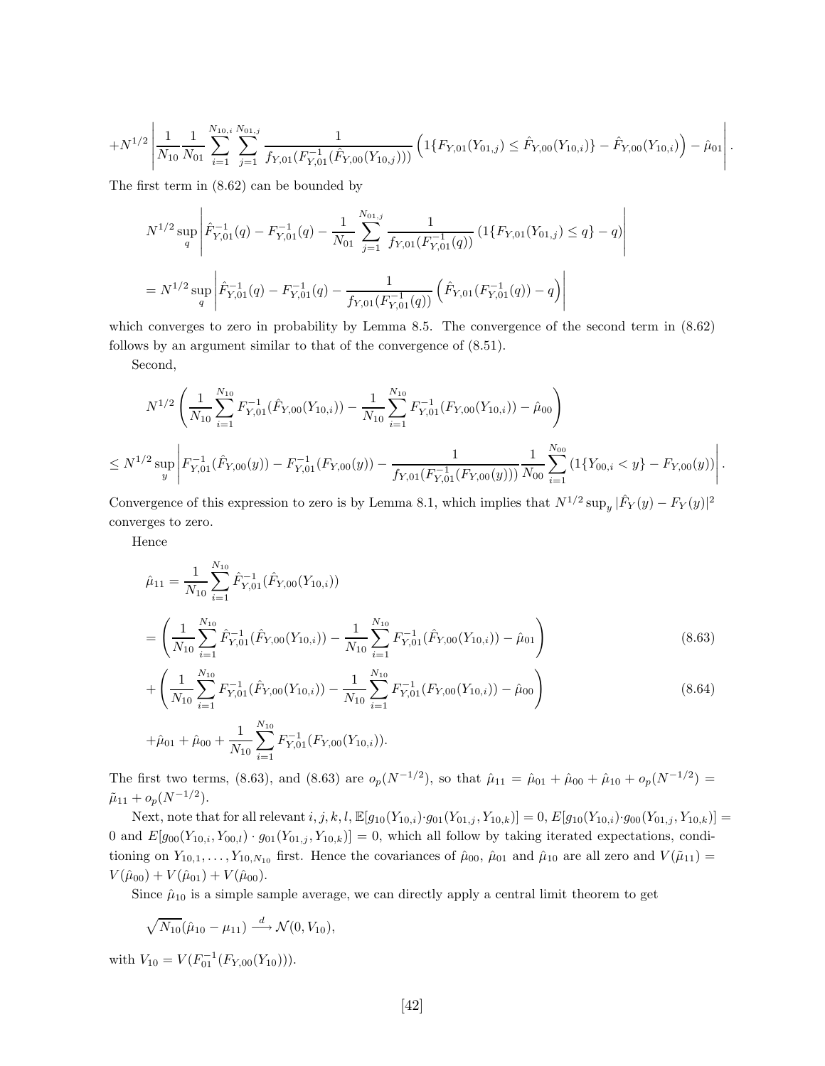$$+N^{1/2}\left|\frac{1}{N_{10}}\frac{1}{N_{01}}\sum_{i=1}^{N_{10,i}}\sum_{j=1}^{N_{01,j}}\frac{1}{f_{Y,01}(F_{Y,01}^{-1}(\hat{F}_{Y,00}(Y_{10,j})))}\left(1\{F_{Y,01}(Y_{01,j}) \leq \hat{F}_{Y,00}(Y_{10,i})\} - \hat{F}_{Y,00}(Y_{10,i})\right) - \hat{\mu}_{01}\right|.$$

The first term in (8.62) can be bounded by

$$N^{1/2}\sup_q\left|\hat{F}_{Y,01}^{-1}(q) - F_{Y,01}^{-1}(q) - \frac{1}{N_{01}}\sum_{j=1}^{N_{01,j}}\frac{1}{f_{Y,01}(F_{Y,01}^{-1}(q))}\left(1\{F_{Y,01}(Y_{01,j}) \leq q\} - q\right)\right|$$

$$= N^{1/2}\sup_q\left|\hat{F}_{Y,01}^{-1}(q) - F_{Y,01}^{-1}(q) - \frac{1}{f_{Y,01}(F_{Y,01}^{-1}(q))}\left(\hat{F}_{Y,01}(F_{Y,01}^{-1}(q)) - q\right)\right|$$

which converges to zero in probability by Lemma 8.5. The convergence of the second term in (8.62) follows by an argument similar to that of the convergence of (8.51).

Second,

$$N^{1/2}\left(\frac{1}{N_{10}}\sum_{i=1}^{N_{10}}F_{Y,01}^{-1}(\hat{F}_{Y,00}(Y_{10,i})) - \frac{1}{N_{10}}\sum_{i=1}^{N_{10}}F_{Y,01}^{-1}(F_{Y,00}(Y_{10,i})) - \hat{\mu}_{00}\right)$$

$$\leq N^{1/2}\sup_y\left|F_{Y,01}^{-1}(\hat{F}_{Y,00}(y)) - F_{Y,01}^{-1}(F_{Y,00}(y)) - \frac{1}{f_{Y,01}(F_{Y,01}^{-1}(F_{Y,00}(y)))}\frac{1}{N_{00}}\sum_{i=1}^{N_{00}}\left(1\{Y_{00,i} < y\} - F_{Y,00}(y)\right)\right|.$$

Convergence of this expression to zero is by Lemma 8.1, which implies that $N^{1/2}\sup_y|\hat{F}_Y(y) - F_Y(y)|^2$ converges to zero.

Hence

$$\hat{\mu}_{11} = \frac{1}{N_{10}}\sum_{i=1}^{N_{10}}\hat{F}_{Y,01}^{-1}(\hat{F}_{Y,00}(Y_{10,i}))$$

$$= \left(\frac{1}{N_{10}}\sum_{i=1}^{N_{10}}\hat{F}_{Y,01}^{-1}(\hat{F}_{Y,00}(Y_{10,i})) - \frac{1}{N_{10}}\sum_{i=1}^{N_{10}}F_{Y,01}^{-1}(\hat{F}_{Y,00}(Y_{10,i})) - \hat{\mu}_{01}\right) \tag{8.63}$$

$$+\left(\frac{1}{N_{10}}\sum_{i=1}^{N_{10}}F_{Y,01}^{-1}(\hat{F}_{Y,00}(Y_{10,i})) - \frac{1}{N_{10}}\sum_{i=1}^{N_{10}}F_{Y,01}^{-1}(F_{Y,00}(Y_{10,i})) - \hat{\mu}_{00}\right) \tag{8.64}$$

$$+\hat{\mu}_{01} + \hat{\mu}_{00} + \frac{1}{N_{10}}\sum_{i=1}^{N_{10}}F_{Y,01}^{-1}(F_{Y,00}(Y_{10,i})).$$

The first two terms, (8.63), and (8.63) are $o_p(N^{-1/2})$, so that $\hat{\mu}_{11} = \hat{\mu}_{01} + \hat{\mu}_{00} + \hat{\mu}_{10} + o_p(N^{-1/2}) = \tilde{\mu}_{11} + o_p(N^{-1/2})$.

Next, note that for all relevant $i, j, k, l$, $\mathbb{E}[g_{10}(Y_{10,i})\cdot g_{01}(Y_{01,j}, Y_{10,k})] = 0$, $E[g_{10}(Y_{10,i})\cdot g_{00}(Y_{01,j}, Y_{10,k})] = 0$ and $E[g_{00}(Y_{10,i}, Y_{00,l}) \cdot g_{01}(Y_{01,j}, Y_{10,k})] = 0$, which all follow by taking iterated expectations, conditioning on $Y_{10,1}, \ldots, Y_{10,N_{10}}$ first. Hence the covariances of $\hat{\mu}_{00}$, $\hat{\mu}_{01}$ and $\hat{\mu}_{10}$ are all zero and $V(\tilde{\mu}_{11}) = V(\hat{\mu}_{00}) + V(\hat{\mu}_{01}) + V(\hat{\mu}_{00})$.

Since $\hat{\mu}_{10}$ is a simple sample average, we can directly apply a central limit theorem to get

$$\sqrt{N_{10}}(\hat{\mu}_{10} - \mu_{11}) \xrightarrow{d} \mathcal{N}(0, V_{10}),$$

with $V_{10} = V(F_{01}^{-1}(F_{Y,00}(Y_{10})))$.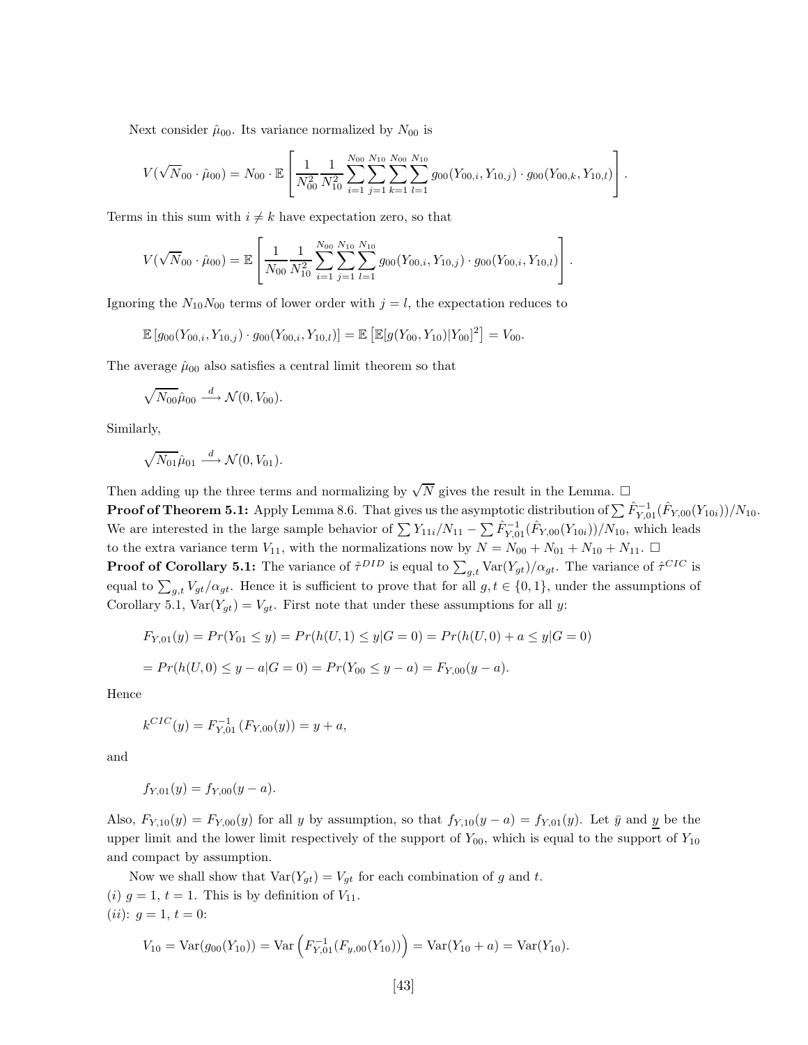Next consider $\hat{\mu}_{00}$. Its variance normalized by $N_{00}$ is

$$V(\sqrt{N}_{00} \cdot \hat{\mu}_{00}) = N_{00} \cdot \mathbb{E}\left[\frac{1}{N_{00}^2}\frac{1}{N_{10}^2}\sum_{i=1}^{N_{00}}\sum_{j=1}^{N_{10}}\sum_{k=1}^{N_{00}}\sum_{l=1}^{N_{10}} g_{00}(Y_{00,i}, Y_{10,j}) \cdot g_{00}(Y_{00,k}, Y_{10,l})\right].$$

Terms in this sum with $i \neq k$ have expectation zero, so that

$$V(\sqrt{N}_{00} \cdot \hat{\mu}_{00}) = \mathbb{E}\left[\frac{1}{N_{00}}\frac{1}{N_{10}^2}\sum_{i=1}^{N_{00}}\sum_{j=1}^{N_{10}}\sum_{l=1}^{N_{10}} g_{00}(Y_{00,i}, Y_{10,j}) \cdot g_{00}(Y_{00,i}, Y_{10,l})\right].$$

Ignoring the $N_{10}N_{00}$ terms of lower order with $j = l$, the expectation reduces to

$$\mathbb{E}\left[g_{00}(Y_{00,i}, Y_{10,j}) \cdot g_{00}(Y_{00,i}, Y_{10,l})\right] = \mathbb{E}\left[\mathbb{E}[g(Y_{00}, Y_{10})|Y_{00}]^2\right] = V_{00}.$$

The average $\hat{\mu}_{00}$ also satisfies a central limit theorem so that

$$\sqrt{N_{00}}\hat{\mu}_{00} \xrightarrow{d} \mathcal{N}(0, V_{00}).$$

Similarly,

$$\sqrt{N_{01}}\hat{\mu}_{01} \xrightarrow{d} \mathcal{N}(0, V_{01}).$$

Then adding up the three terms and normalizing by $\sqrt{N}$ gives the result in the Lemma. $\square$

**Proof of Theorem 5.1:** Apply Lemma 8.6. That gives us the asymptotic distribution of $\sum \hat{F}_{Y,01}^{-1}(\hat{F}_{Y,00}(Y_{10i}))/N_{10}$. We are interested in the large sample behavior of $\sum Y_{11i}/N_{11} - \sum \hat{F}_{Y,01}^{-1}(\hat{F}_{Y,00}(Y_{10i}))/N_{10}$, which leads to the extra variance term $V_{11}$, with the normalizations now by $N = N_{00} + N_{01} + N_{10} + N_{11}$. $\square$

**Proof of Corollary 5.1:** The variance of $\hat{\tau}^{DID}$ is equal to $\sum_{g,t} \text{Var}(Y_{gt})/\alpha_{gt}$. The variance of $\hat{\tau}^{CIC}$ is equal to $\sum_{g,t} V_{gt}/\alpha_{gt}$. Hence it is sufficient to prove that for all $g, t \in \{0, 1\}$, under the assumptions of Corollary 5.1, $\text{Var}(Y_{gt}) = V_{gt}$. First note that under these assumptions for all $y$:

$$F_{Y,01}(y) = Pr(Y_{01} \leq y) = Pr(h(U,1) \leq y|G = 0) = Pr(h(U,0) + a \leq y|G = 0)$$

$$= Pr(h(U,0) \leq y - a|G = 0) = Pr(Y_{00} \leq y - a) = F_{Y,00}(y - a).$$

Hence

$$k^{CIC}(y) = F_{Y,01}^{-1}\left(F_{Y,00}(y)\right) = y + a,$$

and

$$f_{Y,01}(y) = f_{Y,00}(y - a).$$

Also, $F_{Y,10}(y) = F_{Y,00}(y)$ for all $y$ by assumption, so that $f_{Y,10}(y - a) = f_{Y,01}(y)$. Let $\bar{y}$ and $\underline{y}$ be the upper limit and the lower limit respectively of the support of $Y_{00}$, which is equal to the support of $Y_{10}$ and compact by assumption.

Now we shall show that $\text{Var}(Y_{gt}) = V_{gt}$ for each combination of $g$ and $t$.

$(i)$ $g = 1$, $t = 1$. This is by definition of $V_{11}$.

$(ii)$: $g = 1$, $t = 0$:

$$V_{10} = \text{Var}(g_{00}(Y_{10})) = \text{Var}\left(F_{Y,01}^{-1}(F_{y,00}(Y_{10}))\right) = \text{Var}(Y_{10} + a) = \text{Var}(Y_{10}).$$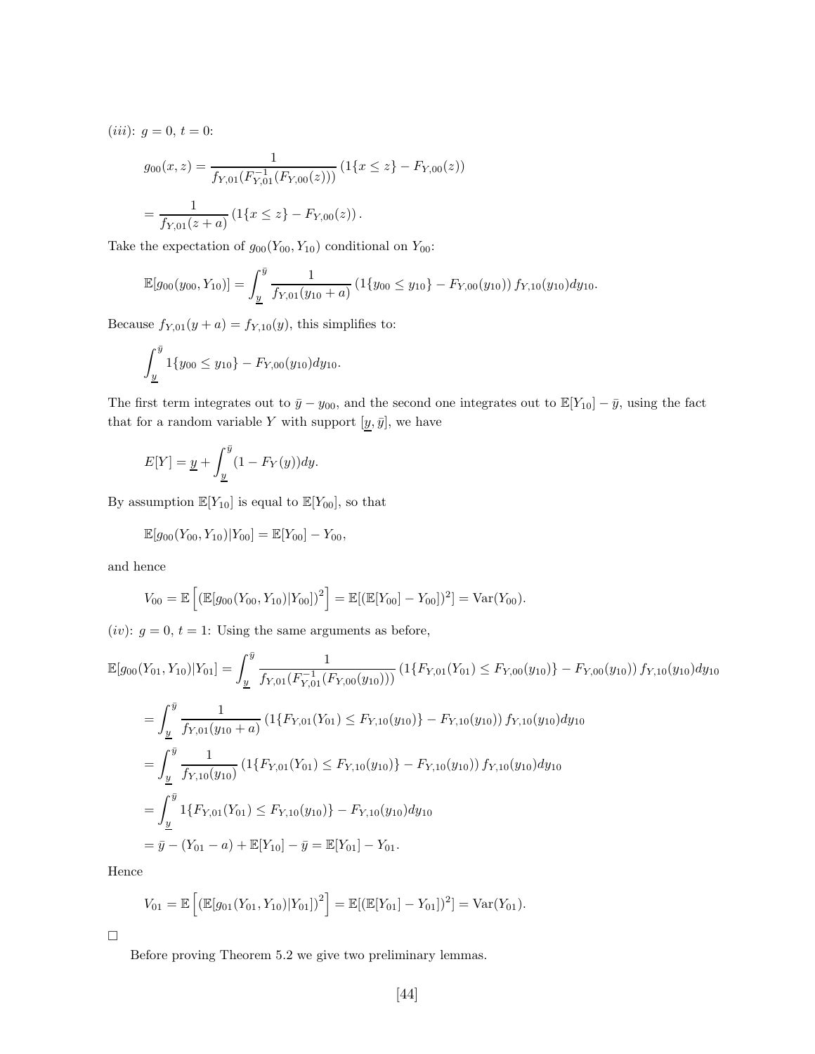$(iii)$: $g=0$, $t=0$:

$$g_{00}(x,z) = \frac{1}{f_{Y,01}(F_{Y,01}^{-1}(F_{Y,00}(z)))}\left(1\{x \le z\} - F_{Y,00}(z)\right)$$

$$= \frac{1}{f_{Y,01}(z+a)}\left(1\{x \le z\} - F_{Y,00}(z)\right).$$

Take the expectation of $g_{00}(Y_{00}, Y_{10})$ conditional on $Y_{00}$:

$$\mathbb{E}[g_{00}(y_{00}, Y_{10})] = \int_{\underline{y}}^{\bar{y}} \frac{1}{f_{Y,01}(y_{10}+a)}\left(1\{y_{00} \le y_{10}\} - F_{Y,00}(y_{10})\right) f_{Y,10}(y_{10}) dy_{10}.$$

Because $f_{Y,01}(y+a) = f_{Y,10}(y)$, this simplifies to:

$$\int_{\underline{y}}^{\bar{y}} 1\{y_{00} \le y_{10}\} - F_{Y,00}(y_{10}) dy_{10}.$$

The first term integrates out to $\bar{y} - y_{00}$, and the second one integrates out to $\mathbb{E}[Y_{10}] - \bar{y}$, using the fact that for a random variable $Y$ with support $[\underline{y}, \bar{y}]$, we have

$$E[Y] = \underline{y} + \int_{\underline{y}}^{\bar{y}} (1 - F_Y(y)) dy.$$

By assumption $\mathbb{E}[Y_{10}]$ is equal to $\mathbb{E}[Y_{00}]$, so that

$$\mathbb{E}[g_{00}(Y_{00}, Y_{10})|Y_{00}] = \mathbb{E}[Y_{00}] - Y_{00},$$

and hence

$$V_{00} = \mathbb{E}\left[\left(\mathbb{E}[g_{00}(Y_{00}, Y_{10})|Y_{00}]\right)^2\right] = \mathbb{E}[(\mathbb{E}[Y_{00}] - Y_{00}])^2] = \mathrm{Var}(Y_{00}).$$

$(iv)$: $g=0$, $t=1$: Using the same arguments as before,

$$\mathbb{E}[g_{00}(Y_{01}, Y_{10})|Y_{01}] = \int_{\underline{y}}^{\bar{y}} \frac{1}{f_{Y,01}(F_{Y,01}^{-1}(F_{Y,00}(y_{10})))}\left(1\{F_{Y,01}(Y_{01}) \le F_{Y,00}(y_{10})\} - F_{Y,00}(y_{10})\right) f_{Y,10}(y_{10}) dy_{10}$$

$$= \int_{\underline{y}}^{\bar{y}} \frac{1}{f_{Y,01}(y_{10}+a)}\left(1\{F_{Y,01}(Y_{01}) \le F_{Y,10}(y_{10})\} - F_{Y,10}(y_{10})\right) f_{Y,10}(y_{10}) dy_{10}$$

$$= \int_{\underline{y}}^{\bar{y}} \frac{1}{f_{Y,10}(y_{10})}\left(1\{F_{Y,01}(Y_{01}) \le F_{Y,10}(y_{10})\} - F_{Y,10}(y_{10})\right) f_{Y,10}(y_{10}) dy_{10}$$

$$= \int_{\underline{y}}^{\bar{y}} 1\{F_{Y,01}(Y_{01}) \le F_{Y,10}(y_{10})\} - F_{Y,10}(y_{10}) dy_{10}$$

$$= \bar{y} - (Y_{01} - a) + \mathbb{E}[Y_{10}] - \bar{y} = \mathbb{E}[Y_{01}] - Y_{01}.$$

Hence

$$V_{01} = \mathbb{E}\left[\left(\mathbb{E}[g_{01}(Y_{01}, Y_{10})|Y_{01}]\right)^2\right] = \mathbb{E}[(\mathbb{E}[Y_{01}] - Y_{01}])^2] = \mathrm{Var}(Y_{01}).$$

□

Before proving Theorem 5.2 we give two preliminary lemmas.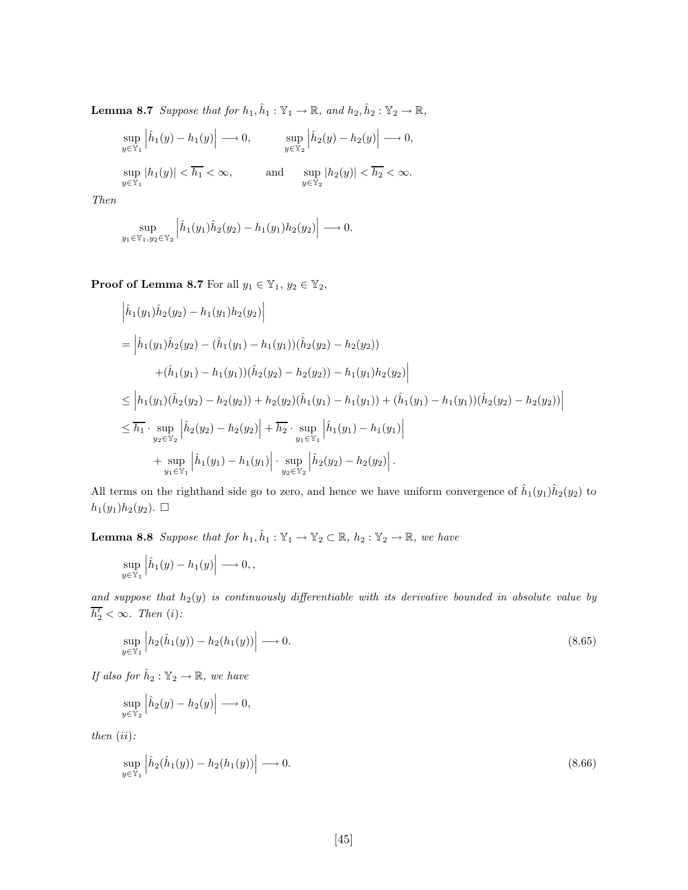**Lemma 8.7** *Suppose that for $h_1, \hat{h}_1 : \mathbb{Y}_1 \to \mathbb{R}$, and $h_2, \hat{h}_2 : \mathbb{Y}_2 \to \mathbb{R}$,*

$$\sup_{y \in \mathbb{Y}_1} \left| \hat{h}_1(y) - h_1(y) \right| \longrightarrow 0, \qquad \sup_{y \in \mathbb{Y}_2} \left| \hat{h}_2(y) - h_2(y) \right| \longrightarrow 0,$$

$$\sup_{y \in \mathbb{Y}_1} |h_1(y)| < \overline{h_1} < \infty, \qquad \text{and} \qquad \sup_{y \in \mathbb{Y}_2} |h_2(y)| < \overline{h_2} < \infty.$$

*Then*

$$\sup_{y_1 \in \mathbb{Y}_1, y_2 \in \mathbb{Y}_2} \left| \hat{h}_1(y_1)\hat{h}_2(y_2) - h_1(y_1)h_2(y_2) \right| \longrightarrow 0.$$

**Proof of Lemma 8.7** For all $y_1 \in \mathbb{Y}_1$, $y_2 \in \mathbb{Y}_2$,

$$\begin{aligned}
&\left| \hat{h}_1(y_1)\hat{h}_2(y_2) - h_1(y_1)h_2(y_2) \right| \\
&= \Big| \hat{h}_1(y_1)\hat{h}_2(y_2) - (\hat{h}_1(y_1) - h_1(y_1))(\hat{h}_2(y_2) - h_2(y_2)) \\
&\qquad + (\hat{h}_1(y_1) - h_1(y_1))(\hat{h}_2(y_2) - h_2(y_2)) - h_1(y_1)h_2(y_2) \Big| \\
&\leq \left| h_1(y_1)(\hat{h}_2(y_2) - h_2(y_2)) + h_2(y_2)(\hat{h}_1(y_1) - h_1(y_1)) + (\hat{h}_1(y_1) - h_1(y_1))(\hat{h}_2(y_2) - h_2(y_2)) \right| \\
&\leq \overline{h_1} \cdot \sup_{y_2 \in \mathbb{Y}_2} \left| \hat{h}_2(y_2) - h_2(y_2) \right| + \overline{h_2} \cdot \sup_{y_1 \in \mathbb{Y}_1} \left| \hat{h}_1(y_1) - h_1(y_1) \right| \\
&\qquad + \sup_{y_1 \in \mathbb{Y}_1} \left| \hat{h}_1(y_1) - h_1(y_1) \right| \cdot \sup_{y_2 \in \mathbb{Y}_2} \left| \hat{h}_2(y_2) - h_2(y_2) \right|.
\end{aligned}$$

All terms on the righthand side go to zero, and hence we have uniform convergence of $\hat{h}_1(y_1)\hat{h}_2(y_2)$ to $h_1(y_1)h_2(y_2)$. $\square$

**Lemma 8.8** *Suppose that for $h_1, \hat{h}_1 : \mathbb{Y}_1 \to \mathbb{Y}_2 \subset \mathbb{R}$, $h_2 : \mathbb{Y}_2 \to \mathbb{R}$, we have*

$$\sup_{y \in \mathbb{Y}_1} \left| \hat{h}_1(y) - h_1(y) \right| \longrightarrow 0, ,$$

*and suppose that $h_2(y)$ is continuously differentiable with its derivative bounded in absolute value by $\overline{h_2'} < \infty$. Then (i):*

$$\sup_{y \in \mathbb{Y}_1} \left| h_2(\hat{h}_1(y)) - h_2(h_1(y)) \right| \longrightarrow 0. \tag{8.65}$$

*If also for $\hat{h}_2 : \mathbb{Y}_2 \to \mathbb{R}$, we have*

$$\sup_{y \in \mathbb{Y}_2} \left| \hat{h}_2(y) - h_2(y) \right| \longrightarrow 0,$$

*then (ii):*

$$\sup_{y \in \mathbb{Y}_1} \left| \hat{h}_2(\hat{h}_1(y)) - h_2(h_1(y)) \right| \longrightarrow 0. \tag{8.66}$$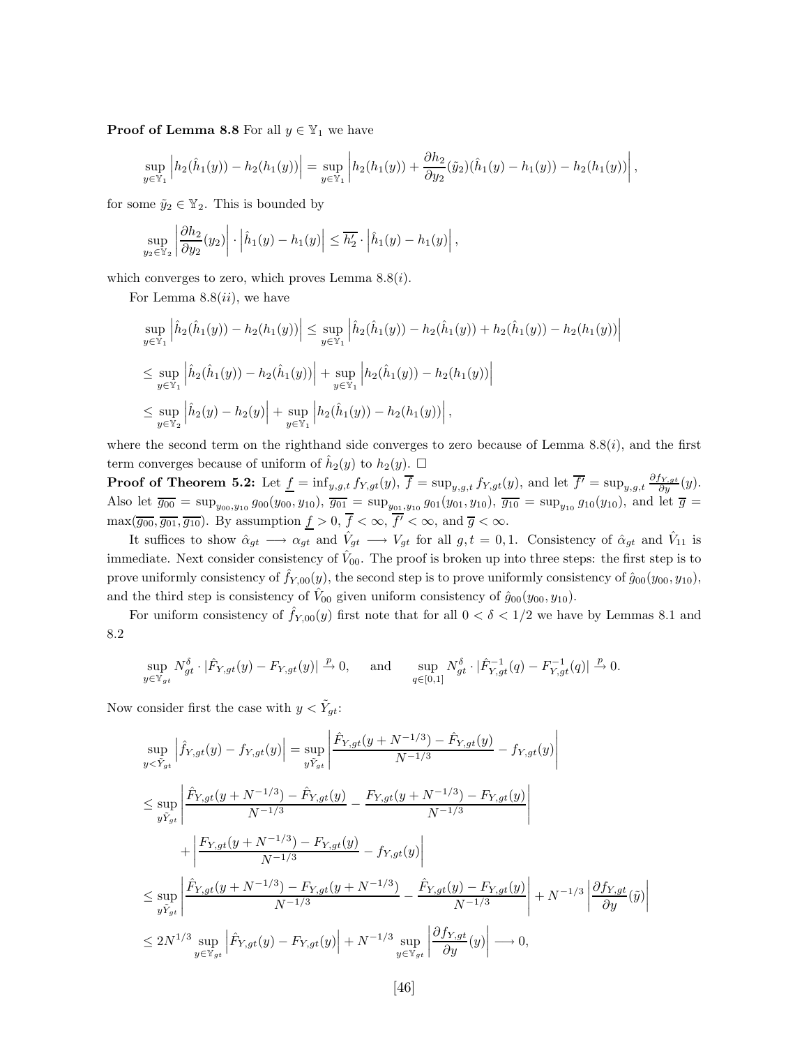**Proof of Lemma 8.8** For all $y \in \mathbb{Y}_1$ we have

$$\sup_{y\in\mathbb{Y}_1}\left|h_2(\hat{h}_1(y)) - h_2(h_1(y))\right| = \sup_{y\in\mathbb{Y}_1}\left|h_2(h_1(y)) + \frac{\partial h_2}{\partial y_2}(\tilde{y}_2)(\hat{h}_1(y) - h_1(y)) - h_2(h_1(y))\right|,$$

for some $\tilde{y}_2 \in \mathbb{Y}_2$. This is bounded by

$$\sup_{y_2\in\mathbb{Y}_2}\left|\frac{\partial h_2}{\partial y_2}(y_2)\right| \cdot \left|\hat{h}_1(y) - h_1(y)\right| \leq \overline{h_2'} \cdot \left|\hat{h}_1(y) - h_1(y)\right|,$$

which converges to zero, which proves Lemma 8.8($i$).

For Lemma 8.8($ii$), we have

$$\sup_{y\in\mathbb{Y}_1}\left|\hat{h}_2(\hat{h}_1(y)) - h_2(h_1(y))\right| \leq \sup_{y\in\mathbb{Y}_1}\left|\hat{h}_2(\hat{h}_1(y)) - h_2(\hat{h}_1(y)) + h_2(\hat{h}_1(y)) - h_2(h_1(y))\right|$$

$$\leq \sup_{y\in\mathbb{Y}_1}\left|\hat{h}_2(\hat{h}_1(y)) - h_2(\hat{h}_1(y))\right| + \sup_{y\in\mathbb{Y}_1}\left|h_2(\hat{h}_1(y)) - h_2(h_1(y))\right|$$

$$\leq \sup_{y\in\mathbb{Y}_2}\left|\hat{h}_2(y) - h_2(y)\right| + \sup_{y\in\mathbb{Y}_1}\left|h_2(\hat{h}_1(y)) - h_2(h_1(y))\right|,$$

where the second term on the righthand side converges to zero because of Lemma 8.8($i$), and the first term converges because of uniform of $\hat{h}_2(y)$ to $h_2(y)$. $\square$

**Proof of Theorem 5.2:** Let $\underline{f} = \inf_{y,g,t} f_{Y,gt}(y)$, $\overline{f} = \sup_{y,g,t} f_{Y,gt}(y)$, and let $\overline{f'} = \sup_{y,g,t} \frac{\partial f_{Y,gt}}{\partial y}(y)$. Also let $\overline{g_{00}} = \sup_{y_{00},y_{10}} g_{00}(y_{00}, y_{10})$, $\overline{g_{01}} = \sup_{y_{01},y_{10}} g_{01}(y_{01}, y_{10})$, $\overline{g_{10}} = \sup_{y_{10}} g_{10}(y_{10})$, and let $\overline{g} = \max(\overline{g_{00}}, \overline{g_{01}}, \overline{g_{10}})$. By assumption $\underline{f} > 0$, $\overline{f} < \infty$, $\overline{f'} < \infty$, and $\overline{g} < \infty$.

It suffices to show $\hat{\alpha}_{gt} \longrightarrow \alpha_{gt}$ and $\hat{V}_{gt} \longrightarrow V_{gt}$ for all $g,t = 0,1$. Consistency of $\hat{\alpha}_{gt}$ and $\hat{V}_{11}$ is immediate. Next consider consistency of $\hat{V}_{00}$. The proof is broken up into three steps: the first step is to prove uniformly consistency of $\hat{f}_{Y,00}(y)$, the second step is to prove uniformly consistency of $\hat{g}_{00}(y_{00}, y_{10})$, and the third step is consistency of $\hat{V}_{00}$ given uniform consistency of $\hat{g}_{00}(y_{00}, y_{10})$.

For uniform consistency of $\hat{f}_{Y,00}(y)$ first note that for all $0 < \delta < 1/2$ we have by Lemmas 8.1 and 8.2

$$\sup_{y\in\mathbb{Y}_{gt}} N_{gt}^{\delta} \cdot |\hat{F}_{Y,gt}(y) - F_{Y,gt}(y)| \xrightarrow{p} 0, \qquad \text{and} \qquad \sup_{q\in[0,1]} N_{gt}^{\delta} \cdot |\hat{F}^{-1}_{Y,gt}(q) - F^{-1}_{Y,gt}(q)| \xrightarrow{p} 0.$$

Now consider first the case with $y < \tilde{Y}_{gt}$:

$$\sup_{y<\tilde{Y}_{gt}}\left|\hat{f}_{Y,gt}(y) - f_{Y,gt}(y)\right| = \sup_{y\tilde{Y}_{gt}}\left|\frac{\hat{F}_{Y,gt}(y + N^{-1/3}) - \hat{F}_{Y,gt}(y)}{N^{-1/3}} - f_{Y,gt}(y)\right|$$

$$\leq \sup_{y\tilde{Y}_{gt}}\left|\frac{\hat{F}_{Y,gt}(y + N^{-1/3}) - \hat{F}_{Y,gt}(y)}{N^{-1/3}} - \frac{F_{Y,gt}(y + N^{-1/3}) - F_{Y,gt}(y)}{N^{-1/3}}\right|$$

$$+ \left|\frac{F_{Y,gt}(y + N^{-1/3}) - F_{Y,gt}(y)}{N^{-1/3}} - f_{Y,gt}(y)\right|$$

$$\leq \sup_{y\tilde{Y}_{gt}}\left|\frac{\hat{F}_{Y,gt}(y + N^{-1/3}) - F_{Y,gt}(y + N^{-1/3})}{N^{-1/3}} - \frac{\hat{F}_{Y,gt}(y) - F_{Y,gt}(y)}{N^{-1/3}}\right| + N^{-1/3}\left|\frac{\partial f_{Y,gt}}{\partial y}(\tilde{y})\right|$$

$$\leq 2N^{1/3}\sup_{y\in\mathbb{Y}_{gt}}\left|\hat{F}_{Y,gt}(y) - F_{Y,gt}(y)\right| + N^{-1/3}\sup_{y\in\mathbb{Y}_{gt}}\left|\frac{\partial f_{Y,gt}}{\partial y}(y)\right| \longrightarrow 0,$$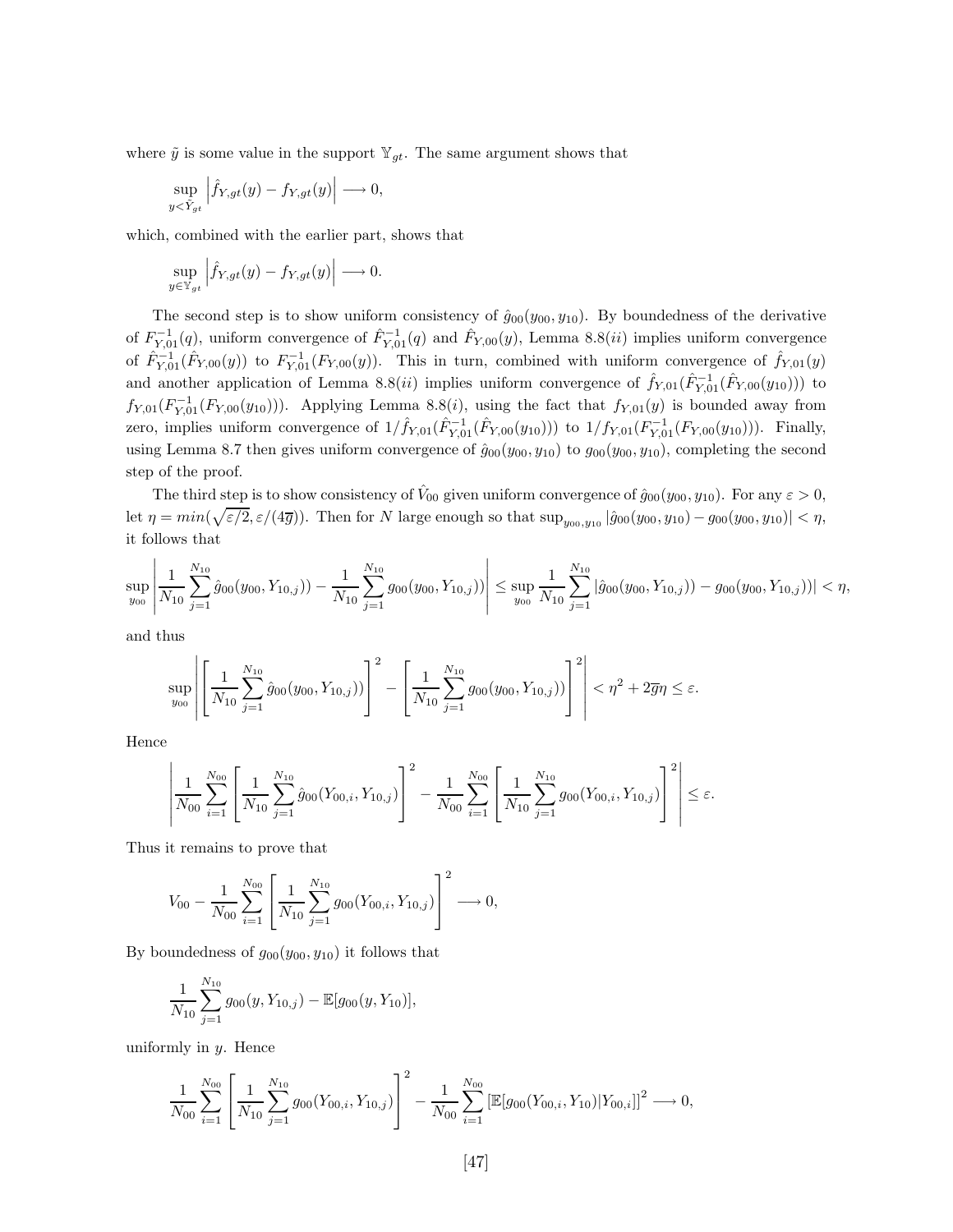where $\tilde{y}$ is some value in the support $\mathbb{Y}_{gt}$. The same argument shows that

$$\sup_{y<\tilde{Y}_{gt}} \left| \hat{f}_{Y,gt}(y) - f_{Y,gt}(y) \right| \longrightarrow 0,$$

which, combined with the earlier part, shows that

$$\sup_{y\in\mathbb{Y}_{gt}} \left| \hat{f}_{Y,gt}(y) - f_{Y,gt}(y) \right| \longrightarrow 0.$$

The second step is to show uniform consistency of $\hat{g}_{00}(y_{00}, y_{10})$. By boundedness of the derivative of $F^{-1}_{Y,01}(q)$, uniform convergence of $\hat{F}^{-1}_{Y,01}(q)$ and $\hat{F}_{Y,00}(y)$, Lemma 8.8$(ii)$ implies uniform convergence of $\hat{F}^{-1}_{Y,01}(\hat{F}_{Y,00}(y))$ to $F^{-1}_{Y,01}(F_{Y,00}(y))$. This in turn, combined with uniform convergence of $\hat{f}_{Y,01}(y)$ and another application of Lemma 8.8$(ii)$ implies uniform convergence of $\hat{f}_{Y,01}(\hat{F}^{-1}_{Y,01}(\hat{F}_{Y,00}(y_{10})))$ to $f_{Y,01}(F^{-1}_{Y,01}(F_{Y,00}(y_{10})))$. Applying Lemma 8.8$(i)$, using the fact that $f_{Y,01}(y)$ is bounded away from zero, implies uniform convergence of $1/\hat{f}_{Y,01}(\hat{F}^{-1}_{Y,01}(\hat{F}_{Y,00}(y_{10})))$ to $1/f_{Y,01}(F^{-1}_{Y,01}(F_{Y,00}(y_{10})))$. Finally, using Lemma 8.7 then gives uniform convergence of $\hat{g}_{00}(y_{00}, y_{10})$ to $g_{00}(y_{00}, y_{10})$, completing the second step of the proof.

The third step is to show consistency of $\hat{V}_{00}$ given uniform convergence of $\hat{g}_{00}(y_{00}, y_{10})$. For any $\varepsilon > 0$, let $\eta = min(\sqrt{\varepsilon/2}, \varepsilon/(4\overline{g}))$. Then for $N$ large enough so that $\sup_{y_{00},y_{10}} |\hat{g}_{00}(y_{00}, y_{10}) - g_{00}(y_{00}, y_{10})| < \eta$, it follows that

$$\sup_{y_{00}} \left| \frac{1}{N_{10}} \sum_{j=1}^{N_{10}} \hat{g}_{00}(y_{00}, Y_{10,j})) - \frac{1}{N_{10}} \sum_{j=1}^{N_{10}} g_{00}(y_{00}, Y_{10,j})) \right| \leq \sup_{y_{00}} \frac{1}{N_{10}} \sum_{j=1}^{N_{10}} |\hat{g}_{00}(y_{00}, Y_{10,j})) - g_{00}(y_{00}, Y_{10,j}))| < \eta,$$

and thus

$$\sup_{y_{00}} \left| \left[ \frac{1}{N_{10}} \sum_{j=1}^{N_{10}} \hat{g}_{00}(y_{00}, Y_{10,j})) \right]^2 - \left[ \frac{1}{N_{10}} \sum_{j=1}^{N_{10}} g_{00}(y_{00}, Y_{10,j})) \right]^2 \right| < \eta^2 + 2\overline{g}\eta \leq \varepsilon.$$

Hence

$$\left| \frac{1}{N_{00}} \sum_{i=1}^{N_{00}} \left[ \frac{1}{N_{10}} \sum_{j=1}^{N_{10}} \hat{g}_{00}(Y_{00,i}, Y_{10,j}) \right]^2 - \frac{1}{N_{00}} \sum_{i=1}^{N_{00}} \left[ \frac{1}{N_{10}} \sum_{j=1}^{N_{10}} g_{00}(Y_{00,i}, Y_{10,j}) \right]^2 \right| \leq \varepsilon.$$

Thus it remains to prove that

$$V_{00} - \frac{1}{N_{00}} \sum_{i=1}^{N_{00}} \left[ \frac{1}{N_{10}} \sum_{j=1}^{N_{10}} g_{00}(Y_{00,i}, Y_{10,j}) \right]^2 \longrightarrow 0,$$

By boundedness of $g_{00}(y_{00}, y_{10})$ it follows that

$$\frac{1}{N_{10}} \sum_{j=1}^{N_{10}} g_{00}(y, Y_{10,j}) - \mathbb{E}[g_{00}(y, Y_{10})],$$

uniformly in $y$. Hence

$$\frac{1}{N_{00}} \sum_{i=1}^{N_{00}} \left[ \frac{1}{N_{10}} \sum_{j=1}^{N_{10}} g_{00}(Y_{00,i}, Y_{10,j}) \right]^2 - \frac{1}{N_{00}} \sum_{i=1}^{N_{00}} \left[\mathbb{E}[g_{00}(Y_{00,i}, Y_{10}) | Y_{00,i}]\right]^2 \longrightarrow 0,$$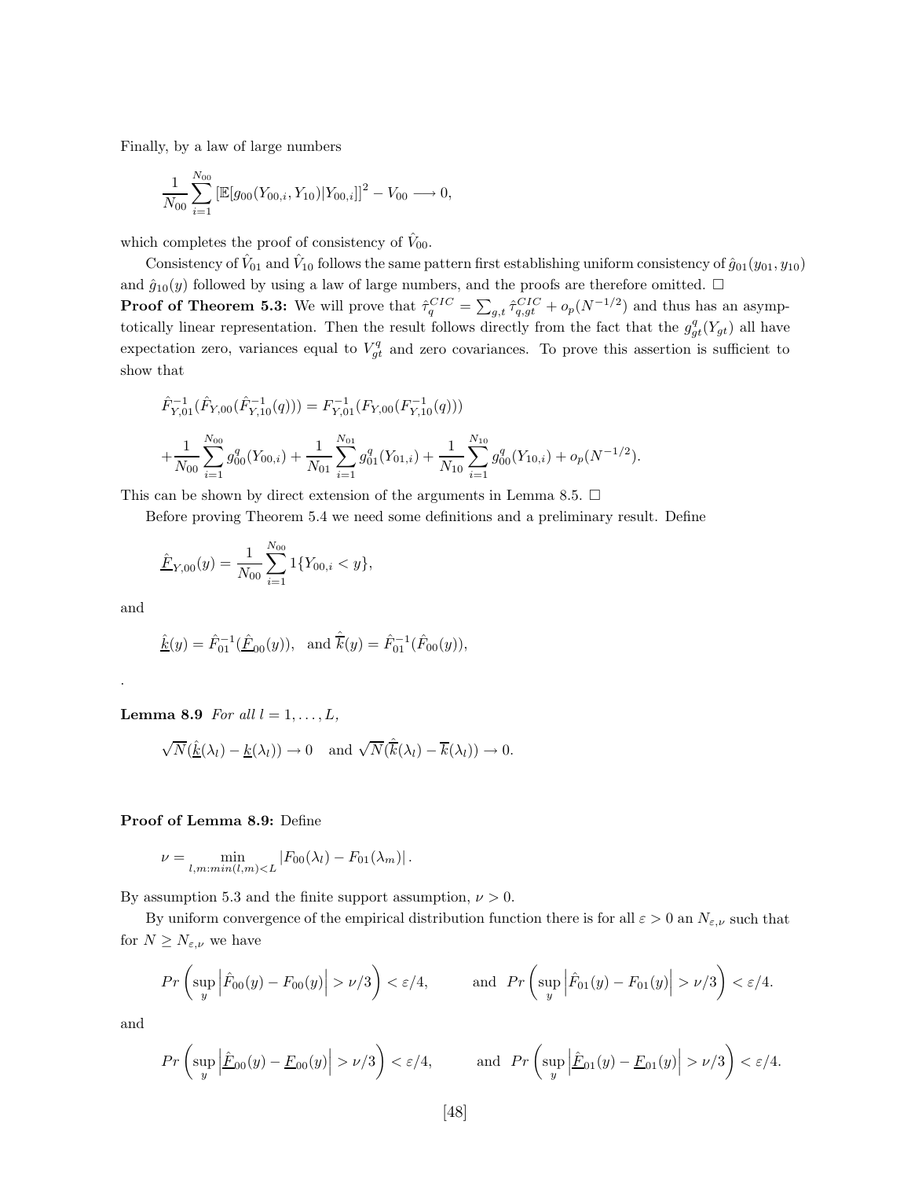Finally, by a law of large numbers

$$\frac{1}{N_{00}} \sum_{i=1}^{N_{00}} \left[\mathbb{E}[g_{00}(Y_{00,i}, Y_{10})|Y_{00,i}]\right]^2 - V_{00} \longrightarrow 0,$$

which completes the proof of consistency of $\hat{V}_{00}$.

Consistency of $\hat{V}_{01}$ and $\hat{V}_{10}$ follows the same pattern first establishing uniform consistency of $\hat{g}_{01}(y_{01}, y_{10})$ and $\hat{g}_{10}(y)$ followed by using a law of large numbers, and the proofs are therefore omitted. $\square$

**Proof of Theorem 5.3:** We will prove that $\hat{\tau}_q^{CIC} = \sum_{g,t} \hat{\tau}_{q,gt}^{CIC} + o_p(N^{-1/2})$ and thus has an asymptotically linear representation. Then the result follows directly from the fact that the $g_{gt}^q(Y_{gt})$ all have expectation zero, variances equal to $V_{gt}^q$ and zero covariances. To prove this assertion is sufficient to show that

$$\hat{F}_{Y,01}^{-1}(\hat{F}_{Y,00}(\hat{F}_{Y,10}^{-1}(q))) = F_{Y,01}^{-1}(F_{Y,00}(F_{Y,10}^{-1}(q)))$$

$$+\frac{1}{N_{00}} \sum_{i=1}^{N_{00}} g_{00}^q(Y_{00,i}) + \frac{1}{N_{01}} \sum_{i=1}^{N_{01}} g_{01}^q(Y_{01,i}) + \frac{1}{N_{10}} \sum_{i=1}^{N_{10}} g_{00}^q(Y_{10,i}) + o_p(N^{-1/2}).$$

This can be shown by direct extension of the arguments in Lemma 8.5. $\square$

Before proving Theorem 5.4 we need some definitions and a preliminary result. Define

$$\underline{\hat{F}}_{Y,00}(y) = \frac{1}{N_{00}} \sum_{i=1}^{N_{00}} 1\{Y_{00,i} < y\},$$

and

$$\underline{\hat{k}}(y) = \hat{F}_{01}^{-1}(\underline{\hat{F}}_{00}(y)), \quad \text{and } \hat{\overline{k}}(y) = \hat{F}_{01}^{-1}(\hat{F}_{00}(y)),$$

.

**Lemma 8.9** *For all $l = 1, \ldots, L$,*

$$\sqrt{N}(\underline{\hat{k}}(\lambda_l) - \underline{k}(\lambda_l)) \to 0 \quad \text{and } \sqrt{N}(\hat{\overline{k}}(\lambda_l) - \overline{k}(\lambda_l)) \to 0.$$

**Proof of Lemma 8.9:** Define

$$\nu = \min_{l,m:min(l,m)<L} \left| F_{00}(\lambda_l) - F_{01}(\lambda_m) \right|.$$

By assumption 5.3 and the finite support assumption, $\nu > 0$.

By uniform convergence of the empirical distribution function there is for all $\varepsilon > 0$ an $N_{\varepsilon,\nu}$ such that for $N \geq N_{\varepsilon,\nu}$ we have

$$Pr\left(\sup_y \left|\hat{F}_{00}(y) - F_{00}(y)\right| > \nu/3\right) < \varepsilon/4, \qquad \text{and } Pr\left(\sup_y \left|\hat{F}_{01}(y) - F_{01}(y)\right| > \nu/3\right) < \varepsilon/4.$$

and

$$Pr\left(\sup_y \left|\underline{\hat{F}}_{00}(y) - \underline{F}_{00}(y)\right| > \nu/3\right) < \varepsilon/4, \qquad \text{and } Pr\left(\sup_y \left|\underline{\hat{F}}_{01}(y) - \underline{F}_{01}(y)\right| > \nu/3\right) < \varepsilon/4.$$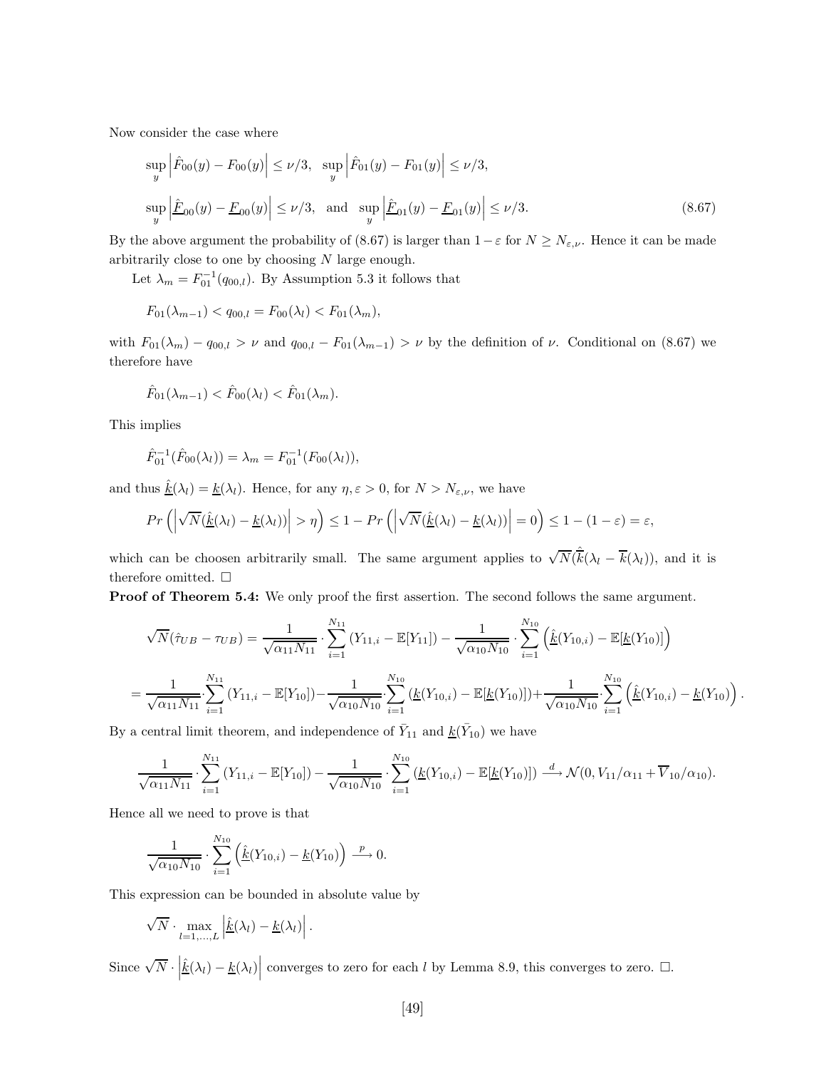Now consider the case where

$$\sup_y \left|\hat{F}_{00}(y) - F_{00}(y)\right| \leq \nu/3, \quad \sup_y \left|\hat{F}_{01}(y) - F_{01}(y)\right| \leq \nu/3,$$

$$\sup_y \left|\hat{\underline{F}}_{00}(y) - \underline{F}_{00}(y)\right| \leq \nu/3, \quad \text{and} \quad \sup_y \left|\hat{\underline{F}}_{01}(y) - \underline{F}_{01}(y)\right| \leq \nu/3. \tag{8.67}$$

By the above argument the probability of (8.67) is larger than $1-\varepsilon$ for $N \geq N_{\varepsilon,\nu}$. Hence it can be made arbitrarily close to one by choosing $N$ large enough.

Let $\lambda_m = F_{01}^{-1}(q_{00,l})$. By Assumption 5.3 it follows that

$$F_{01}(\lambda_{m-1}) < q_{00,l} = F_{00}(\lambda_l) < F_{01}(\lambda_m),$$

with $F_{01}(\lambda_m) - q_{00,l} > \nu$ and $q_{00,l} - F_{01}(\lambda_{m-1}) > \nu$ by the definition of $\nu$. Conditional on (8.67) we therefore have

$$\hat{F}_{01}(\lambda_{m-1}) < \hat{F}_{00}(\lambda_l) < \hat{F}_{01}(\lambda_m).$$

This implies

$$\hat{F}_{01}^{-1}(\hat{F}_{00}(\lambda_l)) = \lambda_m = F_{01}^{-1}(F_{00}(\lambda_l)),$$

and thus $\hat{\underline{k}}(\lambda_l) = \underline{k}(\lambda_l)$. Hence, for any $\eta, \varepsilon > 0$, for $N > N_{\varepsilon,\nu}$, we have

$$Pr\left(\left|\sqrt{N}(\hat{\underline{k}}(\lambda_l) - \underline{k}(\lambda_l))\right| > \eta\right) \leq 1 - Pr\left(\left|\sqrt{N}(\hat{\underline{k}}(\lambda_l) - \underline{k}(\lambda_l))\right| = 0\right) \leq 1 - (1-\varepsilon) = \varepsilon,$$

which can be choosen arbitrarily small. The same argument applies to $\sqrt{N}(\hat{\overline{k}}(\lambda_l - \overline{k}(\lambda_l))$, and it is therefore omitted. $\square$

**Proof of Theorem 5.4:** We only proof the first assertion. The second follows the same argument.

$$\sqrt{N}(\hat{\tau}_{UB} - \tau_{UB}) = \frac{1}{\sqrt{\alpha_{11}N_{11}}} \cdot \sum_{i=1}^{N_{11}} (Y_{11,i} - \mathbb{E}[Y_{11}]) - \frac{1}{\sqrt{\alpha_{10}N_{10}}} \cdot \sum_{i=1}^{N_{10}} \left(\hat{\underline{k}}(Y_{10,i}) - \mathbb{E}[\underline{k}(Y_{10})]\right)$$

$$= \frac{1}{\sqrt{\alpha_{11}N_{11}}} \cdot \sum_{i=1}^{N_{11}} (Y_{11,i} - \mathbb{E}[Y_{10}]) - \frac{1}{\sqrt{\alpha_{10}N_{10}}} \cdot \sum_{i=1}^{N_{10}} (\underline{k}(Y_{10,i}) - \mathbb{E}[\underline{k}(Y_{10})]) + \frac{1}{\sqrt{\alpha_{10}N_{10}}} \cdot \sum_{i=1}^{N_{10}} \left(\hat{\underline{k}}(Y_{10,i}) - \underline{k}(Y_{10})\right).$$

By a central limit theorem, and independence of $\bar{Y}_{11}$ and $\underline{k}(\bar{Y}_{10})$ we have

$$\frac{1}{\sqrt{\alpha_{11}N_{11}}} \cdot \sum_{i=1}^{N_{11}} (Y_{11,i} - \mathbb{E}[Y_{10}]) - \frac{1}{\sqrt{\alpha_{10}N_{10}}} \cdot \sum_{i=1}^{N_{10}} (\underline{k}(Y_{10,i}) - \mathbb{E}[\underline{k}(Y_{10})]) \xrightarrow{d} \mathcal{N}(0, V_{11}/\alpha_{11} + \overline{V}_{10}/\alpha_{10}).$$

Hence all we need to prove is that

$$\frac{1}{\sqrt{\alpha_{10}N_{10}}} \cdot \sum_{i=1}^{N_{10}} \left(\hat{\underline{k}}(Y_{10,i}) - \underline{k}(Y_{10})\right) \xrightarrow{p} 0.$$

This expression can be bounded in absolute value by

$$\sqrt{N} \cdot \max_{l=1,\ldots,L} \left|\hat{\underline{k}}(\lambda_l) - \underline{k}(\lambda_l)\right|.$$

Since $\sqrt{N} \cdot \left|\hat{\underline{k}}(\lambda_l) - \underline{k}(\lambda_l)\right|$ converges to zero for each $l$ by Lemma 8.9, this converges to zero. $\square$.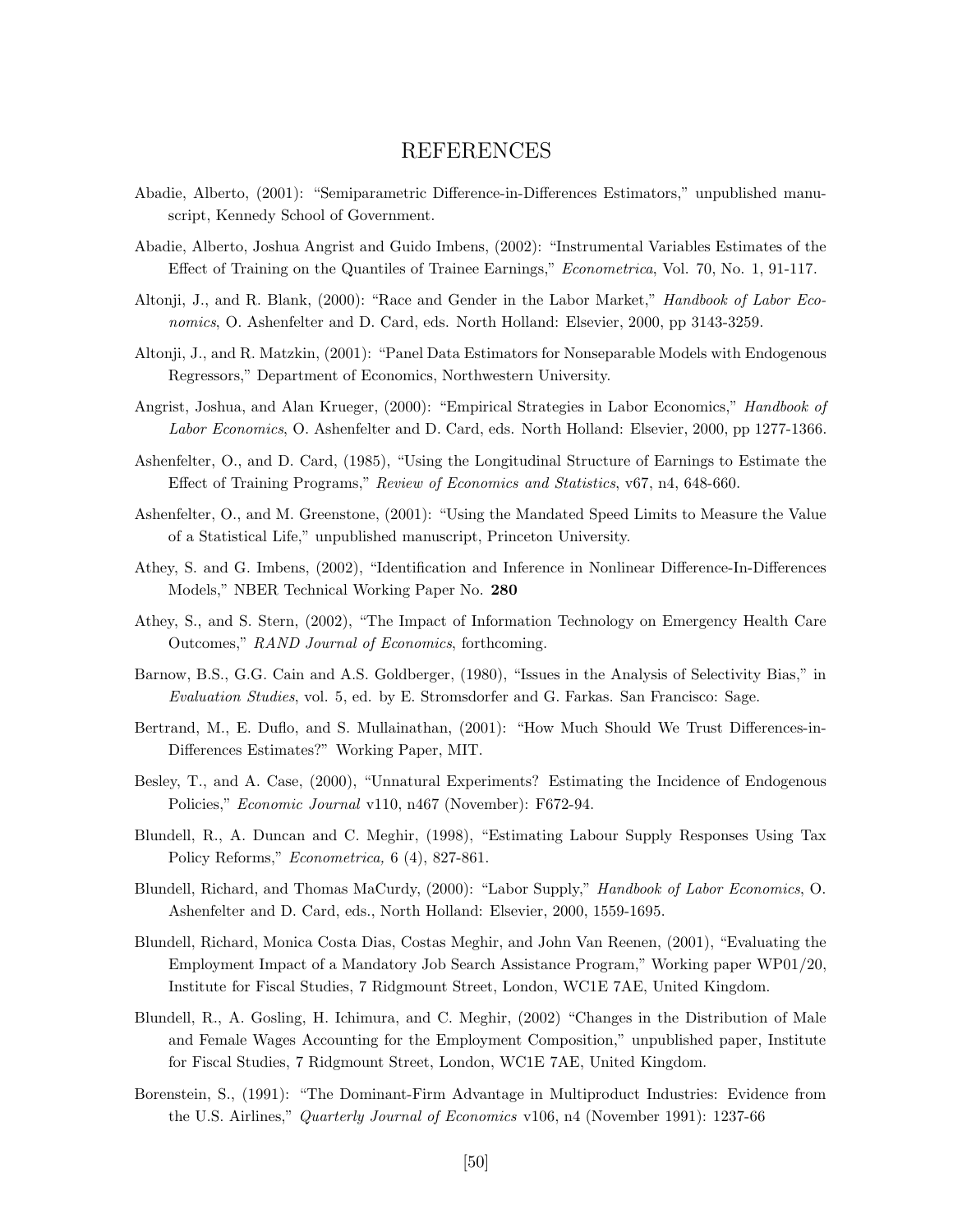# REFERENCES

Abadie, Alberto, (2001): "Semiparametric Difference-in-Differences Estimators," unpublished manuscript, Kennedy School of Government.

Abadie, Alberto, Joshua Angrist and Guido Imbens, (2002): "Instrumental Variables Estimates of the Effect of Training on the Quantiles of Trainee Earnings," *Econometrica*, Vol. 70, No. 1, 91-117.

Altonji, J., and R. Blank, (2000): "Race and Gender in the Labor Market," *Handbook of Labor Economics*, O. Ashenfelter and D. Card, eds. North Holland: Elsevier, 2000, pp 3143-3259.

Altonji, J., and R. Matzkin, (2001): "Panel Data Estimators for Nonseparable Models with Endogenous Regressors," Department of Economics, Northwestern University.

Angrist, Joshua, and Alan Krueger, (2000): "Empirical Strategies in Labor Economics," *Handbook of Labor Economics*, O. Ashenfelter and D. Card, eds. North Holland: Elsevier, 2000, pp 1277-1366.

Ashenfelter, O., and D. Card, (1985), "Using the Longitudinal Structure of Earnings to Estimate the Effect of Training Programs," *Review of Economics and Statistics*, v67, n4, 648-660.

Ashenfelter, O., and M. Greenstone, (2001): "Using the Mandated Speed Limits to Measure the Value of a Statistical Life," unpublished manuscript, Princeton University.

Athey, S. and G. Imbens, (2002), "Identification and Inference in Nonlinear Difference-In-Differences Models," NBER Technical Working Paper No. **280**

Athey, S., and S. Stern, (2002), "The Impact of Information Technology on Emergency Health Care Outcomes," *RAND Journal of Economics*, forthcoming.

Barnow, B.S., G.G. Cain and A.S. Goldberger, (1980), "Issues in the Analysis of Selectivity Bias," in *Evaluation Studies*, vol. 5, ed. by E. Stromsdorfer and G. Farkas. San Francisco: Sage.

Bertrand, M., E. Duflo, and S. Mullainathan, (2001): "How Much Should We Trust Differences-in-Differences Estimates?" Working Paper, MIT.

Besley, T., and A. Case, (2000), "Unnatural Experiments? Estimating the Incidence of Endogenous Policies," *Economic Journal* v110, n467 (November): F672-94.

Blundell, R., A. Duncan and C. Meghir, (1998), "Estimating Labour Supply Responses Using Tax Policy Reforms," *Econometrica,* 6 (4), 827-861.

Blundell, Richard, and Thomas MaCurdy, (2000): "Labor Supply," *Handbook of Labor Economics*, O. Ashenfelter and D. Card, eds., North Holland: Elsevier, 2000, 1559-1695.

Blundell, Richard, Monica Costa Dias, Costas Meghir, and John Van Reenen, (2001), "Evaluating the Employment Impact of a Mandatory Job Search Assistance Program," Working paper WP01/20, Institute for Fiscal Studies, 7 Ridgmount Street, London, WC1E 7AE, United Kingdom.

Blundell, R., A. Gosling, H. Ichimura, and C. Meghir, (2002) "Changes in the Distribution of Male and Female Wages Accounting for the Employment Composition," unpublished paper, Institute for Fiscal Studies, 7 Ridgmount Street, London, WC1E 7AE, United Kingdom.

Borenstein, S., (1991): "The Dominant-Firm Advantage in Multiproduct Industries: Evidence from the U.S. Airlines," *Quarterly Journal of Economics* v106, n4 (November 1991): 1237-66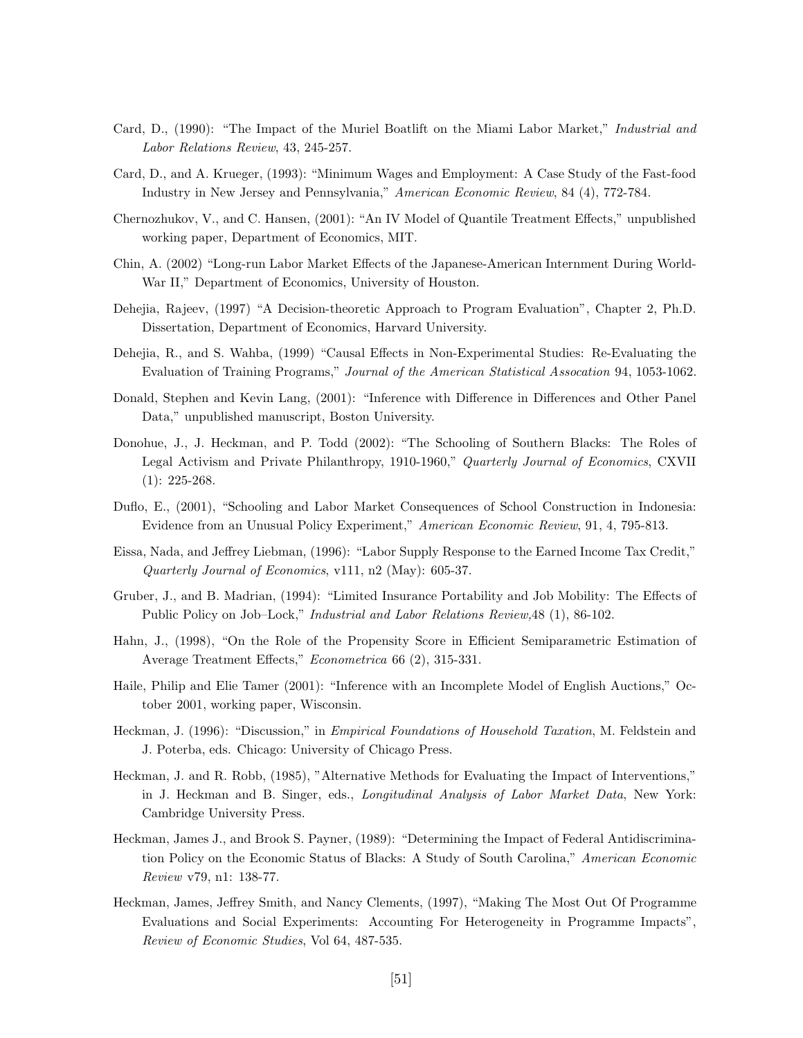Card, D., (1990): "The Impact of the Muriel Boatlift on the Miami Labor Market," *Industrial and Labor Relations Review*, 43, 245-257.

Card, D., and A. Krueger, (1993): "Minimum Wages and Employment: A Case Study of the Fast-food Industry in New Jersey and Pennsylvania," *American Economic Review*, 84 (4), 772-784.

Chernozhukov, V., and C. Hansen, (2001): "An IV Model of Quantile Treatment Effects," unpublished working paper, Department of Economics, MIT.

Chin, A. (2002) "Long-run Labor Market Effects of the Japanese-American Internment During World-War II," Department of Economics, University of Houston.

Dehejia, Rajeev, (1997) "A Decision-theoretic Approach to Program Evaluation", Chapter 2, Ph.D. Dissertation, Department of Economics, Harvard University.

Dehejia, R., and S. Wahba, (1999) "Causal Effects in Non-Experimental Studies: Re-Evaluating the Evaluation of Training Programs," *Journal of the American Statistical Assocation* 94, 1053-1062.

Donald, Stephen and Kevin Lang, (2001): "Inference with Difference in Differences and Other Panel Data," unpublished manuscript, Boston University.

Donohue, J., J. Heckman, and P. Todd (2002): "The Schooling of Southern Blacks: The Roles of Legal Activism and Private Philanthropy, 1910-1960," *Quarterly Journal of Economics*, CXVII (1): 225-268.

Duflo, E., (2001), "Schooling and Labor Market Consequences of School Construction in Indonesia: Evidence from an Unusual Policy Experiment," *American Economic Review*, 91, 4, 795-813.

Eissa, Nada, and Jeffrey Liebman, (1996): "Labor Supply Response to the Earned Income Tax Credit," *Quarterly Journal of Economics*, v111, n2 (May): 605-37.

Gruber, J., and B. Madrian, (1994): "Limited Insurance Portability and Job Mobility: The Effects of Public Policy on Job–Lock," *Industrial and Labor Relations Review*,48 (1), 86-102.

Hahn, J., (1998), "On the Role of the Propensity Score in Efficient Semiparametric Estimation of Average Treatment Effects," *Econometrica* 66 (2), 315-331.

Haile, Philip and Elie Tamer (2001): "Inference with an Incomplete Model of English Auctions," October 2001, working paper, Wisconsin.

Heckman, J. (1996): "Discussion," in *Empirical Foundations of Household Taxation*, M. Feldstein and J. Poterba, eds. Chicago: University of Chicago Press.

Heckman, J. and R. Robb, (1985), "Alternative Methods for Evaluating the Impact of Interventions," in J. Heckman and B. Singer, eds., *Longitudinal Analysis of Labor Market Data*, New York: Cambridge University Press.

Heckman, James J., and Brook S. Payner, (1989): "Determining the Impact of Federal Antidiscrimination Policy on the Economic Status of Blacks: A Study of South Carolina," *American Economic Review* v79, n1: 138-77.

Heckman, James, Jeffrey Smith, and Nancy Clements, (1997), "Making The Most Out Of Programme Evaluations and Social Experiments: Accounting For Heterogeneity in Programme Impacts", *Review of Economic Studies*, Vol 64, 487-535.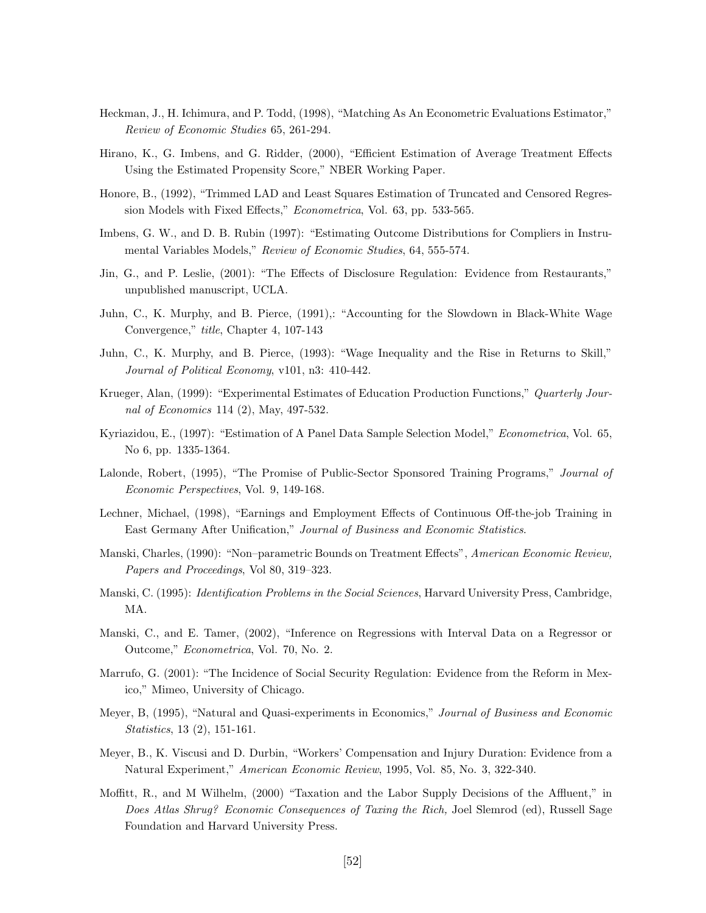Heckman, J., H. Ichimura, and P. Todd, (1998), "Matching As An Econometric Evaluations Estimator," *Review of Economic Studies* 65, 261-294.

Hirano, K., G. Imbens, and G. Ridder, (2000), "Efficient Estimation of Average Treatment Effects Using the Estimated Propensity Score," NBER Working Paper.

Honore, B., (1992), "Trimmed LAD and Least Squares Estimation of Truncated and Censored Regression Models with Fixed Effects," *Econometrica*, Vol. 63, pp. 533-565.

Imbens, G. W., and D. B. Rubin (1997): "Estimating Outcome Distributions for Compliers in Instrumental Variables Models," *Review of Economic Studies*, 64, 555-574.

Jin, G., and P. Leslie, (2001): "The Effects of Disclosure Regulation: Evidence from Restaurants," unpublished manuscript, UCLA.

Juhn, C., K. Murphy, and B. Pierce, (1991),: "Accounting for the Slowdown in Black-White Wage Convergence," *title*, Chapter 4, 107-143

Juhn, C., K. Murphy, and B. Pierce, (1993): "Wage Inequality and the Rise in Returns to Skill," *Journal of Political Economy*, v101, n3: 410-442.

Krueger, Alan, (1999): "Experimental Estimates of Education Production Functions," *Quarterly Journal of Economics* 114 (2), May, 497-532.

Kyriazidou, E., (1997): "Estimation of A Panel Data Sample Selection Model," *Econometrica*, Vol. 65, No 6, pp. 1335-1364.

Lalonde, Robert, (1995), "The Promise of Public-Sector Sponsored Training Programs," *Journal of Economic Perspectives*, Vol. 9, 149-168.

Lechner, Michael, (1998), "Earnings and Employment Effects of Continuous Off-the-job Training in East Germany After Unification," *Journal of Business and Economic Statistics*.

Manski, Charles, (1990): "Non–parametric Bounds on Treatment Effects", *American Economic Review, Papers and Proceedings*, Vol 80, 319–323.

Manski, C. (1995): *Identification Problems in the Social Sciences*, Harvard University Press, Cambridge, MA.

Manski, C., and E. Tamer, (2002), "Inference on Regressions with Interval Data on a Regressor or Outcome," *Econometrica*, Vol. 70, No. 2.

Marrufo, G. (2001): "The Incidence of Social Security Regulation: Evidence from the Reform in Mexico," Mimeo, University of Chicago.

Meyer, B, (1995), "Natural and Quasi-experiments in Economics," *Journal of Business and Economic Statistics*, 13 (2), 151-161.

Meyer, B., K. Viscusi and D. Durbin, "Workers' Compensation and Injury Duration: Evidence from a Natural Experiment," *American Economic Review*, 1995, Vol. 85, No. 3, 322-340.

Moffitt, R., and M Wilhelm, (2000) "Taxation and the Labor Supply Decisions of the Affluent," in *Does Atlas Shrug? Economic Consequences of Taxing the Rich,* Joel Slemrod (ed), Russell Sage Foundation and Harvard University Press.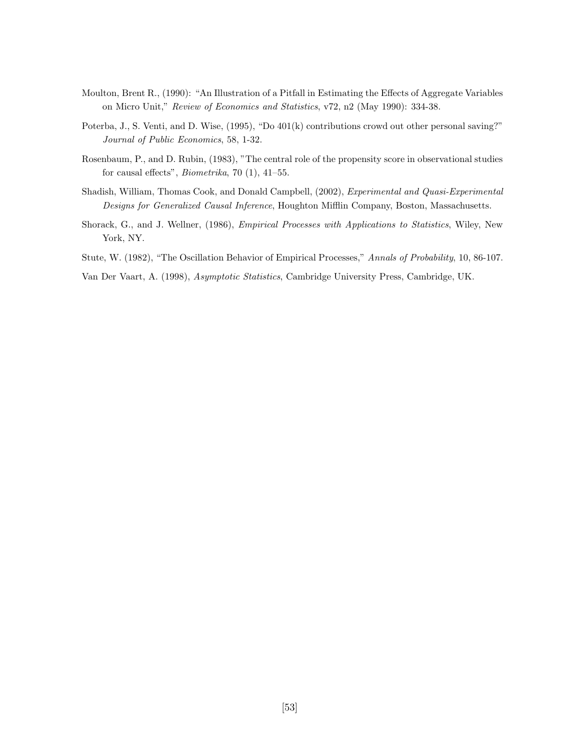Moulton, Brent R., (1990): "An Illustration of a Pitfall in Estimating the Effects of Aggregate Variables on Micro Unit," *Review of Economics and Statistics*, v72, n2 (May 1990): 334-38.

Poterba, J., S. Venti, and D. Wise, (1995), "Do 401(k) contributions crowd out other personal saving?" *Journal of Public Economics*, 58, 1-32.

Rosenbaum, P., and D. Rubin, (1983), "The central role of the propensity score in observational studies for causal effects", *Biometrika*, 70 (1), 41–55.

Shadish, William, Thomas Cook, and Donald Campbell, (2002), *Experimental and Quasi-Experimental Designs for Generalized Causal Inference*, Houghton Mifflin Company, Boston, Massachusetts.

Shorack, G., and J. Wellner, (1986), *Empirical Processes with Applications to Statistics*, Wiley, New York, NY.

Stute, W. (1982), "The Oscillation Behavior of Empirical Processes," *Annals of Probability*, 10, 86-107.

Van Der Vaart, A. (1998), *Asymptotic Statistics*, Cambridge University Press, Cambridge, UK.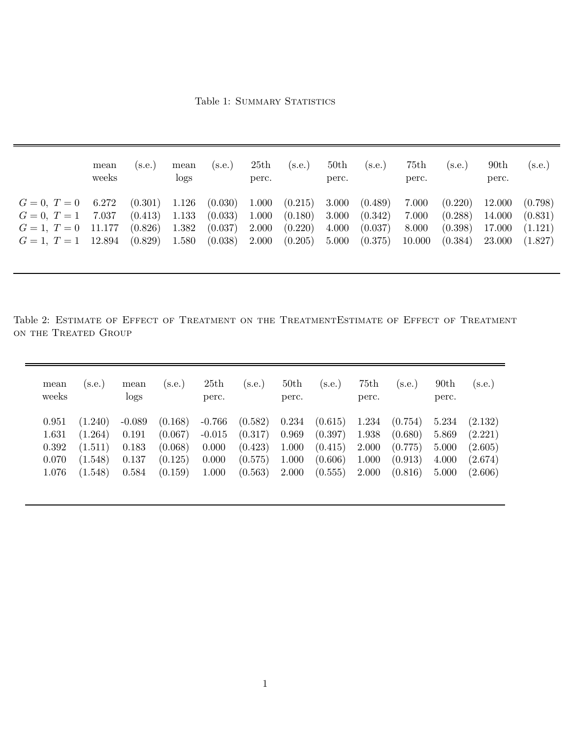Table 1: Summary Statistics

| | mean weeks | (s.e.) | mean logs | (s.e.) | 25th perc. | (s.e.) | 50th perc. | (s.e.) | 75th perc. | (s.e.) | 90th perc. | (s.e.) |
|---|---|---|---|---|---|---|---|---|---|---|---|---|
| $G=0,\ T=0$ | 6.272 | (0.301) | 1.126 | (0.030) | 1.000 | (0.215) | 3.000 | (0.489) | 7.000 | (0.220) | 12.000 | (0.798) |
| $G=0,\ T=1$ | 7.037 | (0.413) | 1.133 | (0.033) | 1.000 | (0.180) | 3.000 | (0.342) | 7.000 | (0.288) | 14.000 | (0.831) |
| $G=1,\ T=0$ | 11.177 | (0.826) | 1.382 | (0.037) | 2.000 | (0.220) | 4.000 | (0.037) | 8.000 | (0.398) | 17.000 | (1.121) |
| $G=1,\ T=1$ | 12.894 | (0.829) | 1.580 | (0.038) | 2.000 | (0.205) | 5.000 | (0.375) | 10.000 | (0.384) | 23.000 | (1.827) |

Table 2: Estimate of Effect of Treatment on the TreatmentEstimate of Effect of Treatment on the Treated Group

| mean weeks | (s.e.) | mean logs | (s.e.) | 25th perc. | (s.e.) | 50th perc. | (s.e.) | 75th perc. | (s.e.) | 90th perc. | (s.e.) |
|---|---|---|---|---|---|---|---|---|---|---|---|
| 0.951 | (1.240) | -0.089 | (0.168) | -0.766 | (0.582) | 0.234 | (0.615) | 1.234 | (0.754) | 5.234 | (2.132) |
| 1.631 | (1.264) | 0.191 | (0.067) | -0.015 | (0.317) | 0.969 | (0.397) | 1.938 | (0.680) | 5.869 | (2.221) |
| 0.392 | (1.511) | 0.183 | (0.068) | 0.000 | (0.423) | 1.000 | (0.415) | 2.000 | (0.775) | 5.000 | (2.605) |
| 0.070 | (1.548) | 0.137 | (0.125) | 0.000 | (0.575) | 1.000 | (0.606) | 1.000 | (0.913) | 4.000 | (2.674) |
| 1.076 | (1.548) | 0.584 | (0.159) | 1.000 | (0.563) | 2.000 | (0.555) | 2.000 | (0.816) | 5.000 | (2.606) |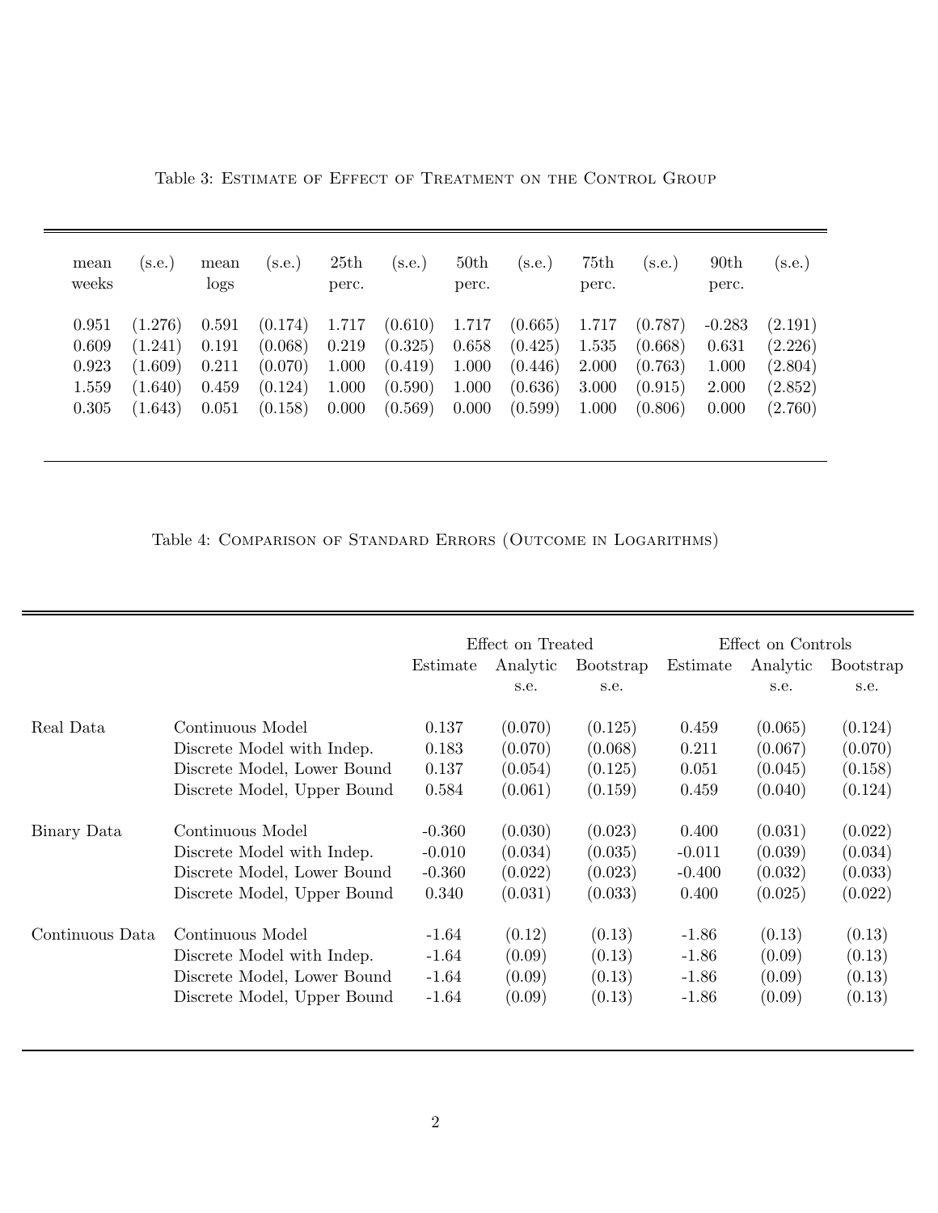Table 3: Estimate of Effect of Treatment on the Control Group

| mean weeks | (s.e.) | mean logs | (s.e.) | 25th perc. | (s.e.) | 50th perc. | (s.e.) | 75th perc. | (s.e.) | 90th perc. | (s.e.) |
|---|---|---|---|---|---|---|---|---|---|---|---|
| 0.951 | (1.276) | 0.591 | (0.174) | 1.717 | (0.610) | 1.717 | (0.665) | 1.717 | (0.787) | -0.283 | (2.191) |
| 0.609 | (1.241) | 0.191 | (0.068) | 0.219 | (0.325) | 0.658 | (0.425) | 1.535 | (0.668) | 0.631 | (2.226) |
| 0.923 | (1.609) | 0.211 | (0.070) | 1.000 | (0.419) | 1.000 | (0.446) | 2.000 | (0.763) | 1.000 | (2.804) |
| 1.559 | (1.640) | 0.459 | (0.124) | 1.000 | (0.590) | 1.000 | (0.636) | 3.000 | (0.915) | 2.000 | (2.852) |
| 0.305 | (1.643) | 0.051 | (0.158) | 0.000 | (0.569) | 0.000 | (0.599) | 1.000 | (0.806) | 0.000 | (2.760) |

Table 4: Comparison of Standard Errors (Outcome in Logarithms)

| | | Effect on Treated | | | Effect on Controls | | |
|---|---|---|---|---|---|---|---|
| | | Estimate | Analytic s.e. | Bootstrap s.e. | Estimate | Analytic s.e. | Bootstrap s.e. |
| Real Data | Continuous Model | 0.137 | (0.070) | (0.125) | 0.459 | (0.065) | (0.124) |
| | Discrete Model with Indep. | 0.183 | (0.070) | (0.068) | 0.211 | (0.067) | (0.070) |
| | Discrete Model, Lower Bound | 0.137 | (0.054) | (0.125) | 0.051 | (0.045) | (0.158) |
| | Discrete Model, Upper Bound | 0.584 | (0.061) | (0.159) | 0.459 | (0.040) | (0.124) |
| Binary Data | Continuous Model | -0.360 | (0.030) | (0.023) | 0.400 | (0.031) | (0.022) |
| | Discrete Model with Indep. | -0.010 | (0.034) | (0.035) | -0.011 | (0.039) | (0.034) |
| | Discrete Model, Lower Bound | -0.360 | (0.022) | (0.023) | -0.400 | (0.032) | (0.033) |
| | Discrete Model, Upper Bound | 0.340 | (0.031) | (0.033) | 0.400 | (0.025) | (0.022) |
| Continuous Data | Continuous Model | -1.64 | (0.12) | (0.13) | -1.86 | (0.13) | (0.13) |
| | Discrete Model with Indep. | -1.64 | (0.09) | (0.13) | -1.86 | (0.09) | (0.13) |
| | Discrete Model, Lower Bound | -1.64 | (0.09) | (0.13) | -1.86 | (0.09) | (0.13) |
| | Discrete Model, Upper Bound | -1.64 | (0.09) | (0.13) | -1.86 | (0.09) | (0.13) |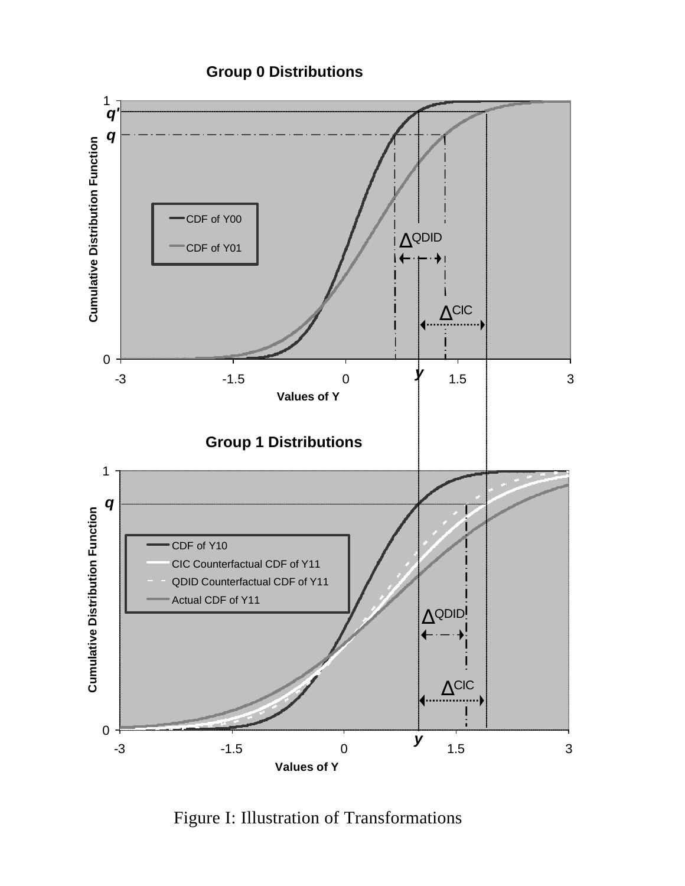Group 0 Distributions

1

q'

q

Cumulative Distribution Function

CDF of Y00

CDF of Y01

ΔQDID

ΔCIC

0

-3 -1.5 0 y 1.5 3

Values of Y

Group 1 Distributions

1

q

Cumulative Distribution Function

CDF of Y10

CIC Counterfactual CDF of Y11

QDID Counterfactual CDF of Y11

Actual CDF of Y11

ΔQDID

ΔCIC

0

-3 -1.5 0 y 1.5 3

Values of Y

Figure I: Illustration of Transformations